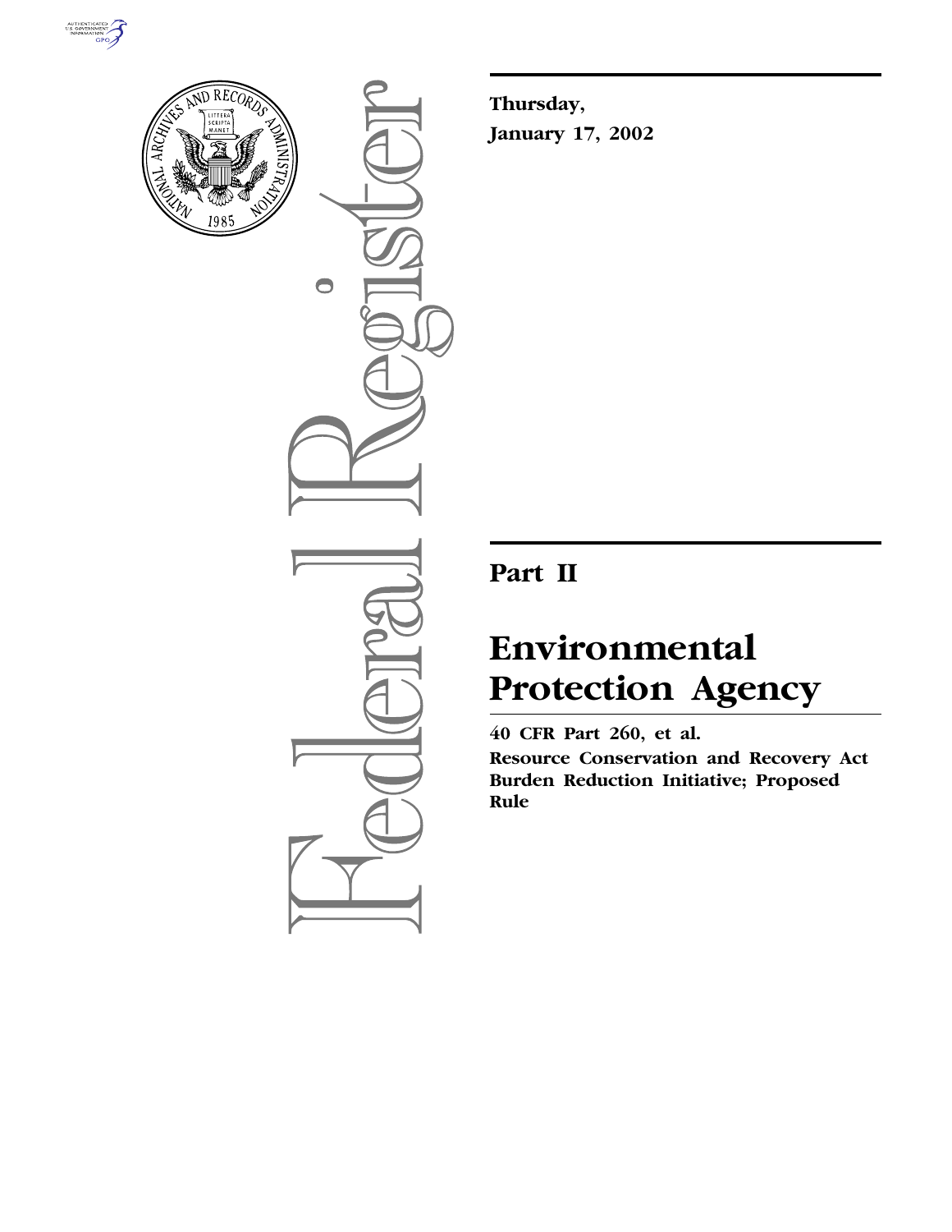**Thursday,**

**January 17, 2002**

# Part II

# Environmental Protection Agency

**40 CFR Part 260, et al.**

**Resource Conservation and Recovery Act Burden Reduction Initiative; Proposed Rule**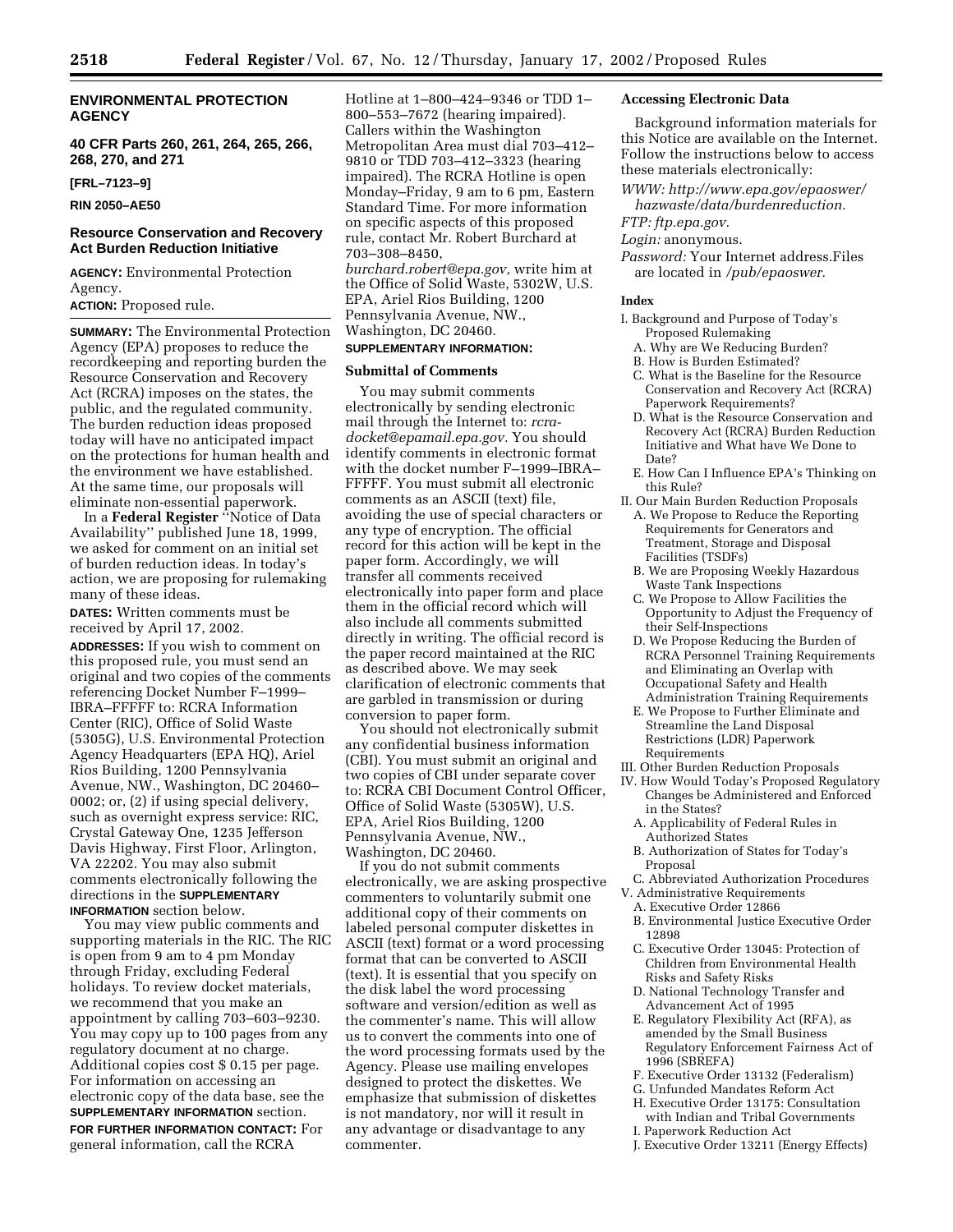## ENVIRONMENTAL PROTECTION AGENCY

**40 CFR Parts 260, 261, 264, 265, 266, 268, 270, and 271**

**[FRL–7123–9]**

**RIN 2050–AE50**

### Resource Conservation and Recovery Act Burden Reduction Initiative

**AGENCY:** Environmental Protection Agency.

**ACTION:** Proposed rule.

**SUMMARY:** The Environmental Protection Agency (EPA) proposes to reduce the recordkeeping and reporting burden the Resource Conservation and Recovery Act (RCRA) imposes on the states, the public, and the regulated community. The burden reduction ideas proposed today will have no anticipated impact on the protections for human health and the environment we have established. At the same time, our proposals will eliminate non-essential paperwork.

In a **Federal Register** ''Notice of Data Availability'' published June 18, 1999, we asked for comment on an initial set of burden reduction ideas. In today's action, we are proposing for rulemaking many of these ideas.

**DATES:** Written comments must be received by April 17, 2002.

**ADDRESSES:** If you wish to comment on this proposed rule, you must send an original and two copies of the comments referencing Docket Number F–1999–IBRA–FFFFF to: RCRA Information Center (RIC), Office of Solid Waste (5305G), U.S. Environmental Protection Agency Headquarters (EPA HQ), Ariel Rios Building, 1200 Pennsylvania Avenue, NW., Washington, DC 20460–0002; or, (2) if using special delivery, such as overnight express service: RIC, Crystal Gateway One, 1235 Jefferson Davis Highway, First Floor, Arlington, VA 22202. You may also submit comments electronically following the directions in the **SUPPLEMENTARY INFORMATION** section below.

You may view public comments and supporting materials in the RIC. The RIC is open from 9 am to 4 pm Monday through Friday, excluding Federal holidays. To review docket materials, we recommend that you make an appointment by calling 703–603–9230. You may copy up to 100 pages from any regulatory document at no charge. Additional copies cost $ 0.15 per page. For information on accessing an electronic copy of the data base, see the **SUPPLEMENTARY INFORMATION** section.

**FOR FURTHER INFORMATION CONTACT:** For general information, call the RCRA Hotline at 1–800–424–9346 or TDD 1–800–553–7672 (hearing impaired). Callers within the Washington Metropolitan Area must dial 703–412–9810 or TDD 703–412–3323 (hearing impaired). The RCRA Hotline is open Monday–Friday, 9 am to 6 pm, Eastern Standard Time. For more information on specific aspects of this proposed rule, contact Mr. Robert Burchard at 703–308–8450, *burchard.robert@epa.gov,* write him at the Office of Solid Waste, 5302W, U.S. EPA, Ariel Rios Building, 1200 Pennsylvania Avenue, NW., Washington, DC 20460.

**SUPPLEMENTARY INFORMATION:**

#### Submittal of Comments

You may submit comments electronically by sending electronic mail through the Internet to: *rcra-docket@epamail.epa.gov.* You should identify comments in electronic format with the docket number F–1999–IBRA–FFFFF. You must submit all electronic comments as an ASCII (text) file, avoiding the use of special characters or any type of encryption. The official record for this action will be kept in the paper form. Accordingly, we will transfer all comments received electronically into paper form and place them in the official record which will also include all comments submitted directly in writing. The official record is the paper record maintained at the RIC as described above. We may seek clarification of electronic comments that are garbled in transmission or during conversion to paper form.

You should not electronically submit any confidential business information (CBI). You must submit an original and two copies of CBI under separate cover to: RCRA CBI Document Control Officer, Office of Solid Waste (5305W), U.S. EPA, Ariel Rios Building, 1200 Pennsylvania Avenue, NW., Washington, DC 20460.

If you do not submit comments electronically, we are asking prospective commenters to voluntarily submit one additional copy of their comments on labeled personal computer diskettes in ASCII (text) format or a word processing format that can be converted to ASCII (text). It is essential that you specify on the disk label the word processing software and version/edition as well as the commenter's name. This will allow us to convert the comments into one of the word processing formats used by the Agency. Please use mailing envelopes designed to protect the diskettes. We emphasize that submission of diskettes is not mandatory, nor will it result in any advantage or disadvantage to any commenter.

#### Accessing Electronic Data

Background information materials for this Notice are available on the Internet. Follow the instructions below to access these materials electronically:

*WWW: http://www.epa.gov/epaoswer/hazwaste/data/burdenreduction.*

*FTP: ftp.epa.gov.*

*Login:* anonymous.

*Password:* Your Internet address.Files are located in */pub/epaoswer.*

#### Index

- I. Background and Purpose of Today's Proposed Rulemaking
  - A. Why are We Reducing Burden?
  - B. How is Burden Estimated?
  - C. What is the Baseline for the Resource Conservation and Recovery Act (RCRA) Paperwork Requirements?
  - D. What is the Resource Conservation and Recovery Act (RCRA) Burden Reduction Initiative and What have We Done to Date?
  - E. How Can I Influence EPA's Thinking on this Rule?
- II. Our Main Burden Reduction Proposals
  - A. We Propose to Reduce the Reporting Requirements for Generators and Treatment, Storage and Disposal Facilities (TSDFs)
  - B. We are Proposing Weekly Hazardous Waste Tank Inspections
  - C. We Propose to Allow Facilities the Opportunity to Adjust the Frequency of their Self-Inspections
  - D. We Propose Reducing the Burden of RCRA Personnel Training Requirements and Eliminating an Overlap with Occupational Safety and Health Administration Training Requirements
  - E. We Propose to Further Eliminate and Streamline the Land Disposal Restrictions (LDR) Paperwork Requirements
- III. Other Burden Reduction Proposals
- IV. How Would Today's Proposed Regulatory Changes be Administered and Enforced in the States?
  - A. Applicability of Federal Rules in Authorized States
  - B. Authorization of States for Today's Proposal
  - C. Abbreviated Authorization Procedures
- V. Administrative Requirements
  - A. Executive Order 12866
  - B. Environmental Justice Executive Order 12898
  - C. Executive Order 13045: Protection of Children from Environmental Health Risks and Safety Risks
  - D. National Technology Transfer and Advancement Act of 1995
  - E. Regulatory Flexibility Act (RFA), as amended by the Small Business Regulatory Enforcement Fairness Act of 1996 (SBREFA)
  - F. Executive Order 13132 (Federalism)
  - G. Unfunded Mandates Reform Act
  - H. Executive Order 13175: Consultation with Indian and Tribal Governments
  - I. Paperwork Reduction Act
  - J. Executive Order 13211 (Energy Effects)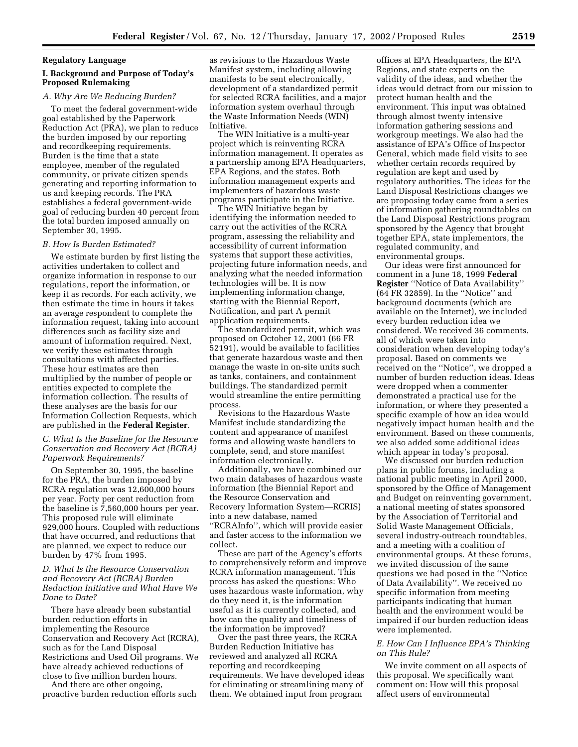## Regulatory Language

## I. Background and Purpose of Today's Proposed Rulemaking

### *A. Why Are We Reducing Burden?*

To meet the federal government-wide goal established by the Paperwork Reduction Act (PRA), we plan to reduce the burden imposed by our reporting and recordkeeping requirements. Burden is the time that a state employee, member of the regulated community, or private citizen spends generating and reporting information to us and keeping records. The PRA establishes a federal government-wide goal of reducing burden 40 percent from the total burden imposed annually on September 30, 1995.

### *B. How Is Burden Estimated?*

We estimate burden by first listing the activities undertaken to collect and organize information in response to our regulations, report the information, or keep it as records. For each activity, we then estimate the time in hours it takes an average respondent to complete the information request, taking into account differences such as facility size and amount of information required. Next, we verify these estimates through consultations with affected parties. These hour estimates are then multiplied by the number of people or entities expected to complete the information collection. The results of these analyses are the basis for our Information Collection Requests, which are published in the **Federal Register**.

### *C. What Is the Baseline for the Resource Conservation and Recovery Act (RCRA) Paperwork Requirements?*

On September 30, 1995, the baseline for the PRA, the burden imposed by RCRA regulation was 12,600,000 hours per year. Forty per cent reduction from the baseline is 7,560,000 hours per year. This proposed rule will eliminate 929,000 hours. Coupled with reductions that have occurred, and reductions that are planned, we expect to reduce our burden by 47% from 1995.

### *D. What Is the Resource Conservation and Recovery Act (RCRA) Burden Reduction Initiative and What Have We Done to Date?*

There have already been substantial burden reduction efforts in implementing the Resource Conservation and Recovery Act (RCRA), such as for the Land Disposal Restrictions and Used Oil programs. We have already achieved reductions of close to five million burden hours.

And there are other ongoing, proactive burden reduction efforts such as revisions to the Hazardous Waste Manifest system, including allowing manifests to be sent electronically, development of a standardized permit for selected RCRA facilities, and a major information system overhaul through the Waste Information Needs (WIN) Initiative.

The WIN Initiative is a multi-year project which is reinventing RCRA information management. It operates as a partnership among EPA Headquarters, EPA Regions, and the states. Both information management experts and implementers of hazardous waste programs participate in the Initiative.

The WIN Initiative began by identifying the information needed to carry out the activities of the RCRA program, assessing the reliability and accessibility of current information systems that support these activities, projecting future information needs, and analyzing what the needed information technologies will be. It is now implementing information change, starting with the Biennial Report, Notification, and part A permit application requirements.

The standardized permit, which was proposed on October 12, 2001 (66 FR 52191), would be available to facilities that generate hazardous waste and then manage the waste in on-site units such as tanks, containers, and containment buildings. The standardized permit would streamline the entire permitting process.

Revisions to the Hazardous Waste Manifest include standardizing the content and appearance of manifest forms and allowing waste handlers to complete, send, and store manifest information electronically.

Additionally, we have combined our two main databases of hazardous waste information (the Biennial Report and the Resource Conservation and Recovery Information System—RCRIS) into a new database, named ''RCRAInfo'', which will provide easier and faster access to the information we collect.

These are part of the Agency's efforts to comprehensively reform and improve RCRA information management. This process has asked the questions: Who uses hazardous waste information, why do they need it, is the information useful as it is currently collected, and how can the quality and timeliness of the information be improved?

Over the past three years, the RCRA Burden Reduction Initiative has reviewed and analyzed all RCRA reporting and recordkeeping requirements. We have developed ideas for eliminating or streamlining many of them. We obtained input from program offices at EPA Headquarters, the EPA Regions, and state experts on the validity of the ideas, and whether the ideas would detract from our mission to protect human health and the environment. This input was obtained through almost twenty intensive information gathering sessions and workgroup meetings. We also had the assistance of EPA's Office of Inspector General, which made field visits to see whether certain records required by regulation are kept and used by regulatory authorities. The ideas for the Land Disposal Restrictions changes we are proposing today came from a series of information gathering roundtables on the Land Disposal Restrictions program sponsored by the Agency that brought together EPA, state implementors, the regulated community, and environmental groups.

Our ideas were first announced for comment in a June 18, 1999 **Federal Register** ''Notice of Data Availability'' (64 FR 32859). In the ''Notice'' and background documents (which are available on the Internet), we included every burden reduction idea we considered. We received 36 comments, all of which were taken into consideration when developing today's proposal. Based on comments we received on the ''Notice'', we dropped a number of burden reduction ideas. Ideas were dropped when a commenter demonstrated a practical use for the information, or where they presented a specific example of how an idea would negatively impact human health and the environment. Based on these comments, we also added some additional ideas which appear in today's proposal.

We discussed our burden reduction plans in public forums, including a national public meeting in April 2000, sponsored by the Office of Management and Budget on reinventing government, a national meeting of states sponsored by the Association of Territorial and Solid Waste Management Officials, several industry-outreach roundtables, and a meeting with a coalition of environmental groups. At these forums, we invited discussion of the same questions we had posed in the ''Notice of Data Availability''. We received no specific information from meeting participants indicating that human health and the environment would be impaired if our burden reduction ideas were implemented.

### *E. How Can I Influence EPA's Thinking on This Rule?*

We invite comment on all aspects of this proposal. We specifically want comment on: How will this proposal affect users of environmental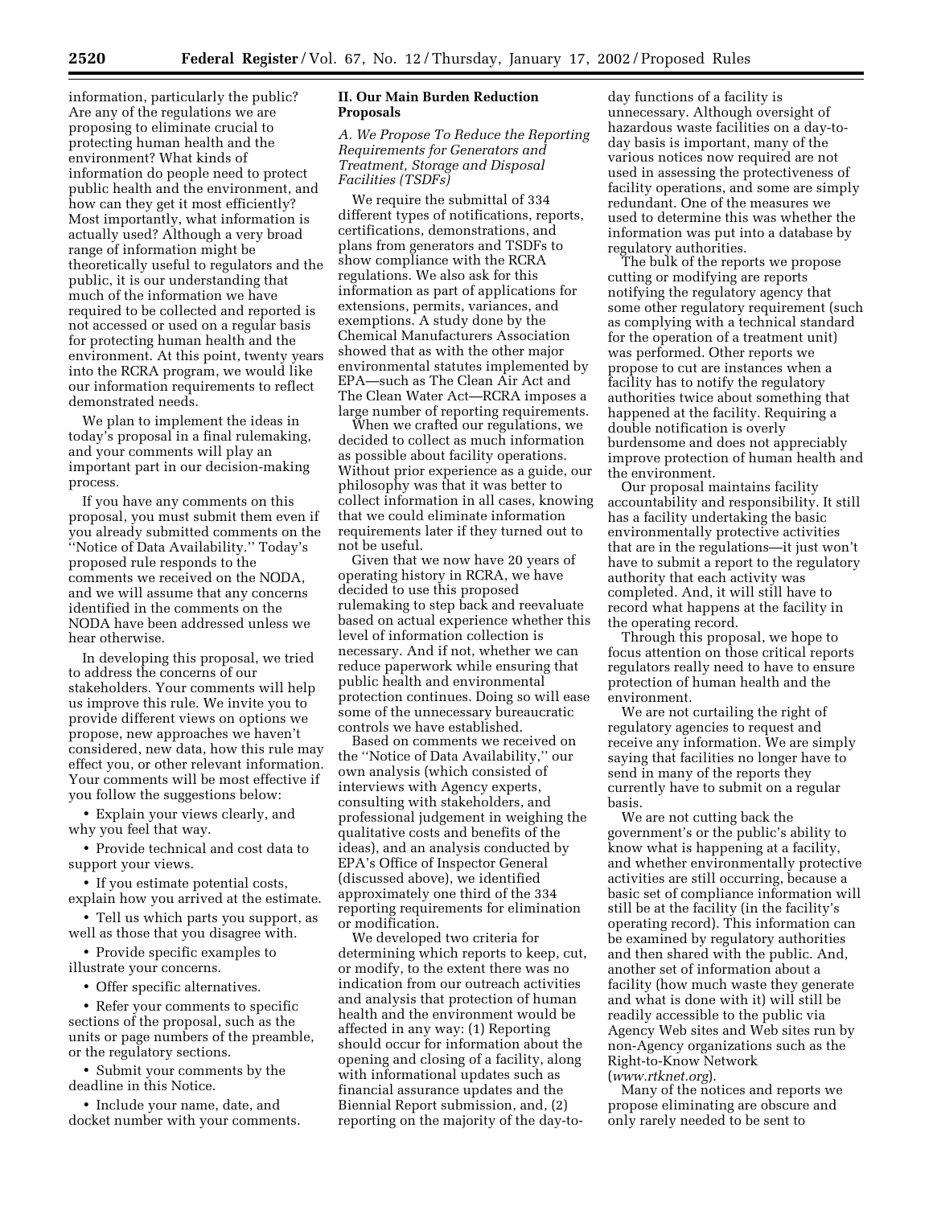information, particularly the public? Are any of the regulations we are proposing to eliminate crucial to protecting human health and the environment? What kinds of information do people need to protect public health and the environment, and how can they get it most efficiently? Most importantly, what information is actually used? Although a very broad range of information might be theoretically useful to regulators and the public, it is our understanding that much of the information we have required to be collected and reported is not accessed or used on a regular basis for protecting human health and the environment. At this point, twenty years into the RCRA program, we would like our information requirements to reflect demonstrated needs.

We plan to implement the ideas in today's proposal in a final rulemaking, and your comments will play an important part in our decision-making process.

If you have any comments on this proposal, you must submit them even if you already submitted comments on the ''Notice of Data Availability.'' Today's proposed rule responds to the comments we received on the NODA, and we will assume that any concerns identified in the comments on the NODA have been addressed unless we hear otherwise.

In developing this proposal, we tried to address the concerns of our stakeholders. Your comments will help us improve this rule. We invite you to provide different views on options we propose, new approaches we haven't considered, new data, how this rule may effect you, or other relevant information. Your comments will be most effective if you follow the suggestions below:

- Explain your views clearly, and why you feel that way.
- Provide technical and cost data to support your views.
- If you estimate potential costs, explain how you arrived at the estimate.
- Tell us which parts you support, as well as those that you disagree with.
- Provide specific examples to illustrate your concerns.
- Offer specific alternatives.
- Refer your comments to specific sections of the proposal, such as the units or page numbers of the preamble, or the regulatory sections.
- Submit your comments by the deadline in this Notice.
- Include your name, date, and docket number with your comments.

## II. Our Main Burden Reduction Proposals

### *A. We Propose To Reduce the Reporting Requirements for Generators and Treatment, Storage and Disposal Facilities (TSDFs)*

We require the submittal of 334 different types of notifications, reports, certifications, demonstrations, and plans from generators and TSDFs to show compliance with the RCRA regulations. We also ask for this information as part of applications for extensions, permits, variances, and exemptions. A study done by the Chemical Manufacturers Association showed that as with the other major environmental statutes implemented by EPA—such as The Clean Air Act and The Clean Water Act—RCRA imposes a large number of reporting requirements.

When we crafted our regulations, we decided to collect as much information as possible about facility operations. Without prior experience as a guide, our philosophy was that it was better to collect information in all cases, knowing that we could eliminate information requirements later if they turned out to not be useful.

Given that we now have 20 years of operating history in RCRA, we have decided to use this proposed rulemaking to step back and reevaluate based on actual experience whether this level of information collection is necessary. And if not, whether we can reduce paperwork while ensuring that public health and environmental protection continues. Doing so will ease some of the unnecessary bureaucratic controls we have established.

Based on comments we received on the ''Notice of Data Availability,'' our own analysis (which consisted of interviews with Agency experts, consulting with stakeholders, and professional judgement in weighing the qualitative costs and benefits of the ideas), and an analysis conducted by EPA's Office of Inspector General (discussed above), we identified approximately one third of the 334 reporting requirements for elimination or modification.

We developed two criteria for determining which reports to keep, cut, or modify, to the extent there was no indication from our outreach activities and analysis that protection of human health and the environment would be affected in any way: (1) Reporting should occur for information about the opening and closing of a facility, along with informational updates such as financial assurance updates and the Biennial Report submission, and, (2) reporting on the majority of the day-to-day functions of a facility is unnecessary. Although oversight of hazardous waste facilities on a day-to-day basis is important, many of the various notices now required are not used in assessing the protectiveness of facility operations, and some are simply redundant. One of the measures we used to determine this was whether the information was put into a database by regulatory authorities.

The bulk of the reports we propose cutting or modifying are reports notifying the regulatory agency that some other regulatory requirement (such as complying with a technical standard for the operation of a treatment unit) was performed. Other reports we propose to cut are instances when a facility has to notify the regulatory authorities twice about something that happened at the facility. Requiring a double notification is overly burdensome and does not appreciably improve protection of human health and the environment.

Our proposal maintains facility accountability and responsibility. It still has a facility undertaking the basic environmentally protective activities that are in the regulations—it just won't have to submit a report to the regulatory authority that each activity was completed. And, it will still have to record what happens at the facility in the operating record.

Through this proposal, we hope to focus attention on those critical reports regulators really need to have to ensure protection of human health and the environment.

We are not curtailing the right of regulatory agencies to request and receive any information. We are simply saying that facilities no longer have to send in many of the reports they currently have to submit on a regular basis.

We are not cutting back the government's or the public's ability to know what is happening at a facility, and whether environmentally protective activities are still occurring, because a basic set of compliance information will still be at the facility (in the facility's operating record). This information can be examined by regulatory authorities and then shared with the public. And, another set of information about a facility (how much waste they generate and what is done with it) will still be readily accessible to the public via Agency Web sites and Web sites run by non-Agency organizations such as the Right-to-Know Network (*www.rtknet.org*).

Many of the notices and reports we propose eliminating are obscure and only rarely needed to be sent to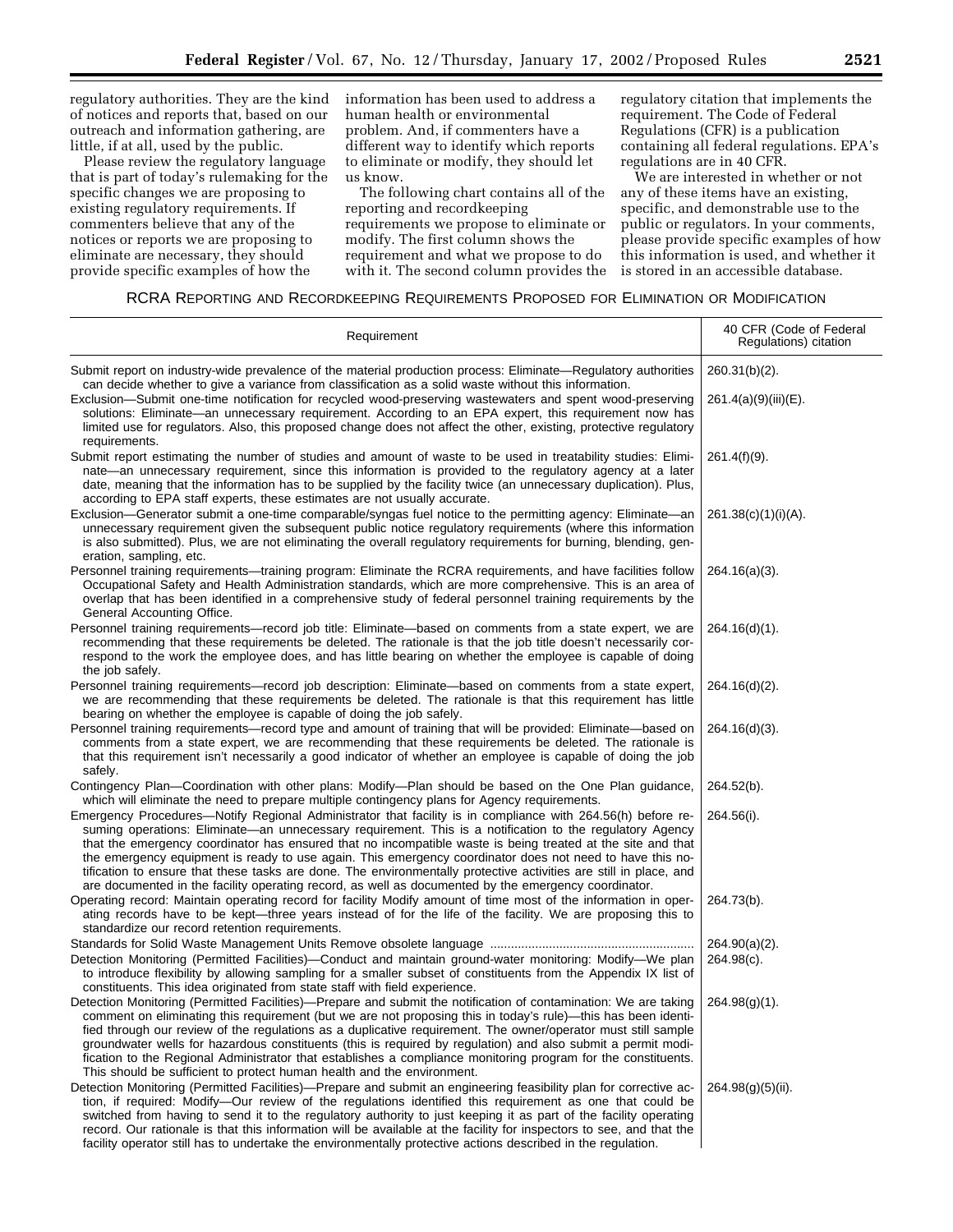regulatory authorities. They are the kind of notices and reports that, based on our outreach and information gathering, are little, if at all, used by the public.

Please review the regulatory language that is part of today's rulemaking for the specific changes we are proposing to existing regulatory requirements. If commenters believe that any of the notices or reports we are proposing to eliminate are necessary, they should provide specific examples of how the information has been used to address a human health or environmental problem. And, if commenters have a different way to identify which reports to eliminate or modify, they should let us know.

The following chart contains all of the reporting and recordkeeping requirements we propose to eliminate or modify. The first column shows the requirement and what we propose to do with it. The second column provides the regulatory citation that implements the requirement. The Code of Federal Regulations (CFR) is a publication containing all federal regulations. EPA's regulations are in 40 CFR.

We are interested in whether or not any of these items have an existing, specific, and demonstrable use to the public or regulators. In your comments, please provide specific examples of how this information is used, and whether it is stored in an accessible database.

RCRA REPORTING AND RECORDKEEPING REQUIREMENTS PROPOSED FOR ELIMINATION OR MODIFICATION

| Requirement | 40 CFR (Code of Federal Regulations) citation |
|---|---|
| Submit report on industry-wide prevalence of the material production process: Eliminate—Regulatory authorities can decide whether to give a variance from classification as a solid waste without this information. | 260.31(b)(2). |
| Exclusion—Submit one-time notification for recycled wood-preserving wastewaters and spent wood-preserving solutions: Eliminate—an unnecessary requirement. According to an EPA expert, this requirement now has limited use for regulators. Also, this proposed change does not affect the other, existing, protective regulatory requirements. | 261.4(a)(9)(iii)(E). |
| Submit report estimating the number of studies and amount of waste to be used in treatability studies: Eliminate—an unnecessary requirement, since this information is provided to the regulatory agency at a later date, meaning that the information has to be supplied by the facility twice (an unnecessary duplication). Plus, according to EPA staff experts, these estimates are not usually accurate. | 261.4(f)(9). |
| Exclusion—Generator submit a one-time comparable/syngas fuel notice to the permitting agency: Eliminate—an unnecessary requirement given the subsequent public notice regulatory requirements (where this information is also submitted). Plus, we are not eliminating the overall regulatory requirements for burning, blending, generation, sampling, etc. | 261.38(c)(1)(i)(A). |
| Personnel training requirements—training program: Eliminate the RCRA requirements, and have facilities follow Occupational Safety and Health Administration standards, which are more comprehensive. This is an area of overlap that has been identified in a comprehensive study of federal personnel training requirements by the General Accounting Office. | 264.16(a)(3). |
| Personnel training requirements—record job title: Eliminate—based on comments from a state expert, we are recommending that these requirements be deleted. The rationale is that the job title doesn't necessarily correspond to the work the employee does, and has little bearing on whether the employee is capable of doing the job safely. | 264.16(d)(1). |
| Personnel training requirements—record job description: Eliminate—based on comments from a state expert, we are recommending that these requirements be deleted. The rationale is that this requirement has little bearing on whether the employee is capable of doing the job safely. | 264.16(d)(2). |
| Personnel training requirements—record type and amount of training that will be provided: Eliminate—based on comments from a state expert, we are recommending that these requirements be deleted. The rationale is that this requirement isn't necessarily a good indicator of whether an employee is capable of doing the job safely. | 264.16(d)(3). |
| Contingency Plan—Coordination with other plans: Modify—Plan should be based on the One Plan guidance, which will eliminate the need to prepare multiple contingency plans for Agency requirements. | 264.52(b). |
| Emergency Procedures—Notify Regional Administrator that facility is in compliance with 264.56(h) before resuming operations: Eliminate—an unnecessary requirement. This is a notification to the regulatory Agency that the emergency coordinator has ensured that no incompatible waste is being treated at the site and that the emergency equipment is ready to use again. This emergency coordinator does not need to have this notification to ensure that these tasks are done. The environmentally protective activities are still in place, and are documented in the facility operating record, as well as documented by the emergency coordinator. | 264.56(i). |
| Operating record: Maintain operating record for facility Modify amount of time most of the information in operating records have to be kept—three years instead of for the life of the facility. We are proposing this to standardize our record retention requirements. | 264.73(b). |
| Standards for Solid Waste Management Units Remove obsolete language | 264.90(a)(2). |
| Detection Monitoring (Permitted Facilities)—Conduct and maintain ground-water monitoring: Modify—We plan to introduce flexibility by allowing sampling for a smaller subset of constituents from the Appendix IX list of constituents. This idea originated from state staff with field experience. | 264.98(c). |
| Detection Monitoring (Permitted Facilities)—Prepare and submit the notification of contamination: We are taking comment on eliminating this requirement (but we are not proposing this in today's rule)—this has been identified through our review of the regulations as a duplicative requirement. The owner/operator must still sample groundwater wells for hazardous constituents (this is required by regulation) and also submit a permit modification to the Regional Administrator that establishes a compliance monitoring program for the constituents. This should be sufficient to protect human health and the environment. | 264.98(g)(1). |
| Detection Monitoring (Permitted Facilities)—Prepare and submit an engineering feasibility plan for corrective action, if required: Modify—Our review of the regulations identified this requirement as one that could be switched from having to send it to the regulatory authority to just keeping it as part of the facility operating record. Our rationale is that this information will be available at the facility for inspectors to see, and that the facility operator still has to undertake the environmentally protective actions described in the regulation. | 264.98(g)(5)(ii). |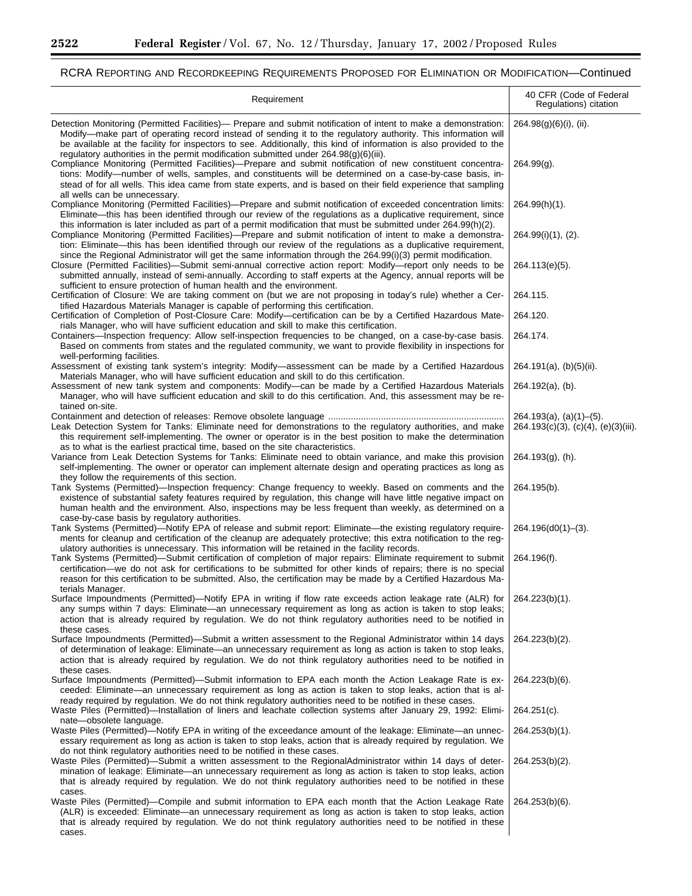## RCRA Reporting and Recordkeeping Requirements Proposed for Elimination or Modification—Continued

| Requirement | 40 CFR (Code of Federal Regulations) citation |
| --- | --- |
| Detection Monitoring (Permitted Facilities)— Prepare and submit notification of intent to make a demonstration: Modify—make part of operating record instead of sending it to the regulatory authority. This information will be available at the facility for inspectors to see. Additionally, this kind of information is also provided to the regulatory authorities in the permit modification submitted under 264.98(g)(6)(iii). | 264.98(g)(6)(i), (ii). |
| Compliance Monitoring (Permitted Facilities)—Prepare and submit notification of new constituent concentrations: Modify—number of wells, samples, and constituents will be determined on a case-by-case basis, instead of for all wells. This idea came from state experts, and is based on their field experience that sampling all wells can be unnecessary. | 264.99(g). |
| Compliance Monitoring (Permitted Facilities)—Prepare and submit notification of exceeded concentration limits: Eliminate—this has been identified through our review of the regulations as a duplicative requirement, since this information is later included as part of a permit modification that must be submitted under 264.99(h)(2). | 264.99(h)(1). |
| Compliance Monitoring (Permitted Facilities)—Prepare and submit notification of intent to make a demonstration: Eliminate—this has been identified through our review of the regulations as a duplicative requirement, since the Regional Administrator will get the same information through the 264.99(i)(3) permit modification. | 264.99(i)(1), (2). |
| Closure (Permitted Facilities)—Submit semi-annual corrective action report: Modify—report only needs to be submitted annually, instead of semi-annually. According to staff experts at the Agency, annual reports will be sufficient to ensure protection of human health and the environment. | 264.113(e)(5). |
| Certification of Closure: We are taking comment on (but we are not proposing in today's rule) whether a Certified Hazardous Materials Manager is capable of performing this certification. | 264.115. |
| Certification of Completion of Post-Closure Care: Modify—certification can be by a Certified Hazardous Materials Manager, who will have sufficient education and skill to make this certification. | 264.120. |
| Containers—Inspection frequency: Allow self-inspection frequencies to be changed, on a case-by-case basis. Based on comments from states and the regulated community, we want to provide flexibility in inspections for well-performing facilities. | 264.174. |
| Assessment of existing tank system's integrity: Modify—assessment can be made by a Certified Hazardous Materials Manager, who will have sufficient education and skill to do this certification. | 264.191(a), (b)(5)(ii). |
| Assessment of new tank system and components: Modify—can be made by a Certified Hazardous Materials Manager, who will have sufficient education and skill to do this certification. And, this assessment may be retained on-site. | 264.192(a), (b). |
| Containment and detection of releases: Remove obsolete language | 264.193(a), (a)(1)–(5). |
| Leak Detection System for Tanks: Eliminate need for demonstrations to the regulatory authorities, and make this requirement self-implementing. The owner or operator is in the best position to make the determination as to what is the earliest practical time, based on the site characteristics. | 264.193(c)(3), (c)(4), (e)(3)(iii). |
| Variance from Leak Detection Systems for Tanks: Eliminate need to obtain variance, and make this provision self-implementing. The owner or operator can implement alternate design and operating practices as long as they follow the requirements of this section. | 264.193(g), (h). |
| Tank Systems (Permitted)—Inspection frequency: Change frequency to weekly. Based on comments and the existence of substantial safety features required by regulation, this change will have little negative impact on human health and the environment. Also, inspections may be less frequent than weekly, as determined on a case-by-case basis by regulatory authorities. | 264.195(b). |
| Tank Systems (Permitted)—Notify EPA of release and submit report: Eliminate—the existing regulatory requirements for cleanup and certification of the cleanup are adequately protective; this extra notification to the regulatory authorities is unnecessary. This information will be retained in the facility records. | 264.196(d0(1)–(3). |
| Tank Systems (Permitted)—Submit certification of completion of major repairs: Eliminate requirement to submit certification—we do not ask for certifications to be submitted for other kinds of repairs; there is no special reason for this certification to be submitted. Also, the certification may be made by a Certified Hazardous Materials Manager. | 264.196(f). |
| Surface Impoundments (Permitted)—Notify EPA in writing if flow rate exceeds action leakage rate (ALR) for any sumps within 7 days: Eliminate—an unnecessary requirement as long as action is taken to stop leaks; action that is already required by regulation. We do not think regulatory authorities need to be notified in these cases. | 264.223(b)(1). |
| Surface Impoundments (Permitted)—Submit a written assessment to the Regional Administrator within 14 days of determination of leakage: Eliminate—an unnecessary requirement as long as action is taken to stop leaks, action that is already required by regulation. We do not think regulatory authorities need to be notified in these cases. | 264.223(b)(2). |
| Surface Impoundments (Permitted)—Submit information to EPA each month the Action Leakage Rate is exceeded: Eliminate—an unnecessary requirement as long as action is taken to stop leaks, action that is already required by regulation. We do not think regulatory authorities need to be notified in these cases. | 264.223(b)(6). |
| Waste Piles (Permitted)—Installation of liners and leachate collection systems after January 29, 1992: Eliminate—obsolete language. | 264.251(c). |
| Waste Piles (Permitted)—Notify EPA in writing of the exceedance amount of the leakage: Eliminate—an unnecessary requirement as long as action is taken to stop leaks, action that is already required by regulation. We do not think regulatory authorities need to be notified in these cases. | 264.253(b)(1). |
| Waste Piles (Permitted)—Submit a written assessment to the RegionalAdministrator within 14 days of determination of leakage: Eliminate—an unnecessary requirement as long as action is taken to stop leaks, action that is already required by regulation. We do not think regulatory authorities need to be notified in these cases. | 264.253(b)(2). |
| Waste Piles (Permitted)—Compile and submit information to EPA each month that the Action Leakage Rate (ALR) is exceeded: Eliminate—an unnecessary requirement as long as action is taken to stop leaks, action that is already required by regulation. We do not think regulatory authorities need to be notified in these cases. | 264.253(b)(6). |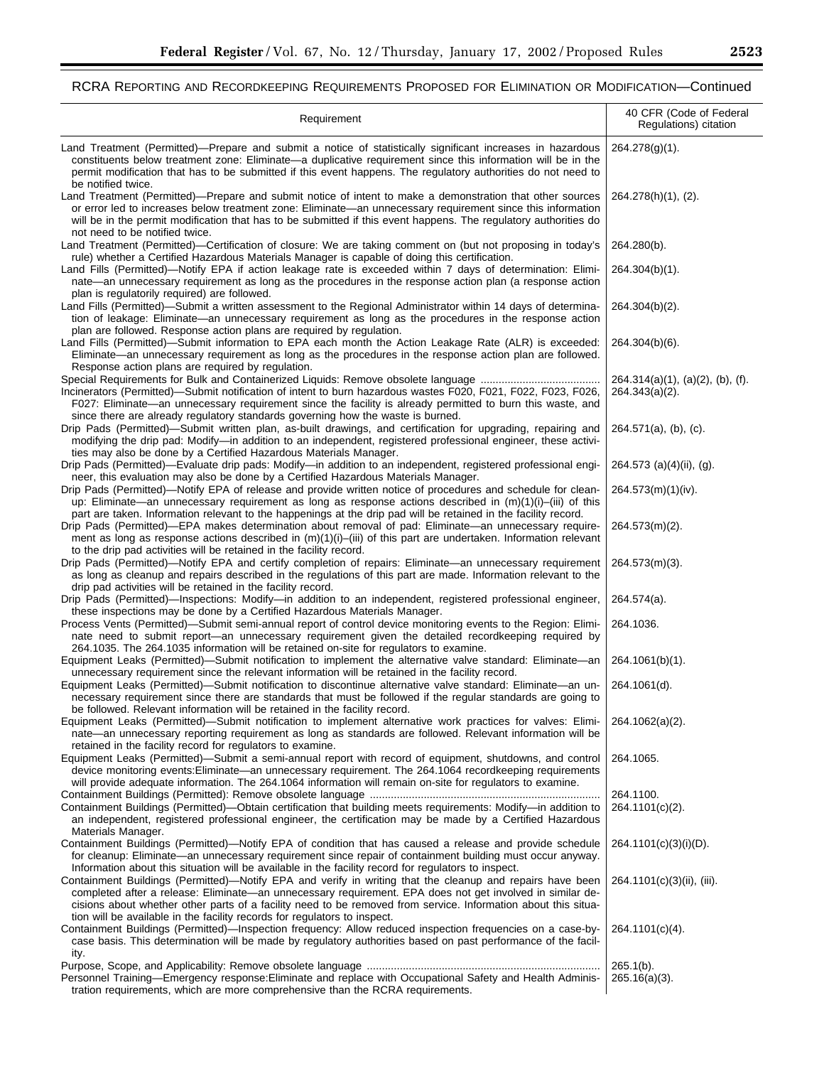## RCRA REPORTING AND RECORDKEEPING REQUIREMENTS PROPOSED FOR ELIMINATION OR MODIFICATION—Continued

| Requirement | 40 CFR (Code of Federal Regulations) citation |
|---|---|
| Land Treatment (Permitted)—Prepare and submit a notice of statistically significant increases in hazardous constituents below treatment zone: Eliminate—a duplicative requirement since this information will be in the permit modification that has to be submitted if this event happens. The regulatory authorities do not need to be notified twice. | 264.278(g)(1). |
| Land Treatment (Permitted)—Prepare and submit notice of intent to make a demonstration that other sources or error led to increases below treatment zone: Eliminate—an unnecessary requirement since this information will be in the permit modification that has to be submitted if this event happens. The regulatory authorities do not need to be notified twice. | 264.278(h)(1), (2). |
| Land Treatment (Permitted)—Certification of closure: We are taking comment on (but not proposing in today's rule) whether a Certified Hazardous Materials Manager is capable of doing this certification. | 264.280(b). |
| Land Fills (Permitted)—Notify EPA if action leakage rate is exceeded within 7 days of determination: Eliminate—an unnecessary requirement as long as the procedures in the response action plan (a response action plan is regulatorily required) are followed. | 264.304(b)(1). |
| Land Fills (Permitted)—Submit a written assessment to the Regional Administrator within 14 days of determination of leakage: Eliminate—an unnecessary requirement as long as the procedures in the response action plan are followed. Response action plans are required by regulation. | 264.304(b)(2). |
| Land Fills (Permitted)—Submit information to EPA each month the Action Leakage Rate (ALR) is exceeded: Eliminate—an unnecessary requirement as long as the procedures in the response action plan are followed. Response action plans are required by regulation. | 264.304(b)(6). |
| Special Requirements for Bulk and Containerized Liquids: Remove obsolete language | 264.314(a)(1), (a)(2), (b), (f). |
| Incinerators (Permitted)—Submit notification of intent to burn hazardous wastes F020, F021, F022, F023, F026, F027: Eliminate—an unnecessary requirement since the facility is already permitted to burn this waste, and since there are already regulatory standards governing how the waste is burned. | 264.343(a)(2). |
| Drip Pads (Permitted)—Submit written plan, as-built drawings, and certification for upgrading, repairing and modifying the drip pad: Modify—in addition to an independent, registered professional engineer, these activities may also be done by a Certified Hazardous Materials Manager. | 264.571(a), (b), (c). |
| Drip Pads (Permitted)—Evaluate drip pads: Modify—in addition to an independent, registered professional engineer, this evaluation may also be done by a Certified Hazardous Materials Manager. | 264.573 (a)(4)(ii), (g). |
| Drip Pads (Permitted)—Notify EPA of release and provide written notice of procedures and schedule for clean-up: Eliminate—an unnecessary requirement as long as response actions described in (m)(1)(i)–(iii) of this part are taken. Information relevant to the happenings at the drip pad will be retained in the facility record. | 264.573(m)(1)(iv). |
| Drip Pads (Permitted)—EPA makes determination about removal of pad: Eliminate—an unnecessary requirement as long as response actions described in (m)(1)(i)–(iii) of this part are undertaken. Information relevant to the drip pad activities will be retained in the facility record. | 264.573(m)(2). |
| Drip Pads (Permitted)—Notify EPA and certify completion of repairs: Eliminate—an unnecessary requirement as long as cleanup and repairs described in the regulations of this part are made. Information relevant to the drip pad activities will be retained in the facility record. | 264.573(m)(3). |
| Drip Pads (Permitted)—Inspections: Modify—in addition to an independent, registered professional engineer, these inspections may be done by a Certified Hazardous Materials Manager. | 264.574(a). |
| Process Vents (Permitted)—Submit semi-annual report of control device monitoring events to the Region: Eliminate need to submit report—an unnecessary requirement given the detailed recordkeeping required by 264.1035. The 264.1035 information will be retained on-site for regulators to examine. | 264.1036. |
| Equipment Leaks (Permitted)—Submit notification to implement the alternative valve standard: Eliminate—an unnecessary requirement since the relevant information will be retained in the facility record. | 264.1061(b)(1). |
| Equipment Leaks (Permitted)—Submit notification to discontinue alternative valve standard: Eliminate—an unnecessary requirement since there are standards that must be followed if the regular standards are going to be followed. Relevant information will be retained in the facility record. | 264.1061(d). |
| Equipment Leaks (Permitted)—Submit notification to implement alternative work practices for valves: Eliminate—an unnecessary reporting requirement as long as standards are followed. Relevant information will be retained in the facility record for regulators to examine. | 264.1062(a)(2). |
| Equipment Leaks (Permitted)—Submit a semi-annual report with record of equipment, shutdowns, and control device monitoring events:Eliminate—an unnecessary requirement. The 264.1064 recordkeeping requirements will provide adequate information. The 264.1064 information will remain on-site for regulators to examine. | 264.1065. |
| Containment Buildings (Permitted): Remove obsolete language | 264.1100. |
| Containment Buildings (Permitted)—Obtain certification that building meets requirements: Modify—in addition to an independent, registered professional engineer, the certification may be made by a Certified Hazardous Materials Manager. | 264.1101(c)(2). |
| Containment Buildings (Permitted)—Notify EPA of condition that has caused a release and provide schedule for cleanup: Eliminate—an unnecessary requirement since repair of containment building must occur anyway. Information about this situation will be available in the facility record for regulators to inspect. | 264.1101(c)(3)(i)(D). |
| Containment Buildings (Permitted)—Notify EPA and verify in writing that the cleanup and repairs have been completed after a release: Eliminate—an unnecessary requirement. EPA does not get involved in similar decisions about whether other parts of a facility need to be removed from service. Information about this situation will be available in the facility records for regulators to inspect. | 264.1101(c)(3)(ii), (iii). |
| Containment Buildings (Permitted)—Inspection frequency: Allow reduced inspection frequencies on a case-by-case basis. This determination will be made by regulatory authorities based on past performance of the facility. | 264.1101(c)(4). |
| Purpose, Scope, and Applicability: Remove obsolete language | 265.1(b). |
| Personnel Training—Emergency response:Eliminate and replace with Occupational Safety and Health Administration requirements, which are more comprehensive than the RCRA requirements. | 265.16(a)(3). |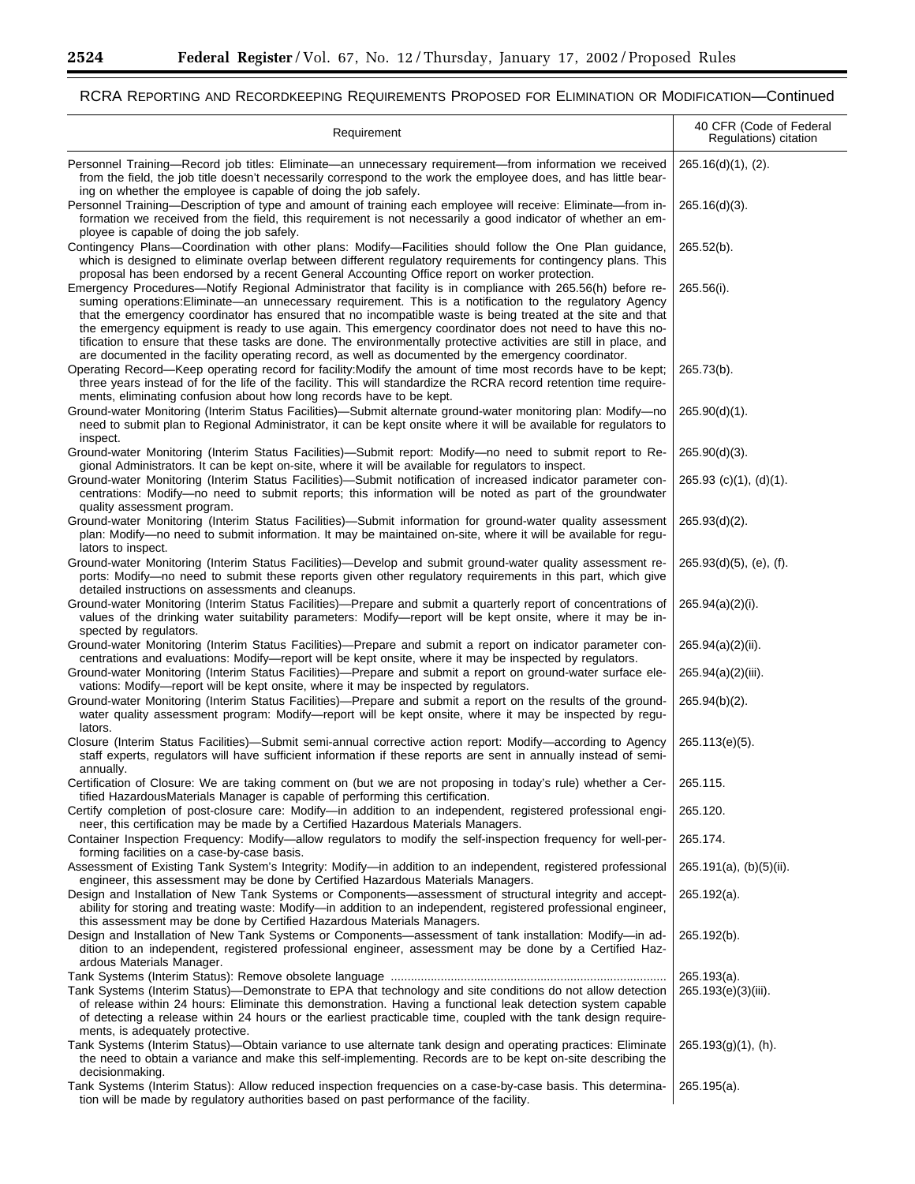RCRA Reporting and Recordkeeping Requirements Proposed for Elimination or Modification—Continued

| Requirement | 40 CFR (Code of Federal Regulations) citation |
| --- | --- |
| Personnel Training—Record job titles: Eliminate—an unnecessary requirement—from information we received from the field, the job title doesn't necessarily correspond to the work the employee does, and has little bearing on whether the employee is capable of doing the job safely. | 265.16(d)(1), (2). |
| Personnel Training—Description of type and amount of training each employee will receive: Eliminate—from information we received from the field, this requirement is not necessarily a good indicator of whether an employee is capable of doing the job safely. | 265.16(d)(3). |
| Contingency Plans—Coordination with other plans: Modify—Facilities should follow the One Plan guidance, which is designed to eliminate overlap between different regulatory requirements for contingency plans. This proposal has been endorsed by a recent General Accounting Office report on worker protection. | 265.52(b). |
| Emergency Procedures—Notify Regional Administrator that facility is in compliance with 265.56(h) before resuming operations:Eliminate—an unnecessary requirement. This is a notification to the regulatory Agency that the emergency coordinator has ensured that no incompatible waste is being treated at the site and that the emergency equipment is ready to use again. This emergency coordinator does not need to have this notification to ensure that these tasks are done. The environmentally protective activities are still in place, and are documented in the facility operating record, as well as documented by the emergency coordinator. | 265.56(i). |
| Operating Record—Keep operating record for facility:Modify the amount of time most records have to be kept; three years instead of for the life of the facility. This will standardize the RCRA record retention time requirements, eliminating confusion about how long records have to be kept. | 265.73(b). |
| Ground-water Monitoring (Interim Status Facilities)—Submit alternate ground-water monitoring plan: Modify—no need to submit plan to Regional Administrator, it can be kept onsite where it will be available for regulators to inspect. | 265.90(d)(1). |
| Ground-water Monitoring (Interim Status Facilities)—Submit report: Modify—no need to submit report to Regional Administrators. It can be kept on-site, where it will be available for regulators to inspect. | 265.90(d)(3). |
| Ground-water Monitoring (Interim Status Facilities)—Submit notification of increased indicator parameter concentrations: Modify—no need to submit reports; this information will be noted as part of the groundwater quality assessment program. | 265.93 (c)(1), (d)(1). |
| Ground-water Monitoring (Interim Status Facilities)—Submit information for ground-water quality assessment plan: Modify—no need to submit information. It may be maintained on-site, where it will be available for regulators to inspect. | 265.93(d)(2). |
| Ground-water Monitoring (Interim Status Facilities)—Develop and submit ground-water quality assessment reports: Modify—no need to submit these reports given other regulatory requirements in this part, which give detailed instructions on assessments and cleanups. | 265.93(d)(5), (e), (f). |
| Ground-water Monitoring (Interim Status Facilities)—Prepare and submit a quarterly report of concentrations of values of the drinking water suitability parameters: Modify—report will be kept onsite, where it may be inspected by regulators. | 265.94(a)(2)(i). |
| Ground-water Monitoring (Interim Status Facilities)—Prepare and submit a report on indicator parameter concentrations and evaluations: Modify—report will be kept onsite, where it may be inspected by regulators. | 265.94(a)(2)(ii). |
| Ground-water Monitoring (Interim Status Facilities)—Prepare and submit a report on ground-water surface elevations: Modify—report will be kept onsite, where it may be inspected by regulators. | 265.94(a)(2)(iii). |
| Ground-water Monitoring (Interim Status Facilities)—Prepare and submit a report on the results of the ground-water quality assessment program: Modify—report will be kept onsite, where it may be inspected by regulators. | 265.94(b)(2). |
| Closure (Interim Status Facilities)—Submit semi-annual corrective action report: Modify—according to Agency staff experts, regulators will have sufficient information if these reports are sent in annually instead of semi-annually. | 265.113(e)(5). |
| Certification of Closure: We are taking comment on (but we are not proposing in today's rule) whether a Certified HazardousMaterials Manager is capable of performing this certification. | 265.115. |
| Certify completion of post-closure care: Modify—in addition to an independent, registered professional engineer, this certification may be made by a Certified Hazardous Materials Managers. | 265.120. |
| Container Inspection Frequency: Modify—allow regulators to modify the self-inspection frequency for well-performing facilities on a case-by-case basis. | 265.174. |
| Assessment of Existing Tank System's Integrity: Modify—in addition to an independent, registered professional engineer, this assessment may be done by Certified Hazardous Materials Managers. | 265.191(a), (b)(5)(ii). |
| Design and Installation of New Tank Systems or Components—assessment of structural integrity and acceptability for storing and treating waste: Modify—in addition to an independent, registered professional engineer, this assessment may be done by Certified Hazardous Materials Managers. | 265.192(a). |
| Design and Installation of New Tank Systems or Components—assessment of tank installation: Modify—in addition to an independent, registered professional engineer, assessment may be done by a Certified Hazardous Materials Manager. | 265.192(b). |
| Tank Systems (Interim Status): Remove obsolete language | 265.193(a). |
| Tank Systems (Interim Status)—Demonstrate to EPA that technology and site conditions do not allow detection of release within 24 hours: Eliminate this demonstration. Having a functional leak detection system capable of detecting a release within 24 hours or the earliest practicable time, coupled with the tank design requirements, is adequately protective. | 265.193(e)(3)(iii). |
| Tank Systems (Interim Status)—Obtain variance to use alternate tank design and operating practices: Eliminate the need to obtain a variance and make this self-implementing. Records are to be kept on-site describing the decisionmaking. | 265.193(g)(1), (h). |
| Tank Systems (Interim Status): Allow reduced inspection frequencies on a case-by-case basis. This determination will be made by regulatory authorities based on past performance of the facility. | 265.195(a). |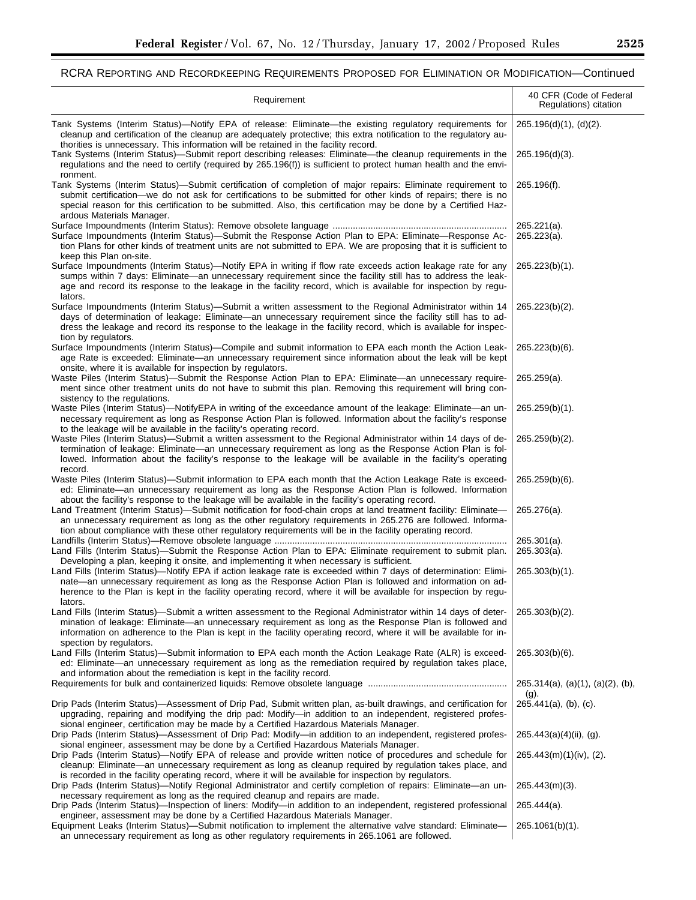RCRA Reporting and Recordkeeping Requirements Proposed for Elimination or Modification—Continued

| Requirement | 40 CFR (Code of Federal Regulations) citation |
| --- | --- |
| Tank Systems (Interim Status)—Notify EPA of release: Eliminate—the existing regulatory requirements for cleanup and certification of the cleanup are adequately protective; this extra notification to the regulatory authorities is unnecessary. This information will be retained in the facility record. | 265.196(d)(1), (d)(2). |
| Tank Systems (Interim Status)—Submit report describing releases: Eliminate—the cleanup requirements in the regulations and the need to certify (required by 265.196(f)) is sufficient to protect human health and the environment. | 265.196(d)(3). |
| Tank Systems (Interim Status)—Submit certification of completion of major repairs: Eliminate requirement to submit certification—we do not ask for certifications to be submitted for other kinds of repairs; there is no special reason for this certification to be submitted. Also, this certification may be done by a Certified Hazardous Materials Manager. | 265.196(f). |
| Surface Impoundments (Interim Status): Remove obsolete language | 265.221(a). |
| Surface Impoundments (Interim Status)—Submit the Response Action Plan to EPA: Eliminate—Response Action Plans for other kinds of treatment units are not submitted to EPA. We are proposing that it is sufficient to keep this Plan on-site. | 265.223(a). |
| Surface Impoundments (Interim Status)—Notify EPA in writing if flow rate exceeds action leakage rate for any sumps within 7 days: Eliminate—an unnecessary requirement since the facility still has to address the leakage and record its response to the leakage in the facility record, which is available for inspection by regulators. | 265.223(b)(1). |
| Surface Impoundments (Interim Status)—Submit a written assessment to the Regional Administrator within 14 days of determination of leakage: Eliminate—an unnecessary requirement since the facility still has to address the leakage and record its response to the leakage in the facility record, which is available for inspection by regulators. | 265.223(b)(2). |
| Surface Impoundments (Interim Status)—Compile and submit information to EPA each month the Action Leakage Rate is exceeded: Eliminate—an unnecessary requirement since information about the leak will be kept onsite, where it is available for inspection by regulators. | 265.223(b)(6). |
| Waste Piles (Interim Status)—Submit the Response Action Plan to EPA: Eliminate—an unnecessary requirement since other treatment units do not have to submit this plan. Removing this requirement will bring consistency to the regulations. | 265.259(a). |
| Waste Piles (Interim Status)—NotifyEPA in writing of the exceedance amount of the leakage: Eliminate—an unnecessary requirement as long as Response Action Plan is followed. Information about the facility's response to the leakage will be available in the facility's operating record. | 265.259(b)(1). |
| Waste Piles (Interim Status)—Submit a written assessment to the Regional Administrator within 14 days of determination of leakage: Eliminate—an unnecessary requirement as long as the Response Action Plan is followed. Information about the facility's response to the leakage will be available in the facility's operating record. | 265.259(b)(2). |
| Waste Piles (Interim Status)—Submit information to EPA each month that the Action Leakage Rate is exceeded: Eliminate—an unnecessary requirement as long as the Response Action Plan is followed. Information about the facility's response to the leakage will be available in the facility's operating record. | 265.259(b)(6). |
| Land Treatment (Interim Status)—Submit notification for food-chain crops at land treatment facility: Eliminate—an unnecessary requirement as long as the other regulatory requirements in 265.276 are followed. Information about compliance with these other regulatory requirements will be in the facility operating record. | 265.276(a). |
| Landfills (Interim Status)—Remove obsolete language | 265.301(a). |
| Land Fills (Interim Status)—Submit the Response Action Plan to EPA: Eliminate requirement to submit plan. Developing a plan, keeping it onsite, and implementing it when necessary is sufficient. | 265.303(a). |
| Land Fills (Interim Status)—Notify EPA if action leakage rate is exceeded within 7 days of determination: Eliminate—an unnecessary requirement as long as the Response Action Plan is followed and information on adherence to the Plan is kept in the facility operating record, where it will be available for inspection by regulators. | 265.303(b)(1). |
| Land Fills (Interim Status)—Submit a written assessment to the Regional Administrator within 14 days of determination of leakage: Eliminate—an unnecessary requirement as long as the Response Plan is followed and information on adherence to the Plan is kept in the facility operating record, where it will be available for inspection by regulators. | 265.303(b)(2). |
| Land Fills (Interim Status)—Submit information to EPA each month the Action Leakage Rate (ALR) is exceeded: Eliminate—an unnecessary requirement as long as the remediation required by regulation takes place, and information about the remediation is kept in the facility record. | 265.303(b)(6). |
| Requirements for bulk and containerized liquids: Remove obsolete language | 265.314(a), (a)(1), (a)(2), (b), (g). |
| Drip Pads (Interim Status)—Assessment of Drip Pad, Submit written plan, as-built drawings, and certification for upgrading, repairing and modifying the drip pad: Modify—in addition to an independent, registered professional engineer, certification may be made by a Certified Hazardous Materials Manager. | 265.441(a), (b), (c). |
| Drip Pads (Interim Status)—Assessment of Drip Pad: Modify—in addition to an independent, registered professional engineer, assessment may be done by a Certified Hazardous Materials Manager. | 265.443(a)(4)(ii), (g). |
| Drip Pads (Interim Status)—Notify EPA of release and provide written notice of procedures and schedule for cleanup: Eliminate—an unnecessary requirement as long as cleanup required by regulation takes place, and is recorded in the facility operating record, where it will be available for inspection by regulators. | 265.443(m)(1)(iv), (2). |
| Drip Pads (Interim Status)—Notify Regional Administrator and certify completion of repairs: Eliminate—an unnecessary requirement as long as the required cleanup and repairs are made. | 265.443(m)(3). |
| Drip Pads (Interim Status)—Inspection of liners: Modify—in addition to an independent, registered professional engineer, assessment may be done by a Certified Hazardous Materials Manager. | 265.444(a). |
| Equipment Leaks (Interim Status)—Submit notification to implement the alternative valve standard: Eliminate—an unnecessary requirement as long as other regulatory requirements in 265.1061 are followed. | 265.1061(b)(1). |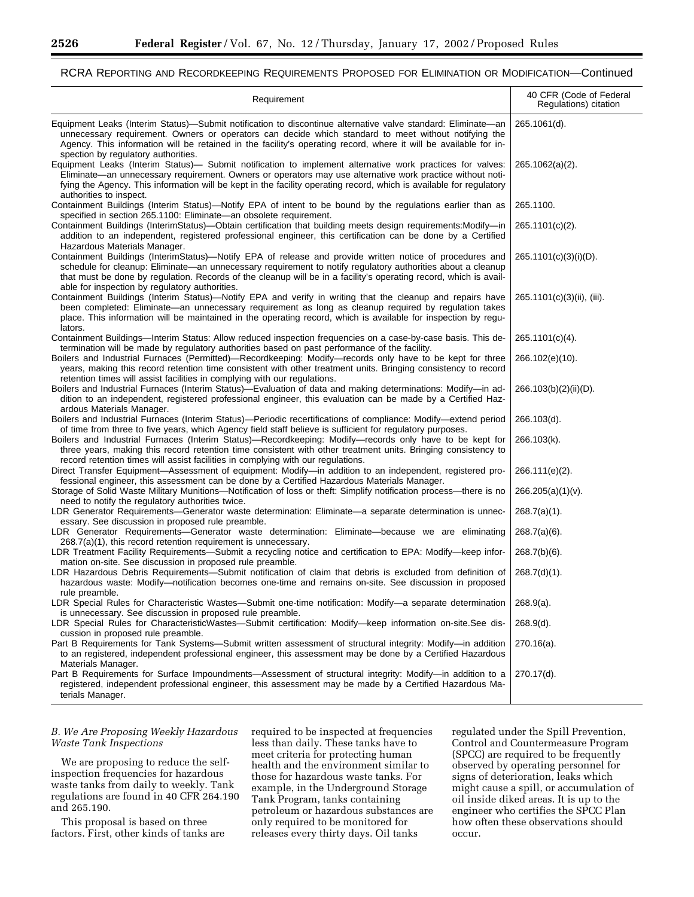## RCRA REPORTING AND RECORDKEEPING REQUIREMENTS PROPOSED FOR ELIMINATION OR MODIFICATION—Continued

| Requirement | 40 CFR (Code of Federal Regulations) citation |
|---|---|
| Equipment Leaks (Interim Status)—Submit notification to discontinue alternative valve standard: Eliminate—an unnecessary requirement. Owners or operators can decide which standard to meet without notifying the Agency. This information will be retained in the facility's operating record, where it will be available for inspection by regulatory authorities. | 265.1061(d). |
| Equipment Leaks (Interim Status)— Submit notification to implement alternative work practices for valves: Eliminate—an unnecessary requirement. Owners or operators may use alternative work practice without notifying the Agency. This information will be kept in the facility operating record, which is available for regulatory authorities to inspect. | 265.1062(a)(2). |
| Containment Buildings (Interim Status)—Notify EPA of intent to be bound by the regulations earlier than as specified in section 265.1100: Eliminate—an obsolete requirement. | 265.1100. |
| Containment Buildings (InterimStatus)—Obtain certification that building meets design requirements:Modify—in addition to an independent, registered professional engineer, this certification can be done by a Certified Hazardous Materials Manager. | 265.1101(c)(2). |
| Containment Buildings (InterimStatus)—Notify EPA of release and provide written notice of procedures and schedule for cleanup: Eliminate—an unnecessary requirement to notify regulatory authorities about a cleanup that must be done by regulation. Records of the cleanup will be in a facility's operating record, which is available for inspection by regulatory authorities. | 265.1101(c)(3)(i)(D). |
| Containment Buildings (Interim Status)—Notify EPA and verify in writing that the cleanup and repairs have been completed: Eliminate—an unnecessary requirement as long as cleanup required by regulation takes place. This information will be maintained in the operating record, which is available for inspection by regulators. | 265.1101(c)(3)(ii), (iii). |
| Containment Buildings—Interim Status: Allow reduced inspection frequencies on a case-by-case basis. This determination will be made by regulatory authorities based on past performance of the facility. | 265.1101(c)(4). |
| Boilers and Industrial Furnaces (Permitted)—Recordkeeping: Modify—records only have to be kept for three years, making this record retention time consistent with other treatment units. Bringing consistency to record retention times will assist facilities in complying with our regulations. | 266.102(e)(10). |
| Boilers and Industrial Furnaces (Interim Status)—Evaluation of data and making determinations: Modify—in addition to an independent, registered professional engineer, this evaluation can be made by a Certified Hazardous Materials Manager. | 266.103(b)(2)(ii)(D). |
| Boilers and Industrial Furnaces (Interim Status)—Periodic recertifications of compliance: Modify—extend period of time from three to five years, which Agency field staff believe is sufficient for regulatory purposes. | 266.103(d). |
| Boilers and Industrial Furnaces (Interim Status)—Recordkeeping: Modify—records only have to be kept for three years, making this record retention time consistent with other treatment units. Bringing consistency to record retention times will assist facilities in complying with our regulations. | 266.103(k). |
| Direct Transfer Equipment—Assessment of equipment: Modify—in addition to an independent, registered professional engineer, this assessment can be done by a Certified Hazardous Materials Manager. | 266.111(e)(2). |
| Storage of Solid Waste Military Munitions—Notification of loss or theft: Simplify notification process—there is no need to notify the regulatory authorities twice. | 266.205(a)(1)(v). |
| LDR Generator Requirements—Generator waste determination: Eliminate—a separate determination is unnecessary. See discussion in proposed rule preamble. | 268.7(a)(1). |
| LDR Generator Requirements—Generator waste determination: Eliminate—because we are eliminating 268.7(a)(1), this record retention requirement is unnecessary. | 268.7(a)(6). |
| LDR Treatment Facility Requirements—Submit a recycling notice and certification to EPA: Modify—keep information on-site. See discussion in proposed rule preamble. | 268.7(b)(6). |
| LDR Hazardous Debris Requirements—Submit notification of claim that debris is excluded from definition of hazardous waste: Modify—notification becomes one-time and remains on-site. See discussion in proposed rule preamble. | 268.7(d)(1). |
| LDR Special Rules for Characteristic Wastes—Submit one-time notification: Modify—a separate determination is unnecessary. See discussion in proposed rule preamble. | 268.9(a). |
| LDR Special Rules for CharacteristicWastes—Submit certification: Modify—keep information on-site.See discussion in proposed rule preamble. | 268.9(d). |
| Part B Requirements for Tank Systems—Submit written assessment of structural integrity: Modify—in addition to an registered, independent professional engineer, this assessment may be done by a Certified Hazardous Materials Manager. | 270.16(a). |
| Part B Requirements for Surface Impoundments—Assessment of structural integrity: Modify—in addition to a registered, independent professional engineer, this assessment may be made by a Certified Hazardous Materials Manager. | 270.17(d). |

### *B. We Are Proposing Weekly Hazardous Waste Tank Inspections*

We are proposing to reduce the self-inspection frequencies for hazardous waste tanks from daily to weekly. Tank regulations are found in 40 CFR 264.190 and 265.190.

This proposal is based on three factors. First, other kinds of tanks are required to be inspected at frequencies less than daily. These tanks have to meet criteria for protecting human health and the environment similar to those for hazardous waste tanks. For example, in the Underground Storage Tank Program, tanks containing petroleum or hazardous substances are only required to be monitored for releases every thirty days. Oil tanks regulated under the Spill Prevention, Control and Countermeasure Program (SPCC) are required to be frequently observed by operating personnel for signs of deterioration, leaks which might cause a spill, or accumulation of oil inside diked areas. It is up to the engineer who certifies the SPCC Plan how often these observations should occur.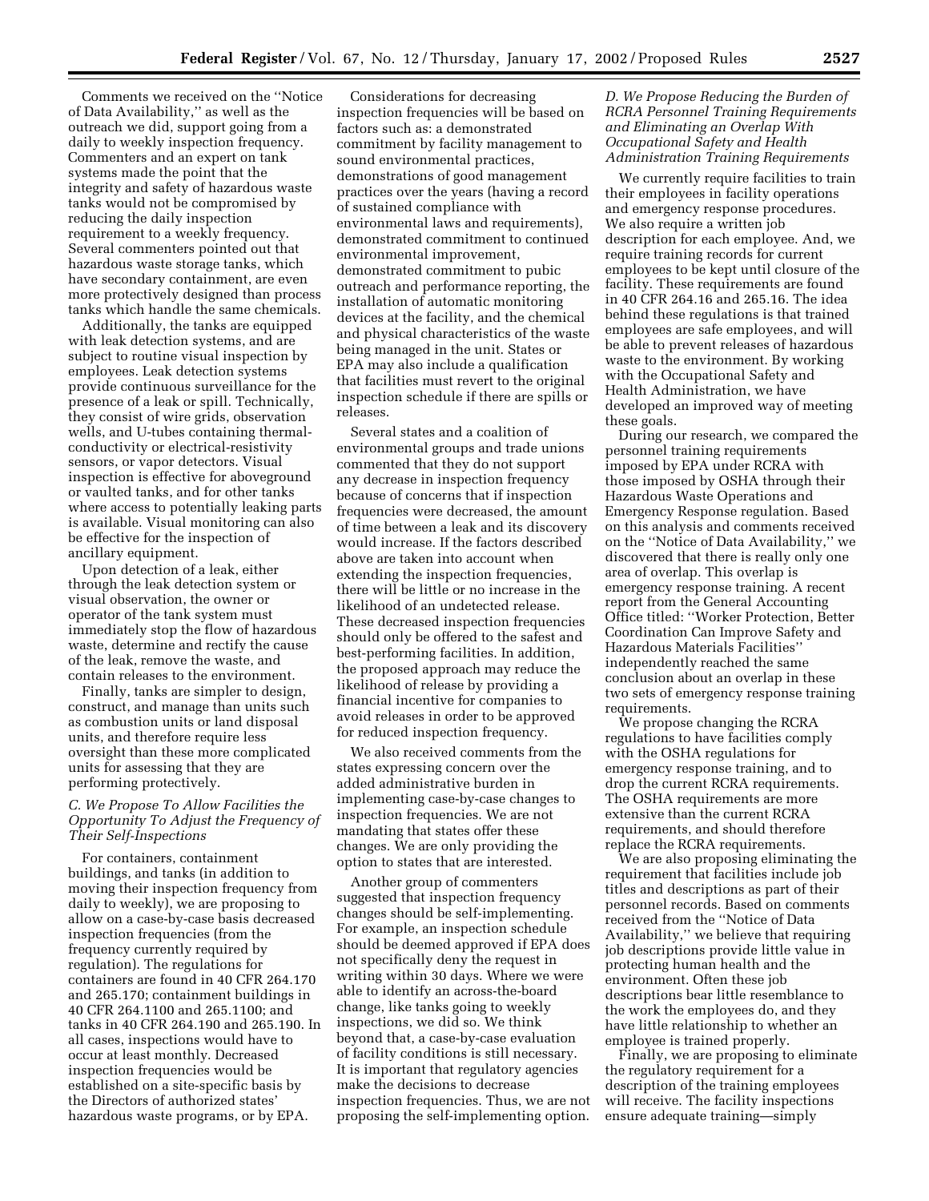Comments we received on the ''Notice of Data Availability,'' as well as the outreach we did, support going from a daily to weekly inspection frequency. Commenters and an expert on tank systems made the point that the integrity and safety of hazardous waste tanks would not be compromised by reducing the daily inspection requirement to a weekly frequency. Several commenters pointed out that hazardous waste storage tanks, which have secondary containment, are even more protectively designed than process tanks which handle the same chemicals.

Additionally, the tanks are equipped with leak detection systems, and are subject to routine visual inspection by employees. Leak detection systems provide continuous surveillance for the presence of a leak or spill. Technically, they consist of wire grids, observation wells, and U-tubes containing thermal-conductivity or electrical-resistivity sensors, or vapor detectors. Visual inspection is effective for aboveground or vaulted tanks, and for other tanks where access to potentially leaking parts is available. Visual monitoring can also be effective for the inspection of ancillary equipment.

Upon detection of a leak, either through the leak detection system or visual observation, the owner or operator of the tank system must immediately stop the flow of hazardous waste, determine and rectify the cause of the leak, remove the waste, and contain releases to the environment.

Finally, tanks are simpler to design, construct, and manage than units such as combustion units or land disposal units, and therefore require less oversight than these more complicated units for assessing that they are performing protectively.

### *C. We Propose To Allow Facilities the Opportunity To Adjust the Frequency of Their Self-Inspections*

For containers, containment buildings, and tanks (in addition to moving their inspection frequency from daily to weekly), we are proposing to allow on a case-by-case basis decreased inspection frequencies (from the frequency currently required by regulation). The regulations for containers are found in 40 CFR 264.170 and 265.170; containment buildings in 40 CFR 264.1100 and 265.1100; and tanks in 40 CFR 264.190 and 265.190. In all cases, inspections would have to occur at least monthly. Decreased inspection frequencies would be established on a site-specific basis by the Directors of authorized states' hazardous waste programs, or by EPA.

Considerations for decreasing inspection frequencies will be based on factors such as: a demonstrated commitment by facility management to sound environmental practices, demonstrations of good management practices over the years (having a record of sustained compliance with environmental laws and requirements), demonstrated commitment to continued environmental improvement, demonstrated commitment to pubic outreach and performance reporting, the installation of automatic monitoring devices at the facility, and the chemical and physical characteristics of the waste being managed in the unit. States or EPA may also include a qualification that facilities must revert to the original inspection schedule if there are spills or releases.

Several states and a coalition of environmental groups and trade unions commented that they do not support any decrease in inspection frequency because of concerns that if inspection frequencies were decreased, the amount of time between a leak and its discovery would increase. If the factors described above are taken into account when extending the inspection frequencies, there will be little or no increase in the likelihood of an undetected release. These decreased inspection frequencies should only be offered to the safest and best-performing facilities. In addition, the proposed approach may reduce the likelihood of release by providing a financial incentive for companies to avoid releases in order to be approved for reduced inspection frequency.

We also received comments from the states expressing concern over the added administrative burden in implementing case-by-case changes to inspection frequencies. We are not mandating that states offer these changes. We are only providing the option to states that are interested.

Another group of commenters suggested that inspection frequency changes should be self-implementing. For example, an inspection schedule should be deemed approved if EPA does not specifically deny the request in writing within 30 days. Where we were able to identify an across-the-board change, like tanks going to weekly inspections, we did so. We think beyond that, a case-by-case evaluation of facility conditions is still necessary. It is important that regulatory agencies make the decisions to decrease inspection frequencies. Thus, we are not proposing the self-implementing option.

### *D. We Propose Reducing the Burden of RCRA Personnel Training Requirements and Eliminating an Overlap With Occupational Safety and Health Administration Training Requirements*

We currently require facilities to train their employees in facility operations and emergency response procedures. We also require a written job description for each employee. And, we require training records for current employees to be kept until closure of the facility. These requirements are found in 40 CFR 264.16 and 265.16. The idea behind these regulations is that trained employees are safe employees, and will be able to prevent releases of hazardous waste to the environment. By working with the Occupational Safety and Health Administration, we have developed an improved way of meeting these goals.

During our research, we compared the personnel training requirements imposed by EPA under RCRA with those imposed by OSHA through their Hazardous Waste Operations and Emergency Response regulation. Based on this analysis and comments received on the ''Notice of Data Availability,'' we discovered that there is really only one area of overlap. This overlap is emergency response training. A recent report from the General Accounting Office titled: ''Worker Protection, Better Coordination Can Improve Safety and Hazardous Materials Facilities'' independently reached the same conclusion about an overlap in these two sets of emergency response training requirements.

We propose changing the RCRA regulations to have facilities comply with the OSHA regulations for emergency response training, and to drop the current RCRA requirements. The OSHA requirements are more extensive than the current RCRA requirements, and should therefore replace the RCRA requirements.

We are also proposing eliminating the requirement that facilities include job titles and descriptions as part of their personnel records. Based on comments received from the ''Notice of Data Availability,'' we believe that requiring job descriptions provide little value in protecting human health and the environment. Often these job descriptions bear little resemblance to the work the employees do, and they have little relationship to whether an employee is trained properly.

Finally, we are proposing to eliminate the regulatory requirement for a description of the training employees will receive. The facility inspections ensure adequate training—simply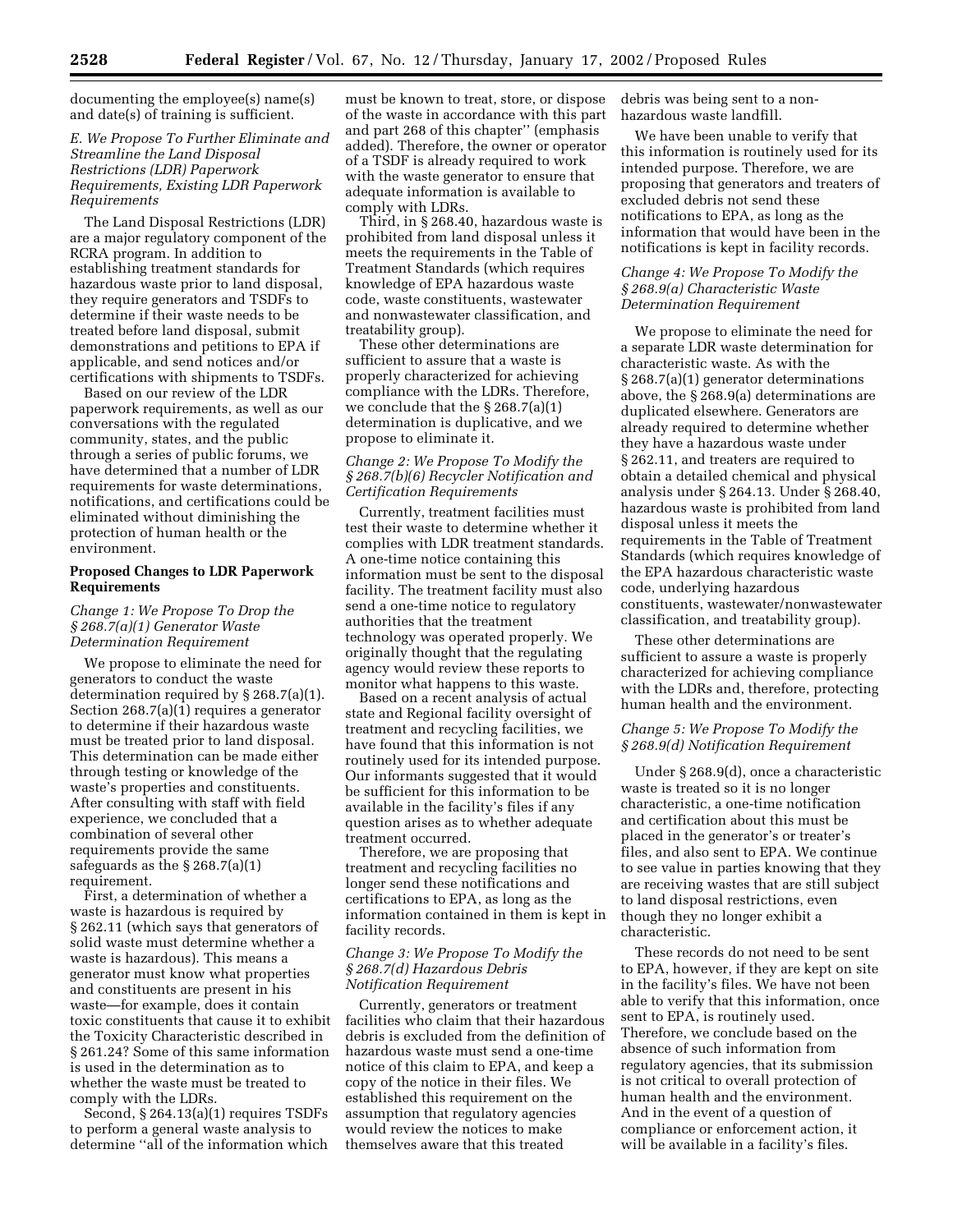documenting the employee(s) name(s) and date(s) of training is sufficient.

### *E. We Propose To Further Eliminate and Streamline the Land Disposal Restrictions (LDR) Paperwork Requirements, Existing LDR Paperwork Requirements*

The Land Disposal Restrictions (LDR) are a major regulatory component of the RCRA program. In addition to establishing treatment standards for hazardous waste prior to land disposal, they require generators and TSDFs to determine if their waste needs to be treated before land disposal, submit demonstrations and petitions to EPA if applicable, and send notices and/or certifications with shipments to TSDFs.

Based on our review of the LDR paperwork requirements, as well as our conversations with the regulated community, states, and the public through a series of public forums, we have determined that a number of LDR requirements for waste determinations, notifications, and certifications could be eliminated without diminishing the protection of human health or the environment.

**Proposed Changes to LDR Paperwork Requirements**

*Change 1: We Propose To Drop the § 268.7(a)(1) Generator Waste Determination Requirement*

We propose to eliminate the need for generators to conduct the waste determination required by § 268.7(a)(1). Section 268.7(a)(1) requires a generator to determine if their hazardous waste must be treated prior to land disposal. This determination can be made either through testing or knowledge of the waste's properties and constituents. After consulting with staff with field experience, we concluded that a combination of several other requirements provide the same safeguards as the § 268.7(a)(1) requirement.

First, a determination of whether a waste is hazardous is required by § 262.11 (which says that generators of solid waste must determine whether a waste is hazardous). This means a generator must know what properties and constituents are present in his waste—for example, does it contain toxic constituents that cause it to exhibit the Toxicity Characteristic described in § 261.24? Some of this same information is used in the determination as to whether the waste must be treated to comply with the LDRs.

Second, § 264.13(a)(1) requires TSDFs to perform a general waste analysis to determine "all of the information which must be known to treat, store, or dispose of the waste in accordance with this part and part 268 of this chapter" (emphasis added). Therefore, the owner or operator of a TSDF is already required to work with the waste generator to ensure that adequate information is available to comply with LDRs.

Third, in § 268.40, hazardous waste is prohibited from land disposal unless it meets the requirements in the Table of Treatment Standards (which requires knowledge of EPA hazardous waste code, waste constituents, wastewater and nonwastewater classification, and treatability group).

These other determinations are sufficient to assure that a waste is properly characterized for achieving compliance with the LDRs. Therefore, we conclude that the § 268.7(a)(1) determination is duplicative, and we propose to eliminate it.

*Change 2: We Propose To Modify the § 268.7(b)(6) Recycler Notification and Certification Requirements*

Currently, treatment facilities must test their waste to determine whether it complies with LDR treatment standards. A one-time notice containing this information must be sent to the disposal facility. The treatment facility must also send a one-time notice to regulatory authorities that the treatment technology was operated properly. We originally thought that the regulating agency would review these reports to monitor what happens to this waste.

Based on a recent analysis of actual state and Regional facility oversight of treatment and recycling facilities, we have found that this information is not routinely used for its intended purpose. Our informants suggested that it would be sufficient for this information to be available in the facility's files if any question arises as to whether adequate treatment occurred.

Therefore, we are proposing that treatment and recycling facilities no longer send these notifications and certifications to EPA, as long as the information contained in them is kept in facility records.

*Change 3: We Propose To Modify the § 268.7(d) Hazardous Debris Notification Requirement*

Currently, generators or treatment facilities who claim that their hazardous debris is excluded from the definition of hazardous waste must send a one-time notice of this claim to EPA, and keep a copy of the notice in their files. We established this requirement on the assumption that regulatory agencies would review the notices to make themselves aware that this treated debris was being sent to a non-hazardous waste landfill.

We have been unable to verify that this information is routinely used for its intended purpose. Therefore, we are proposing that generators and treaters of excluded debris not send these notifications to EPA, as long as the information that would have been in the notifications is kept in facility records.

*Change 4: We Propose To Modify the § 268.9(a) Characteristic Waste Determination Requirement*

We propose to eliminate the need for a separate LDR waste determination for characteristic waste. As with the § 268.7(a)(1) generator determinations above, the § 268.9(a) determinations are duplicated elsewhere. Generators are already required to determine whether they have a hazardous waste under § 262.11, and treaters are required to obtain a detailed chemical and physical analysis under § 264.13. Under § 268.40, hazardous waste is prohibited from land disposal unless it meets the requirements in the Table of Treatment Standards (which requires knowledge of the EPA hazardous characteristic waste code, underlying hazardous constituents, wastewater/nonwastewater classification, and treatability group).

These other determinations are sufficient to assure a waste is properly characterized for achieving compliance with the LDRs and, therefore, protecting human health and the environment.

*Change 5: We Propose To Modify the § 268.9(d) Notification Requirement*

Under § 268.9(d), once a characteristic waste is treated so it is no longer characteristic, a one-time notification and certification about this must be placed in the generator's or treater's files, and also sent to EPA. We continue to see value in parties knowing that they are receiving wastes that are still subject to land disposal restrictions, even though they no longer exhibit a characteristic.

These records do not need to be sent to EPA, however, if they are kept on site in the facility's files. We have not been able to verify that this information, once sent to EPA, is routinely used. Therefore, we conclude based on the absence of such information from regulatory agencies, that its submission is not critical to overall protection of human health and the environment. And in the event of a question of compliance or enforcement action, it will be available in a facility's files.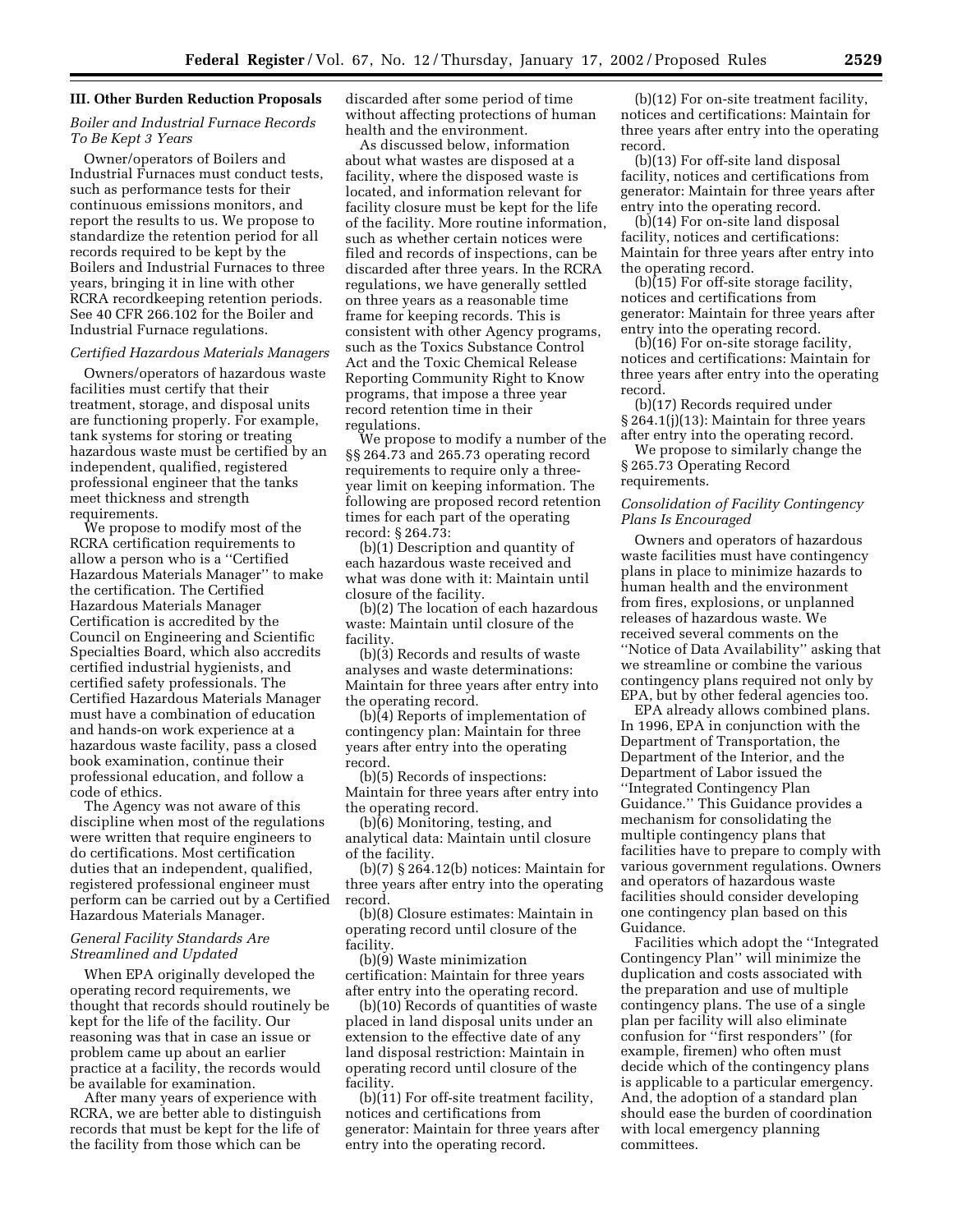## III. Other Burden Reduction Proposals

### *Boiler and Industrial Furnace Records To Be Kept 3 Years*

Owner/operators of Boilers and Industrial Furnaces must conduct tests, such as performance tests for their continuous emissions monitors, and report the results to us. We propose to standardize the retention period for all records required to be kept by the Boilers and Industrial Furnaces to three years, bringing it in line with other RCRA recordkeeping retention periods. See 40 CFR 266.102 for the Boiler and Industrial Furnace regulations.

### *Certified Hazardous Materials Managers*

Owners/operators of hazardous waste facilities must certify that their treatment, storage, and disposal units are functioning properly. For example, tank systems for storing or treating hazardous waste must be certified by an independent, qualified, registered professional engineer that the tanks meet thickness and strength requirements.

We propose to modify most of the RCRA certification requirements to allow a person who is a ''Certified Hazardous Materials Manager'' to make the certification. The Certified Hazardous Materials Manager Certification is accredited by the Council on Engineering and Scientific Specialties Board, which also accredits certified industrial hygienists, and certified safety professionals. The Certified Hazardous Materials Manager must have a combination of education and hands-on work experience at a hazardous waste facility, pass a closed book examination, continue their professional education, and follow a code of ethics.

The Agency was not aware of this discipline when most of the regulations were written that require engineers to do certifications. Most certification duties that an independent, qualified, registered professional engineer must perform can be carried out by a Certified Hazardous Materials Manager.

### *General Facility Standards Are Streamlined and Updated*

When EPA originally developed the operating record requirements, we thought that records should routinely be kept for the life of the facility. Our reasoning was that in case an issue or problem came up about an earlier practice at a facility, the records would be available for examination.

After many years of experience with RCRA, we are better able to distinguish records that must be kept for the life of the facility from those which can be discarded after some period of time without affecting protections of human health and the environment.

As discussed below, information about what wastes are disposed at a facility, where the disposed waste is located, and information relevant for facility closure must be kept for the life of the facility. More routine information, such as whether certain notices were filed and records of inspections, can be discarded after three years. In the RCRA regulations, we have generally settled on three years as a reasonable time frame for keeping records. This is consistent with other Agency programs, such as the Toxics Substance Control Act and the Toxic Chemical Release Reporting Community Right to Know programs, that impose a three year record retention time in their regulations.

We propose to modify a number of the §§ 264.73 and 265.73 operating record requirements to require only a three-year limit on keeping information. The following are proposed record retention times for each part of the operating record: § 264.73:

(b)(1) Description and quantity of each hazardous waste received and what was done with it: Maintain until closure of the facility.

(b)(2) The location of each hazardous waste: Maintain until closure of the facility.

(b)(3) Records and results of waste analyses and waste determinations: Maintain for three years after entry into the operating record.

(b)(4) Reports of implementation of contingency plan: Maintain for three years after entry into the operating record.

(b)(5) Records of inspections: Maintain for three years after entry into the operating record.

(b)(6) Monitoring, testing, and analytical data: Maintain until closure of the facility.

(b)(7) § 264.12(b) notices: Maintain for three years after entry into the operating record.

(b)(8) Closure estimates: Maintain in operating record until closure of the facility.

(b)(9) Waste minimization certification: Maintain for three years after entry into the operating record.

(b)(10) Records of quantities of waste placed in land disposal units under an extension to the effective date of any land disposal restriction: Maintain in operating record until closure of the facility.

(b)(11) For off-site treatment facility, notices and certifications from generator: Maintain for three years after entry into the operating record.

(b)(12) For on-site treatment facility, notices and certifications: Maintain for three years after entry into the operating record.

(b)(13) For off-site land disposal facility, notices and certifications from generator: Maintain for three years after entry into the operating record.

(b)(14) For on-site land disposal facility, notices and certifications: Maintain for three years after entry into the operating record.

(b)(15) For off-site storage facility, notices and certifications from generator: Maintain for three years after entry into the operating record.

(b)(16) For on-site storage facility, notices and certifications: Maintain for three years after entry into the operating record.

(b)(17) Records required under § 264.1(j)(13): Maintain for three years after entry into the operating record.

We propose to similarly change the § 265.73 Operating Record requirements.

### *Consolidation of Facility Contingency Plans Is Encouraged*

Owners and operators of hazardous waste facilities must have contingency plans in place to minimize hazards to human health and the environment from fires, explosions, or unplanned releases of hazardous waste. We received several comments on the ''Notice of Data Availability'' asking that we streamline or combine the various contingency plans required not only by EPA, but by other federal agencies too.

EPA already allows combined plans. In 1996, EPA in conjunction with the Department of Transportation, the Department of the Interior, and the Department of Labor issued the ''Integrated Contingency Plan Guidance.'' This Guidance provides a mechanism for consolidating the multiple contingency plans that facilities have to prepare to comply with various government regulations. Owners and operators of hazardous waste facilities should consider developing one contingency plan based on this Guidance.

Facilities which adopt the ''Integrated Contingency Plan'' will minimize the duplication and costs associated with the preparation and use of multiple contingency plans. The use of a single plan per facility will also eliminate confusion for ''first responders'' (for example, firemen) who often must decide which of the contingency plans is applicable to a particular emergency. And, the adoption of a standard plan should ease the burden of coordination with local emergency planning committees.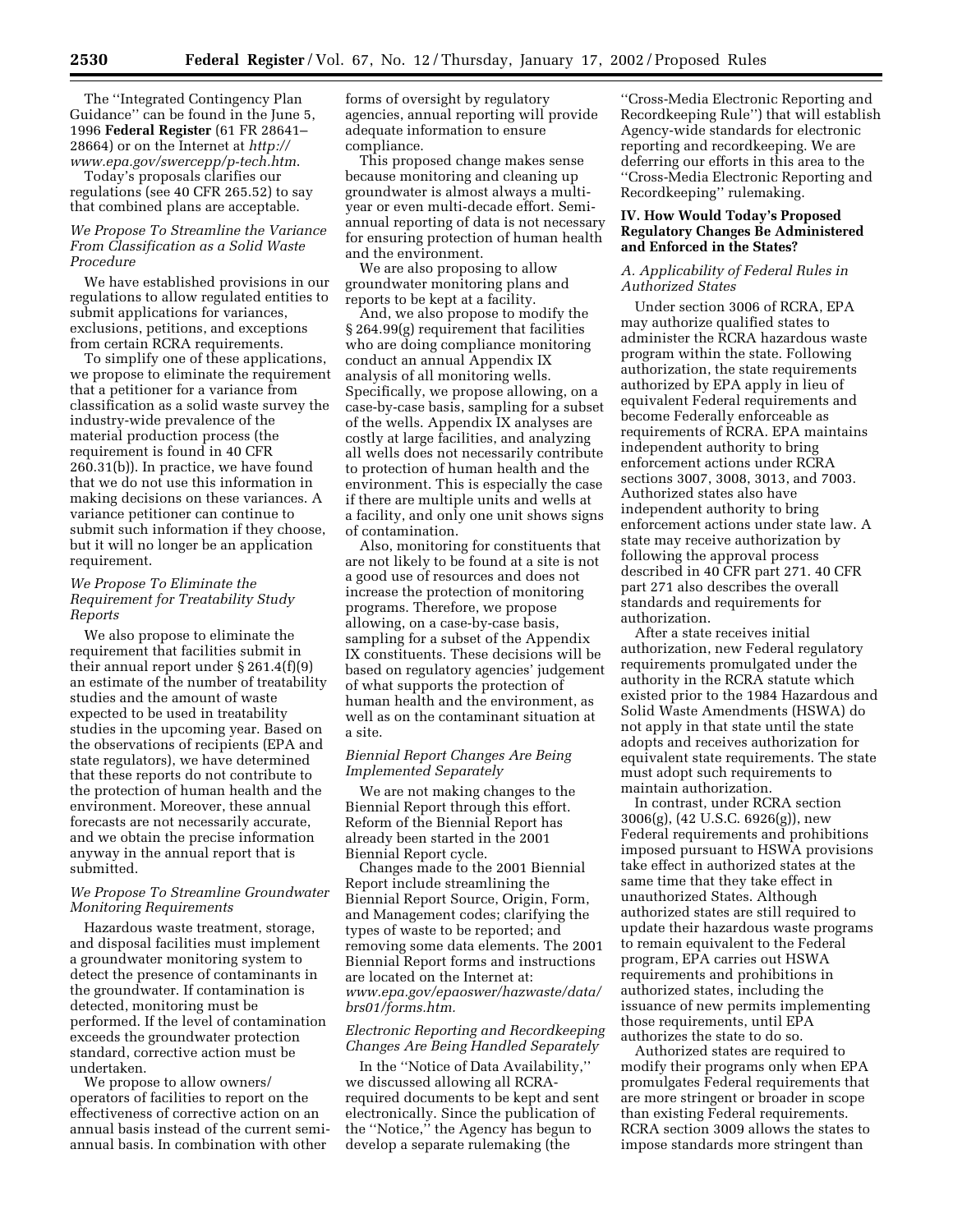The ''Integrated Contingency Plan Guidance'' can be found in the June 5, 1996 **Federal Register** (61 FR 28641–28664) or on the Internet at *http://www.epa.gov/swercepp/p-tech.htm*.

Today's proposals clarifies our regulations (see 40 CFR 265.52) to say that combined plans are acceptable.

*We Propose To Streamline the Variance From Classification as a Solid Waste Procedure*

We have established provisions in our regulations to allow regulated entities to submit applications for variances, exclusions, petitions, and exceptions from certain RCRA requirements.

To simplify one of these applications, we propose to eliminate the requirement that a petitioner for a variance from classification as a solid waste survey the industry-wide prevalence of the material production process (the requirement is found in 40 CFR 260.31(b)). In practice, we have found that we do not use this information in making decisions on these variances. A variance petitioner can continue to submit such information if they choose, but it will no longer be an application requirement.

*We Propose To Eliminate the Requirement for Treatability Study Reports*

We also propose to eliminate the requirement that facilities submit in their annual report under § 261.4(f)(9) an estimate of the number of treatability studies and the amount of waste expected to be used in treatability studies in the upcoming year. Based on the observations of recipients (EPA and state regulators), we have determined that these reports do not contribute to the protection of human health and the environment. Moreover, these annual forecasts are not necessarily accurate, and we obtain the precise information anyway in the annual report that is submitted.

*We Propose To Streamline Groundwater Monitoring Requirements*

Hazardous waste treatment, storage, and disposal facilities must implement a groundwater monitoring system to detect the presence of contaminants in the groundwater. If contamination is detected, monitoring must be performed. If the level of contamination exceeds the groundwater protection standard, corrective action must be undertaken.

We propose to allow owners/operators of facilities to report on the effectiveness of corrective action on an annual basis instead of the current semi-annual basis. In combination with other forms of oversight by regulatory agencies, annual reporting will provide adequate information to ensure compliance.

This proposed change makes sense because monitoring and cleaning up groundwater is almost always a multi-year or even multi-decade effort. Semi-annual reporting of data is not necessary for ensuring protection of human health and the environment.

We are also proposing to allow groundwater monitoring plans and reports to be kept at a facility.

And, we also propose to modify the § 264.99(g) requirement that facilities who are doing compliance monitoring conduct an annual Appendix IX analysis of all monitoring wells. Specifically, we propose allowing, on a case-by-case basis, sampling for a subset of the wells. Appendix IX analyses are costly at large facilities, and analyzing all wells does not necessarily contribute to protection of human health and the environment. This is especially the case if there are multiple units and wells at a facility, and only one unit shows signs of contamination.

Also, monitoring for constituents that are not likely to be found at a site is not a good use of resources and does not increase the protection of monitoring programs. Therefore, we propose allowing, on a case-by-case basis, sampling for a subset of the Appendix IX constituents. These decisions will be based on regulatory agencies' judgement of what supports the protection of human health and the environment, as well as on the contaminant situation at a site.

*Biennial Report Changes Are Being Implemented Separately*

We are not making changes to the Biennial Report through this effort. Reform of the Biennial Report has already been started in the 2001 Biennial Report cycle.

Changes made to the 2001 Biennial Report include streamlining the Biennial Report Source, Origin, Form, and Management codes; clarifying the types of waste to be reported; and removing some data elements. The 2001 Biennial Report forms and instructions are located on the Internet at: *www.epa.gov/epaoswer/hazwaste/data/brs01/forms.htm.*

*Electronic Reporting and Recordkeeping Changes Are Being Handled Separately*

In the ''Notice of Data Availability,'' we discussed allowing all RCRA-required documents to be kept and sent electronically. Since the publication of the ''Notice,'' the Agency has begun to develop a separate rulemaking (the ''Cross-Media Electronic Reporting and Recordkeeping Rule'') that will establish Agency-wide standards for electronic reporting and recordkeeping. We are deferring our efforts in this area to the ''Cross-Media Electronic Reporting and Recordkeeping'' rulemaking.

## IV. How Would Today's Proposed Regulatory Changes Be Administered and Enforced in the States?

### *A. Applicability of Federal Rules in Authorized States*

Under section 3006 of RCRA, EPA may authorize qualified states to administer the RCRA hazardous waste program within the state. Following authorization, the state requirements authorized by EPA apply in lieu of equivalent Federal requirements and become Federally enforceable as requirements of RCRA. EPA maintains independent authority to bring enforcement actions under RCRA sections 3007, 3008, 3013, and 7003. Authorized states also have independent authority to bring enforcement actions under state law. A state may receive authorization by following the approval process described in 40 CFR part 271. 40 CFR part 271 also describes the overall standards and requirements for authorization.

After a state receives initial authorization, new Federal regulatory requirements promulgated under the authority in the RCRA statute which existed prior to the 1984 Hazardous and Solid Waste Amendments (HSWA) do not apply in that state until the state adopts and receives authorization for equivalent state requirements. The state must adopt such requirements to maintain authorization.

In contrast, under RCRA section 3006(g), (42 U.S.C. 6926(g)), new Federal requirements and prohibitions imposed pursuant to HSWA provisions take effect in authorized states at the same time that they take effect in unauthorized States. Although authorized states are still required to update their hazardous waste programs to remain equivalent to the Federal program, EPA carries out HSWA requirements and prohibitions in authorized states, including the issuance of new permits implementing those requirements, until EPA authorizes the state to do so.

Authorized states are required to modify their programs only when EPA promulgates Federal requirements that are more stringent or broader in scope than existing Federal requirements. RCRA section 3009 allows the states to impose standards more stringent than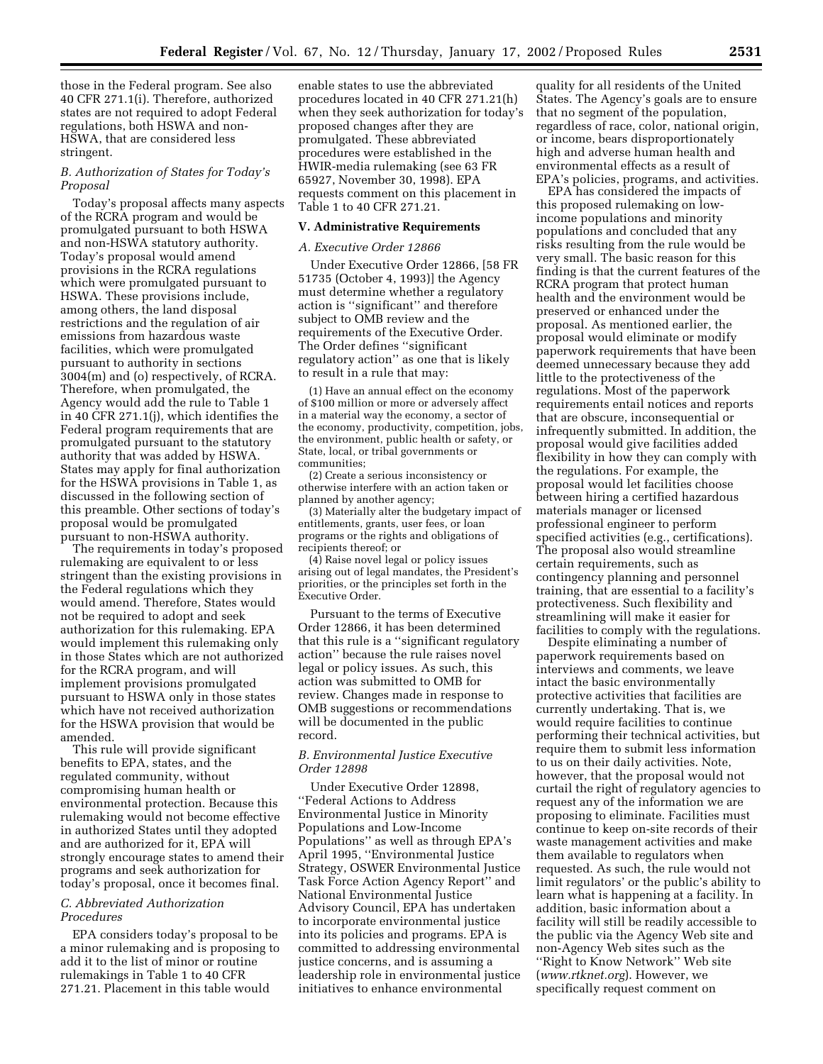those in the Federal program. See also 40 CFR 271.1(i). Therefore, authorized states are not required to adopt Federal regulations, both HSWA and non-HSWA, that are considered less stringent.

### *B. Authorization of States for Today's Proposal*

Today's proposal affects many aspects of the RCRA program and would be promulgated pursuant to both HSWA and non-HSWA statutory authority. Today's proposal would amend provisions in the RCRA regulations which were promulgated pursuant to HSWA. These provisions include, among others, the land disposal restrictions and the regulation of air emissions from hazardous waste facilities, which were promulgated pursuant to authority in sections 3004(m) and (o) respectively, of RCRA. Therefore, when promulgated, the Agency would add the rule to Table 1 in 40 CFR 271.1(j), which identifies the Federal program requirements that are promulgated pursuant to the statutory authority that was added by HSWA. States may apply for final authorization for the HSWA provisions in Table 1, as discussed in the following section of this preamble. Other sections of today's proposal would be promulgated pursuant to non-HSWA authority.

The requirements in today's proposed rulemaking are equivalent to or less stringent than the existing provisions in the Federal regulations which they would amend. Therefore, States would not be required to adopt and seek authorization for this rulemaking. EPA would implement this rulemaking only in those States which are not authorized for the RCRA program, and will implement provisions promulgated pursuant to HSWA only in those states which have not received authorization for the HSWA provision that would be amended.

This rule will provide significant benefits to EPA, states, and the regulated community, without compromising human health or environmental protection. Because this rulemaking would not become effective in authorized States until they adopted and are authorized for it, EPA will strongly encourage states to amend their programs and seek authorization for today's proposal, once it becomes final.

### *C. Abbreviated Authorization Procedures*

EPA considers today's proposal to be a minor rulemaking and is proposing to add it to the list of minor or routine rulemakings in Table 1 to 40 CFR 271.21. Placement in this table would enable states to use the abbreviated procedures located in 40 CFR 271.21(h) when they seek authorization for today's proposed changes after they are promulgated. These abbreviated procedures were established in the HWIR-media rulemaking (see 63 FR 65927, November 30, 1998). EPA requests comment on this placement in Table 1 to 40 CFR 271.21.

## V. Administrative Requirements

### *A. Executive Order 12866*

Under Executive Order 12866, [58 FR 51735 (October 4, 1993)] the Agency must determine whether a regulatory action is "significant" and therefore subject to OMB review and the requirements of the Executive Order. The Order defines "significant regulatory action" as one that is likely to result in a rule that may:

(1) Have an annual effect on the economy of $100 million or more or adversely affect in a material way the economy, a sector of the economy, productivity, competition, jobs, the environment, public health or safety, or State, local, or tribal governments or communities;

(2) Create a serious inconsistency or otherwise interfere with an action taken or planned by another agency;

(3) Materially alter the budgetary impact of entitlements, grants, user fees, or loan programs or the rights and obligations of recipients thereof; or

(4) Raise novel legal or policy issues arising out of legal mandates, the President's priorities, or the principles set forth in the Executive Order.

Pursuant to the terms of Executive Order 12866, it has been determined that this rule is a "significant regulatory action" because the rule raises novel legal or policy issues. As such, this action was submitted to OMB for review. Changes made in response to OMB suggestions or recommendations will be documented in the public record.

### *B. Environmental Justice Executive Order 12898*

Under Executive Order 12898, "Federal Actions to Address Environmental Justice in Minority Populations and Low-Income Populations" as well as through EPA's April 1995, "Environmental Justice Strategy, OSWER Environmental Justice Task Force Action Agency Report" and National Environmental Justice Advisory Council, EPA has undertaken to incorporate environmental justice into its policies and programs. EPA is committed to addressing environmental justice concerns, and is assuming a leadership role in environmental justice initiatives to enhance environmental quality for all residents of the United States. The Agency's goals are to ensure that no segment of the population, regardless of race, color, national origin, or income, bears disproportionately high and adverse human health and environmental effects as a result of EPA's policies, programs, and activities.

EPA has considered the impacts of this proposed rulemaking on low-income populations and minority populations and concluded that any risks resulting from the rule would be very small. The basic reason for this finding is that the current features of the RCRA program that protect human health and the environment would be preserved or enhanced under the proposal. As mentioned earlier, the proposal would eliminate or modify paperwork requirements that have been deemed unnecessary because they add little to the protectiveness of the regulations. Most of the paperwork requirements entail notices and reports that are obscure, inconsequential or infrequently submitted. In addition, the proposal would give facilities added flexibility in how they can comply with the regulations. For example, the proposal would let facilities choose between hiring a certified hazardous materials manager or licensed professional engineer to perform specified activities (e.g., certifications). The proposal also would streamline certain requirements, such as contingency planning and personnel training, that are essential to a facility's protectiveness. Such flexibility and streamlining will make it easier for facilities to comply with the regulations.

Despite eliminating a number of paperwork requirements based on interviews and comments, we leave intact the basic environmentally protective activities that facilities are currently undertaking. That is, we would require facilities to continue performing their technical activities, but require them to submit less information to us on their daily activities. Note, however, that the proposal would not curtail the right of regulatory agencies to request any of the information we are proposing to eliminate. Facilities must continue to keep on-site records of their waste management activities and make them available to regulators when requested. As such, the rule would not limit regulators' or the public's ability to learn what is happening at a facility. In addition, basic information about a facility will still be readily accessible to the public via the Agency Web site and non-Agency Web sites such as the "Right to Know Network" Web site (*www.rtknet.org*). However, we specifically request comment on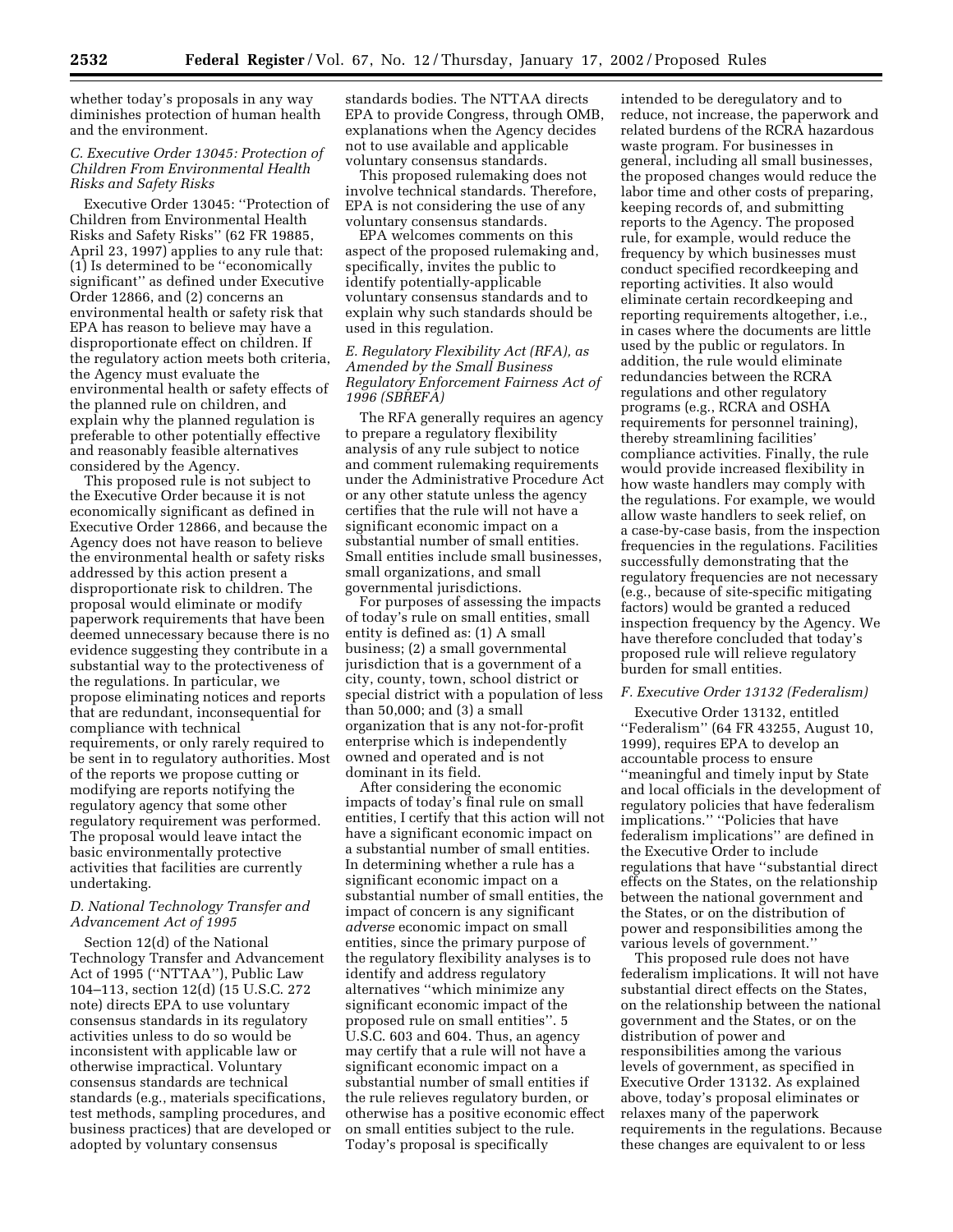whether today's proposals in any way diminishes protection of human health and the environment.

### *C. Executive Order 13045: Protection of Children From Environmental Health Risks and Safety Risks*

Executive Order 13045: ''Protection of Children from Environmental Health Risks and Safety Risks'' (62 FR 19885, April 23, 1997) applies to any rule that: (1) Is determined to be ''economically significant'' as defined under Executive Order 12866, and (2) concerns an environmental health or safety risk that EPA has reason to believe may have a disproportionate effect on children. If the regulatory action meets both criteria, the Agency must evaluate the environmental health or safety effects of the planned rule on children, and explain why the planned regulation is preferable to other potentially effective and reasonably feasible alternatives considered by the Agency.

This proposed rule is not subject to the Executive Order because it is not economically significant as defined in Executive Order 12866, and because the Agency does not have reason to believe the environmental health or safety risks addressed by this action present a disproportionate risk to children. The proposal would eliminate or modify paperwork requirements that have been deemed unnecessary because there is no evidence suggesting they contribute in a substantial way to the protectiveness of the regulations. In particular, we propose eliminating notices and reports that are redundant, inconsequential for compliance with technical requirements, or only rarely required to be sent in to regulatory authorities. Most of the reports we propose cutting or modifying are reports notifying the regulatory agency that some other regulatory requirement was performed. The proposal would leave intact the basic environmentally protective activities that facilities are currently undertaking.

### *D. National Technology Transfer and Advancement Act of 1995*

Section 12(d) of the National Technology Transfer and Advancement Act of 1995 (''NTTAA''), Public Law 104–113, section 12(d) (15 U.S.C. 272 note) directs EPA to use voluntary consensus standards in its regulatory activities unless to do so would be inconsistent with applicable law or otherwise impractical. Voluntary consensus standards are technical standards (e.g., materials specifications, test methods, sampling procedures, and business practices) that are developed or adopted by voluntary consensus standards bodies. The NTTAA directs EPA to provide Congress, through OMB, explanations when the Agency decides not to use available and applicable voluntary consensus standards.

This proposed rulemaking does not involve technical standards. Therefore, EPA is not considering the use of any voluntary consensus standards.

EPA welcomes comments on this aspect of the proposed rulemaking and, specifically, invites the public to identify potentially-applicable voluntary consensus standards and to explain why such standards should be used in this regulation.

### *E. Regulatory Flexibility Act (RFA), as Amended by the Small Business Regulatory Enforcement Fairness Act of 1996 (SBREFA)*

The RFA generally requires an agency to prepare a regulatory flexibility analysis of any rule subject to notice and comment rulemaking requirements under the Administrative Procedure Act or any other statute unless the agency certifies that the rule will not have a significant economic impact on a substantial number of small entities. Small entities include small businesses, small organizations, and small governmental jurisdictions.

For purposes of assessing the impacts of today's rule on small entities, small entity is defined as: (1) A small business; (2) a small governmental jurisdiction that is a government of a city, county, town, school district or special district with a population of less than 50,000; and (3) a small organization that is any not-for-profit enterprise which is independently owned and operated and is not dominant in its field.

After considering the economic impacts of today's final rule on small entities, I certify that this action will not have a significant economic impact on a substantial number of small entities. In determining whether a rule has a significant economic impact on a substantial number of small entities, the impact of concern is any significant *adverse* economic impact on small entities, since the primary purpose of the regulatory flexibility analyses is to identify and address regulatory alternatives ''which minimize any significant economic impact of the proposed rule on small entities''. 5 U.S.C. 603 and 604. Thus, an agency may certify that a rule will not have a significant economic impact on a substantial number of small entities if the rule relieves regulatory burden, or otherwise has a positive economic effect on small entities subject to the rule. Today's proposal is specifically intended to be deregulatory and to reduce, not increase, the paperwork and related burdens of the RCRA hazardous waste program. For businesses in general, including all small businesses, the proposed changes would reduce the labor time and other costs of preparing, keeping records of, and submitting reports to the Agency. The proposed rule, for example, would reduce the frequency by which businesses must conduct specified recordkeeping and reporting activities. It also would eliminate certain recordkeeping and reporting requirements altogether, i.e., in cases where the documents are little used by the public or regulators. In addition, the rule would eliminate redundancies between the RCRA regulations and other regulatory programs (e.g., RCRA and OSHA requirements for personnel training), thereby streamlining facilities' compliance activities. Finally, the rule would provide increased flexibility in how waste handlers may comply with the regulations. For example, we would allow waste handlers to seek relief, on a case-by-case basis, from the inspection frequencies in the regulations. Facilities successfully demonstrating that the regulatory frequencies are not necessary (e.g., because of site-specific mitigating factors) would be granted a reduced inspection frequency by the Agency. We have therefore concluded that today's proposed rule will relieve regulatory burden for small entities.

### *F. Executive Order 13132 (Federalism)*

Executive Order 13132, entitled ''Federalism'' (64 FR 43255, August 10, 1999), requires EPA to develop an accountable process to ensure ''meaningful and timely input by State and local officials in the development of regulatory policies that have federalism implications.'' ''Policies that have federalism implications'' are defined in the Executive Order to include regulations that have ''substantial direct effects on the States, on the relationship between the national government and the States, or on the distribution of power and responsibilities among the various levels of government.''

This proposed rule does not have federalism implications. It will not have substantial direct effects on the States, on the relationship between the national government and the States, or on the distribution of power and responsibilities among the various levels of government, as specified in Executive Order 13132. As explained above, today's proposal eliminates or relaxes many of the paperwork requirements in the regulations. Because these changes are equivalent to or less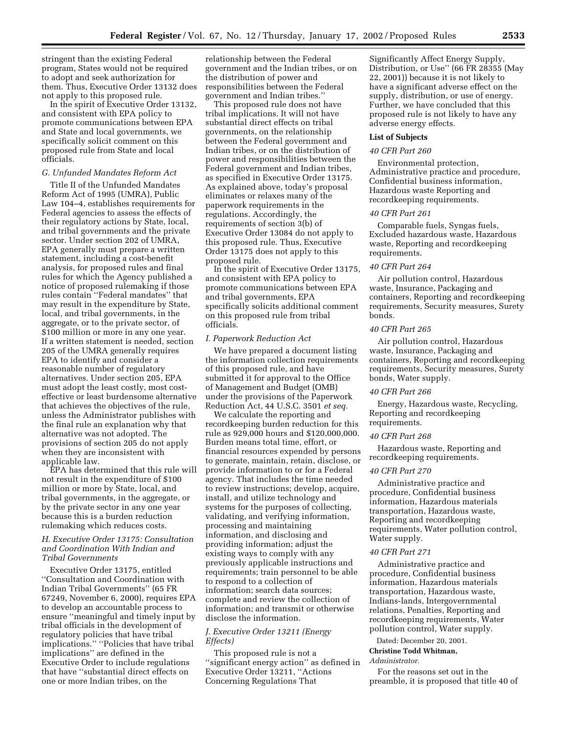stringent than the existing Federal program, States would not be required to adopt and seek authorization for them. Thus, Executive Order 13132 does not apply to this proposed rule.

In the spirit of Executive Order 13132, and consistent with EPA policy to promote communications between EPA and State and local governments, we specifically solicit comment on this proposed rule from State and local officials.

### *G. Unfunded Mandates Reform Act*

Title II of the Unfunded Mandates Reform Act of 1995 (UMRA), Public Law 104–4, establishes requirements for Federal agencies to assess the effects of their regulatory actions by State, local, and tribal governments and the private sector. Under section 202 of UMRA, EPA generally must prepare a written statement, including a cost-benefit analysis, for proposed rules and final rules for which the Agency published a notice of proposed rulemaking if those rules contain ''Federal mandates'' that may result in the expenditure by State, local, and tribal governments, in the aggregate, or to the private sector, of $100 million or more in any one year. If a written statement is needed, section 205 of the UMRA generally requires EPA to identify and consider a reasonable number of regulatory alternatives. Under section 205, EPA must adopt the least costly, most cost-effective or least burdensome alternative that achieves the objectives of the rule, unless the Administrator publishes with the final rule an explanation why that alternative was not adopted. The provisions of section 205 do not apply when they are inconsistent with applicable law.

EPA has determined that this rule will not result in the expenditure of $100 million or more by State, local, and tribal governments, in the aggregate, or by the private sector in any one year because this is a burden reduction rulemaking which reduces costs.

### *H. Executive Order 13175: Consultation and Coordination With Indian and Tribal Governments*

Executive Order 13175, entitled ''Consultation and Coordination with Indian Tribal Governments'' (65 FR 67249, November 6, 2000), requires EPA to develop an accountable process to ensure ''meaningful and timely input by tribal officials in the development of regulatory policies that have tribal implications.'' ''Policies that have tribal implications'' are defined in the Executive Order to include regulations that have ''substantial direct effects on one or more Indian tribes, on the relationship between the Federal government and the Indian tribes, or on the distribution of power and responsibilities between the Federal government and Indian tribes.''

This proposed rule does not have tribal implications. It will not have substantial direct effects on tribal governments, on the relationship between the Federal government and Indian tribes, or on the distribution of power and responsibilities between the Federal government and Indian tribes, as specified in Executive Order 13175. As explained above, today's proposal eliminates or relaxes many of the paperwork requirements in the regulations. Accordingly, the requirements of section 3(b) of Executive Order 13084 do not apply to this proposed rule. Thus, Executive Order 13175 does not apply to this proposed rule.

In the spirit of Executive Order 13175, and consistent with EPA policy to promote communications between EPA and tribal governments, EPA specifically solicits additional comment on this proposed rule from tribal officials.

### *I. Paperwork Reduction Act*

We have prepared a document listing the information collection requirements of this proposed rule, and have submitted it for approval to the Office of Management and Budget (OMB) under the provisions of the Paperwork Reduction Act, 44 U.S.C. 3501 *et seq.*

We calculate the reporting and recordkeeping burden reduction for this rule as 929,000 hours and $120,000,000. Burden means total time, effort, or financial resources expended by persons to generate, maintain, retain, disclose, or provide information to or for a Federal agency. That includes the time needed to review instructions; develop, acquire, install, and utilize technology and systems for the purposes of collecting, validating, and verifying information, processing and maintaining information, and disclosing and providing information; adjust the existing ways to comply with any previously applicable instructions and requirements; train personnel to be able to respond to a collection of information; search data sources; complete and review the collection of information; and transmit or otherwise disclose the information.

### *J. Executive Order 13211 (Energy Effects)*

This proposed rule is not a ''significant energy action'' as defined in Executive Order 13211, ''Actions Concerning Regulations That Significantly Affect Energy Supply, Distribution, or Use'' (66 FR 28355 (May 22, 2001)) because it is not likely to have a significant adverse effect on the supply, distribution, or use of energy. Further, we have concluded that this proposed rule is not likely to have any adverse energy effects.

### List of Subjects

*40 CFR Part 260*

Environmental protection, Administrative practice and procedure, Confidential business information, Hazardous waste Reporting and recordkeeping requirements.

*40 CFR Part 261*

Comparable fuels, Syngas fuels, Excluded hazardous waste, Hazardous waste, Reporting and recordkeeping requirements.

*40 CFR Part 264*

Air pollution control, Hazardous waste, Insurance, Packaging and containers, Reporting and recordkeeping requirements, Security measures, Surety bonds.

*40 CFR Part 265*

Air pollution control, Hazardous waste, Insurance, Packaging and containers, Reporting and recordkeeping requirements, Security measures, Surety bonds, Water supply.

*40 CFR Part 266*

Energy, Hazardous waste, Recycling, Reporting and recordkeeping requirements.

*40 CFR Part 268*

Hazardous waste, Reporting and recordkeeping requirements.

*40 CFR Part 270*

Administrative practice and procedure, Confidential business information, Hazardous materials transportation, Hazardous waste, Reporting and recordkeeping requirements, Water pollution control, Water supply.

*40 CFR Part 271*

Administrative practice and procedure, Confidential business information, Hazardous materials transportation, Hazardous waste, Indians-lands, Intergovernmental relations, Penalties, Reporting and recordkeeping requirements, Water pollution control, Water supply.

Dated: December 20, 2001.

**Christine Todd Whitman,**

*Administrator.*

For the reasons set out in the preamble, it is proposed that title 40 of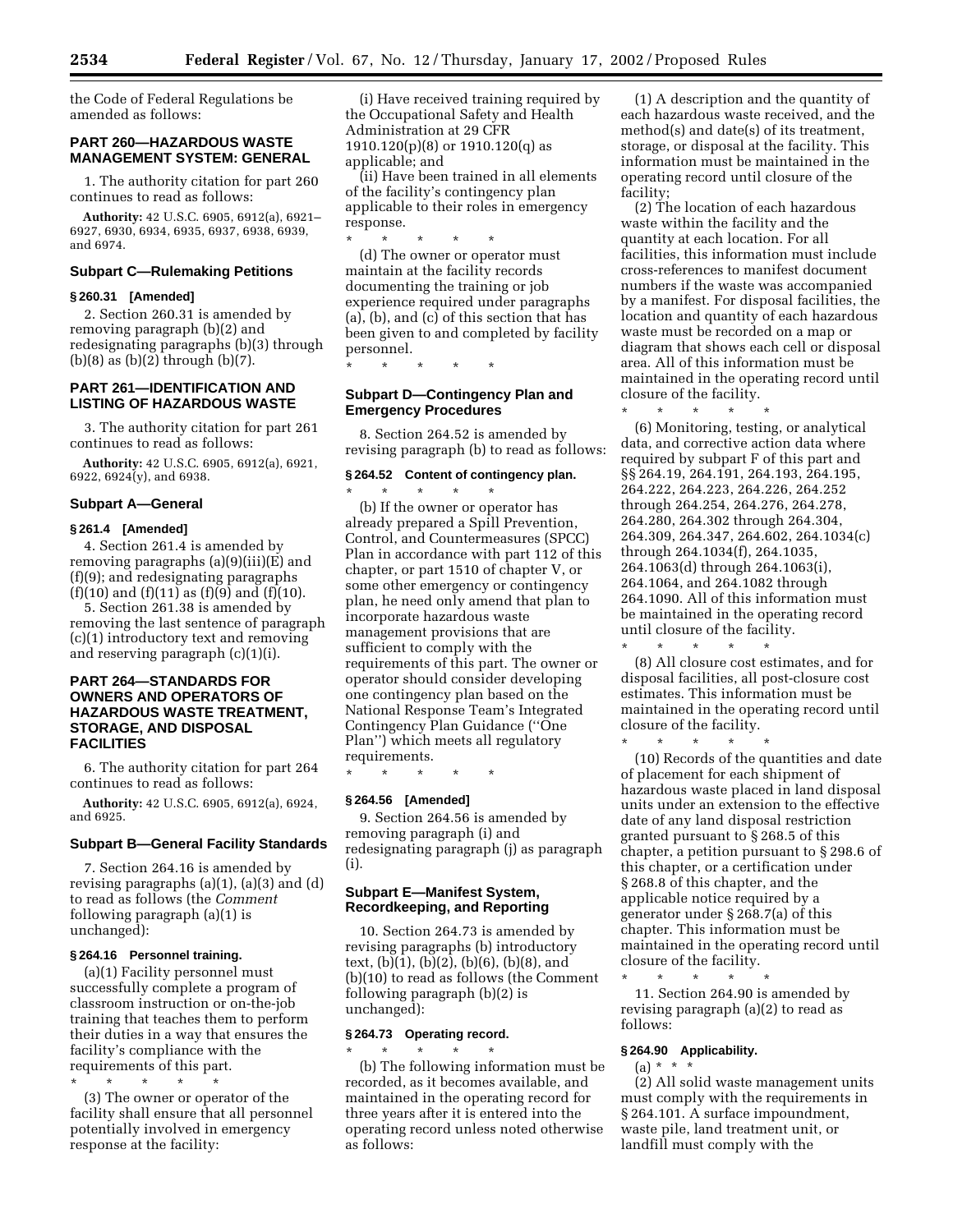the Code of Federal Regulations be amended as follows:

## PART 260—HAZARDOUS WASTE MANAGEMENT SYSTEM: GENERAL

1. The authority citation for part 260 continues to read as follows:

**Authority:** 42 U.S.C. 6905, 6912(a), 6921–6927, 6930, 6934, 6935, 6937, 6938, 6939, and 6974.

### Subpart C—Rulemaking Petitions

#### § 260.31 [Amended]

2. Section 260.31 is amended by removing paragraph (b)(2) and redesignating paragraphs (b)(3) through (b)(8) as (b)(2) through (b)(7).

## PART 261—IDENTIFICATION AND LISTING OF HAZARDOUS WASTE

3. The authority citation for part 261 continues to read as follows:

**Authority:** 42 U.S.C. 6905, 6912(a), 6921, 6922, 6924(y), and 6938.

### Subpart A—General

#### § 261.4 [Amended]

4. Section 261.4 is amended by removing paragraphs (a)(9)(iii)(E) and (f)(9); and redesignating paragraphs (f)(10) and (f)(11) as (f)(9) and (f)(10).

5. Section 261.38 is amended by removing the last sentence of paragraph (c)(1) introductory text and removing and reserving paragraph (c)(1)(i).

## PART 264—STANDARDS FOR OWNERS AND OPERATORS OF HAZARDOUS WASTE TREATMENT, STORAGE, AND DISPOSAL FACILITIES

6. The authority citation for part 264 continues to read as follows:

**Authority:** 42 U.S.C. 6905, 6912(a), 6924, and 6925.

### Subpart B—General Facility Standards

7. Section 264.16 is amended by revising paragraphs (a)(1), (a)(3) and (d) to read as follows (the *Comment* following paragraph (a)(1) is unchanged):

#### § 264.16 Personnel training.

(a)(1) Facility personnel must successfully complete a program of classroom instruction or on-the-job training that teaches them to perform their duties in a way that ensures the facility's compliance with the requirements of this part.

\* \* \* \* \*

(3) The owner or operator of the facility shall ensure that all personnel potentially involved in emergency response at the facility:

(i) Have received training required by the Occupational Safety and Health Administration at 29 CFR 1910.120(p)(8) or 1910.120(q) as applicable; and

(ii) Have been trained in all elements of the facility's contingency plan applicable to their roles in emergency response.

\* \* \* \* \*

(d) The owner or operator must maintain at the facility records documenting the training or job experience required under paragraphs (a), (b), and (c) of this section that has been given to and completed by facility personnel.

\* \* \* \* \*

### Subpart D—Contingency Plan and Emergency Procedures

8. Section 264.52 is amended by revising paragraph (b) to read as follows:

#### § 264.52 Content of contingency plan.

\* \* \* \* \*

(b) If the owner or operator has already prepared a Spill Prevention, Control, and Countermeasures (SPCC) Plan in accordance with part 112 of this chapter, or part 1510 of chapter V, or some other emergency or contingency plan, he need only amend that plan to incorporate hazardous waste management provisions that are sufficient to comply with the requirements of this part. The owner or operator should consider developing one contingency plan based on the National Response Team's Integrated Contingency Plan Guidance (''One Plan'') which meets all regulatory requirements.

\* \* \* \* \*

#### § 264.56 [Amended]

9. Section 264.56 is amended by removing paragraph (i) and redesignating paragraph (j) as paragraph (i).

### Subpart E—Manifest System, Recordkeeping, and Reporting

10. Section 264.73 is amended by revising paragraphs (b) introductory text, (b)(1), (b)(2), (b)(6), (b)(8), and (b)(10) to read as follows (the Comment following paragraph (b)(2) is unchanged):

#### § 264.73 Operating record.

\* \* \* \* \*

(b) The following information must be recorded, as it becomes available, and maintained in the operating record for three years after it is entered into the operating record unless noted otherwise as follows:

(1) A description and the quantity of each hazardous waste received, and the method(s) and date(s) of its treatment, storage, or disposal at the facility. This information must be maintained in the operating record until closure of the facility;

(2) The location of each hazardous waste within the facility and the quantity at each location. For all facilities, this information must include cross-references to manifest document numbers if the waste was accompanied by a manifest. For disposal facilities, the location and quantity of each hazardous waste must be recorded on a map or diagram that shows each cell or disposal area. All of this information must be maintained in the operating record until closure of the facility.

\* \* \* \* \*

(6) Monitoring, testing, or analytical data, and corrective action data where required by subpart F of this part and §§ 264.19, 264.191, 264.193, 264.195, 264.222, 264.223, 264.226, 264.252 through 264.254, 264.276, 264.278, 264.280, 264.302 through 264.304, 264.309, 264.347, 264.602, 264.1034(c) through 264.1034(f), 264.1035, 264.1063(d) through 264.1063(i), 264.1064, and 264.1082 through 264.1090. All of this information must be maintained in the operating record until closure of the facility.

\* \* \* \* \*

(8) All closure cost estimates, and for disposal facilities, all post-closure cost estimates. This information must be maintained in the operating record until closure of the facility.

\* \* \* \* \*

(10) Records of the quantities and date of placement for each shipment of hazardous waste placed in land disposal units under an extension to the effective date of any land disposal restriction granted pursuant to § 268.5 of this chapter, a petition pursuant to § 298.6 of this chapter, or a certification under § 268.8 of this chapter, and the applicable notice required by a generator under § 268.7(a) of this chapter. This information must be maintained in the operating record until closure of the facility.

\* \* \* \* \*

11. Section 264.90 is amended by revising paragraph (a)(2) to read as follows:

#### § 264.90 Applicability.

(a) \* \* \*

(2) All solid waste management units must comply with the requirements in § 264.101. A surface impoundment, waste pile, land treatment unit, or landfill must comply with the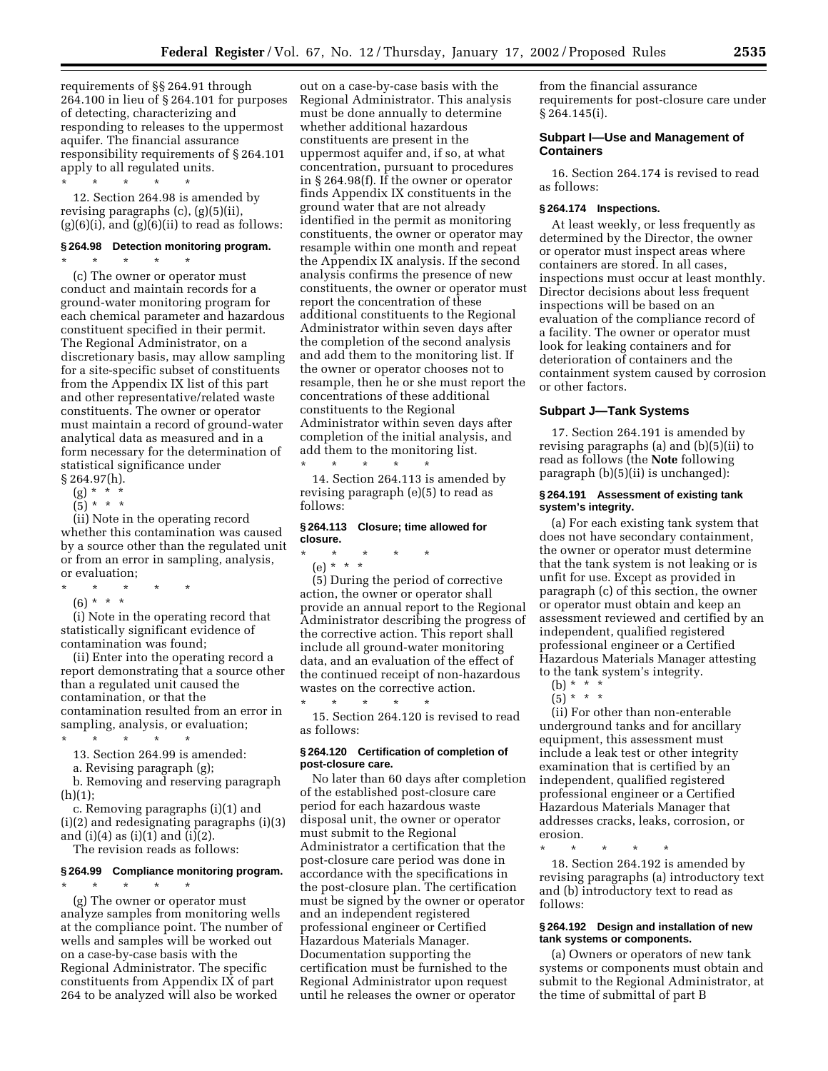requirements of §§ 264.91 through 264.100 in lieu of § 264.101 for purposes of detecting, characterizing and responding to releases to the uppermost aquifer. The financial assurance responsibility requirements of § 264.101 apply to all regulated units.

\* \* \* \* \*

12. Section 264.98 is amended by revising paragraphs (c), (g)(5)(ii), (g)(6)(i), and (g)(6)(ii) to read as follows:

### § 264.98 Detection monitoring program.

\* \* \* \* \*

(c) The owner or operator must conduct and maintain records for a ground-water monitoring program for each chemical parameter and hazardous constituent specified in their permit. The Regional Administrator, on a discretionary basis, may allow sampling for a site-specific subset of constituents from the Appendix IX list of this part and other representative/related waste constituents. The owner or operator must maintain a record of ground-water analytical data as measured and in a form necessary for the determination of statistical significance under § 264.97(h).

(g) \* \* \*

(5) \* \* \*

(ii) Note in the operating record whether this contamination was caused by a source other than the regulated unit or from an error in sampling, analysis, or evaluation;

\* \* \* \* \*

(6) \* \* \*

(i) Note in the operating record that statistically significant evidence of contamination was found;

(ii) Enter into the operating record a report demonstrating that a source other than a regulated unit caused the contamination, or that the contamination resulted from an error in sampling, analysis, or evaluation;

\* \* \* \* \*

13. Section 264.99 is amended:

a. Revising paragraph (g);

b. Removing and reserving paragraph (h)(1);

c. Removing paragraphs (i)(1) and (i)(2) and redesignating paragraphs (i)(3) and (i)(4) as (i)(1) and (i)(2).

The revision reads as follows:

### § 264.99 Compliance monitoring program.

\* \* \* \* \*

(g) The owner or operator must analyze samples from monitoring wells at the compliance point. The number of wells and samples will be worked out on a case-by-case basis with the Regional Administrator. The specific constituents from Appendix IX of part 264 to be analyzed will also be worked out on a case-by-case basis with the Regional Administrator. This analysis must be done annually to determine whether additional hazardous constituents are present in the uppermost aquifer and, if so, at what concentration, pursuant to procedures in § 264.98(f). If the owner or operator finds Appendix IX constituents in the ground water that are not already identified in the permit as monitoring constituents, the owner or operator may resample within one month and repeat the Appendix IX analysis. If the second analysis confirms the presence of new constituents, the owner or operator must report the concentration of these additional constituents to the Regional Administrator within seven days after the completion of the second analysis and add them to the monitoring list. If the owner or operator chooses not to resample, then he or she must report the concentrations of these additional constituents to the Regional Administrator within seven days after completion of the initial analysis, and add them to the monitoring list.

\* \* \* \* \*

14. Section 264.113 is amended by revising paragraph (e)(5) to read as follows:

### § 264.113 Closure; time allowed for closure.

\* \* \* \* \*

(e) \* \* \*

(5) During the period of corrective action, the owner or operator shall provide an annual report to the Regional Administrator describing the progress of the corrective action. This report shall include all ground-water monitoring data, and an evaluation of the effect of the continued receipt of non-hazardous wastes on the corrective action.

\* \* \* \* \*

15. Section 264.120 is revised to read as follows:

### § 264.120 Certification of completion of post-closure care.

No later than 60 days after completion of the established post-closure care period for each hazardous waste disposal unit, the owner or operator must submit to the Regional Administrator a certification that the post-closure care period was done in accordance with the specifications in the post-closure plan. The certification must be signed by the owner or operator and an independent registered professional engineer or Certified Hazardous Materials Manager. Documentation supporting the certification must be furnished to the Regional Administrator upon request until he releases the owner or operator from the financial assurance requirements for post-closure care under § 264.145(i).

## Subpart I—Use and Management of Containers

16. Section 264.174 is revised to read as follows:

### § 264.174 Inspections.

At least weekly, or less frequently as determined by the Director, the owner or operator must inspect areas where containers are stored. In all cases, inspections must occur at least monthly. Director decisions about less frequent inspections will be based on an evaluation of the compliance record of a facility. The owner or operator must look for leaking containers and for deterioration of containers and the containment system caused by corrosion or other factors.

## Subpart J—Tank Systems

17. Section 264.191 is amended by revising paragraphs (a) and (b)(5)(ii) to read as follows (the **Note** following paragraph (b)(5)(ii) is unchanged):

### § 264.191 Assessment of existing tank system's integrity.

(a) For each existing tank system that does not have secondary containment, the owner or operator must determine that the tank system is not leaking or is unfit for use. Except as provided in paragraph (c) of this section, the owner or operator must obtain and keep an assessment reviewed and certified by an independent, qualified registered professional engineer or a Certified Hazardous Materials Manager attesting to the tank system's integrity.

(b) \* \* \*

(5) \* \* \*

(ii) For other than non-enterable underground tanks and for ancillary equipment, this assessment must include a leak test or other integrity examination that is certified by an independent, qualified registered professional engineer or a Certified Hazardous Materials Manager that addresses cracks, leaks, corrosion, or erosion.

\* \* \* \* \*

18. Section 264.192 is amended by revising paragraphs (a) introductory text and (b) introductory text to read as follows:

### § 264.192 Design and installation of new tank systems or components.

(a) Owners or operators of new tank systems or components must obtain and submit to the Regional Administrator, at the time of submittal of part B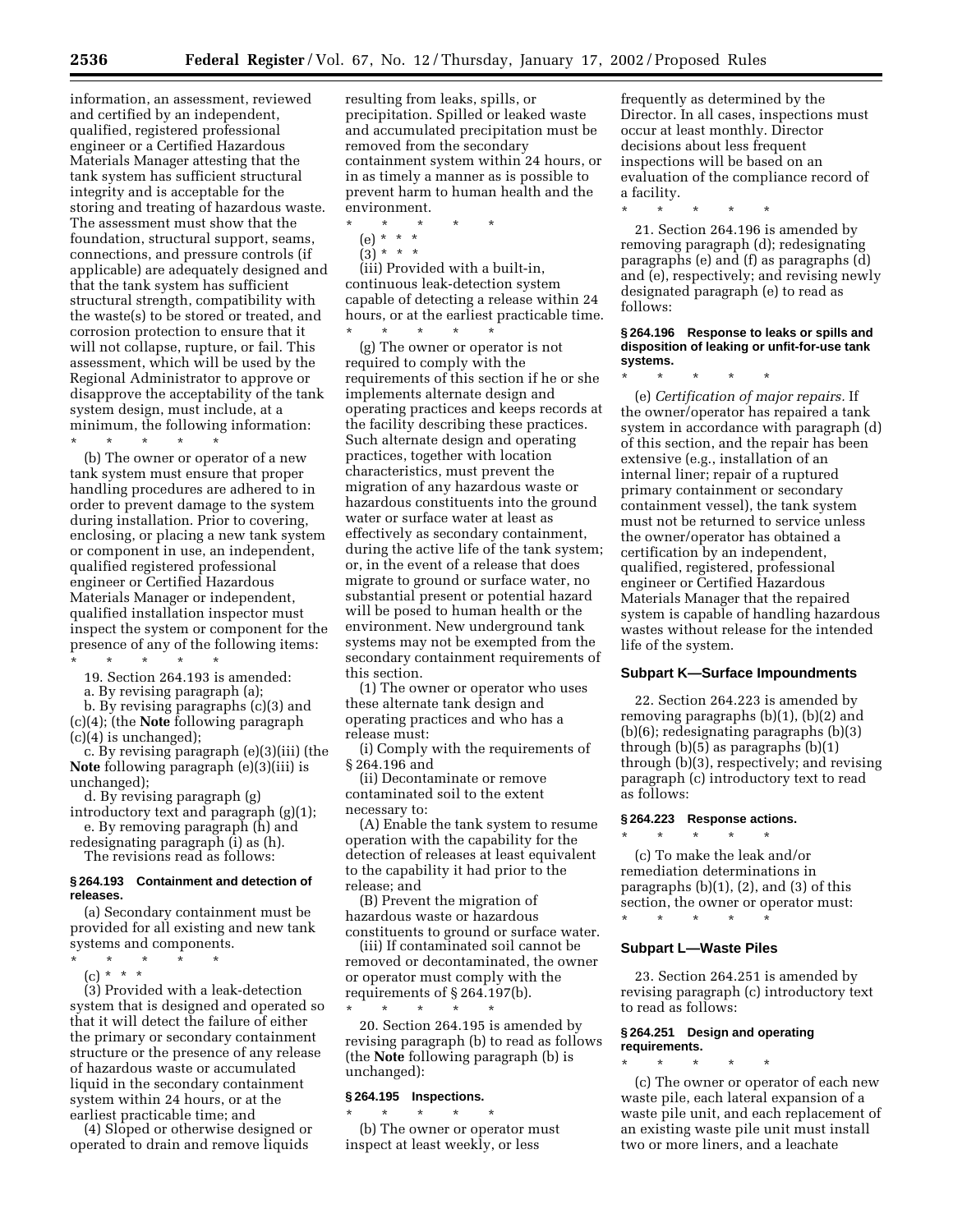information, an assessment, reviewed and certified by an independent, qualified, registered professional engineer or a Certified Hazardous Materials Manager attesting that the tank system has sufficient structural integrity and is acceptable for the storing and treating of hazardous waste. The assessment must show that the foundation, structural support, seams, connections, and pressure controls (if applicable) are adequately designed and that the tank system has sufficient structural strength, compatibility with the waste(s) to be stored or treated, and corrosion protection to ensure that it will not collapse, rupture, or fail. This assessment, which will be used by the Regional Administrator to approve or disapprove the acceptability of the tank system design, must include, at a minimum, the following information:

\* \* \* \* \*

(b) The owner or operator of a new tank system must ensure that proper handling procedures are adhered to in order to prevent damage to the system during installation. Prior to covering, enclosing, or placing a new tank system or component in use, an independent, qualified registered professional engineer or Certified Hazardous Materials Manager or independent, qualified installation inspector must inspect the system or component for the presence of any of the following items:

\* \* \* \* \*

19. Section 264.193 is amended:

a. By revising paragraph (a);

b. By revising paragraphs (c)(3) and (c)(4); (the **Note** following paragraph (c)(4) is unchanged);

c. By revising paragraph (e)(3)(iii) (the **Note** following paragraph (e)(3)(iii) is unchanged);

d. By revising paragraph (g) introductory text and paragraph (g)(1);

e. By removing paragraph (h) and redesignating paragraph (i) as (h).

The revisions read as follows:

#### § 264.193 Containment and detection of releases.

(a) Secondary containment must be provided for all existing and new tank systems and components.

\* \* \* \* \*

(c) \* \* \*

(3) Provided with a leak-detection system that is designed and operated so that it will detect the failure of either the primary or secondary containment structure or the presence of any release of hazardous waste or accumulated liquid in the secondary containment system within 24 hours, or at the earliest practicable time; and

(4) Sloped or otherwise designed or operated to drain and remove liquids resulting from leaks, spills, or precipitation. Spilled or leaked waste and accumulated precipitation must be removed from the secondary containment system within 24 hours, or in as timely a manner as is possible to prevent harm to human health and the environment.

\* \* \* \* \*

(e) \* \* \*

(3) \* \* \*

(iii) Provided with a built-in, continuous leak-detection system capable of detecting a release within 24 hours, or at the earliest practicable time.

\* \* \* \* \*

(g) The owner or operator is not required to comply with the requirements of this section if he or she implements alternate design and operating practices and keeps records at the facility describing these practices. Such alternate design and operating practices, together with location characteristics, must prevent the migration of any hazardous waste or hazardous constituents into the ground water or surface water at least as effectively as secondary containment, during the active life of the tank system; or, in the event of a release that does migrate to ground or surface water, no substantial present or potential hazard will be posed to human health or the environment. New underground tank systems may not be exempted from the secondary containment requirements of this section.

(1) The owner or operator who uses these alternate tank design and operating practices and who has a release must:

(i) Comply with the requirements of § 264.196 and

(ii) Decontaminate or remove contaminated soil to the extent necessary to:

(A) Enable the tank system to resume operation with the capability for the detection of releases at least equivalent to the capability it had prior to the release; and

(B) Prevent the migration of hazardous waste or hazardous constituents to ground or surface water.

(iii) If contaminated soil cannot be removed or decontaminated, the owner or operator must comply with the requirements of § 264.197(b).

\* \* \* \* \*

20. Section 264.195 is amended by revising paragraph (b) to read as follows (the **Note** following paragraph (b) is unchanged):

#### § 264.195 Inspections.

\* \* \* \* \*

(b) The owner or operator must inspect at least weekly, or less frequently as determined by the Director. In all cases, inspections must occur at least monthly. Director decisions about less frequent inspections will be based on an evaluation of the compliance record of a facility.

\* \* \* \* \*

21. Section 264.196 is amended by removing paragraph (d); redesignating paragraphs (e) and (f) as paragraphs (d) and (e), respectively; and revising newly designated paragraph (e) to read as follows:

#### § 264.196 Response to leaks or spills and disposition of leaking or unfit-for-use tank systems.

\* \* \* \* \*

(e) *Certification of major repairs.* If the owner/operator has repaired a tank system in accordance with paragraph (d) of this section, and the repair has been extensive (e.g., installation of an internal liner; repair of a ruptured primary containment or secondary containment vessel), the tank system must not be returned to service unless the owner/operator has obtained a certification by an independent, qualified, registered, professional engineer or Certified Hazardous Materials Manager that the repaired system is capable of handling hazardous wastes without release for the intended life of the system.

### Subpart K—Surface Impoundments

22. Section 264.223 is amended by removing paragraphs (b)(1), (b)(2) and (b)(6); redesignating paragraphs (b)(3) through (b)(5) as paragraphs (b)(1) through (b)(3), respectively; and revising paragraph (c) introductory text to read as follows:

#### § 264.223 Response actions.

\* \* \* \* \*

(c) To make the leak and/or remediation determinations in paragraphs (b)(1), (2), and (3) of this section, the owner or operator must:

\* \* \* \* \*

### Subpart L—Waste Piles

23. Section 264.251 is amended by revising paragraph (c) introductory text to read as follows:

#### § 264.251 Design and operating requirements.

\* \* \* \* \*

(c) The owner or operator of each new waste pile, each lateral expansion of a waste pile unit, and each replacement of an existing waste pile unit must install two or more liners, and a leachate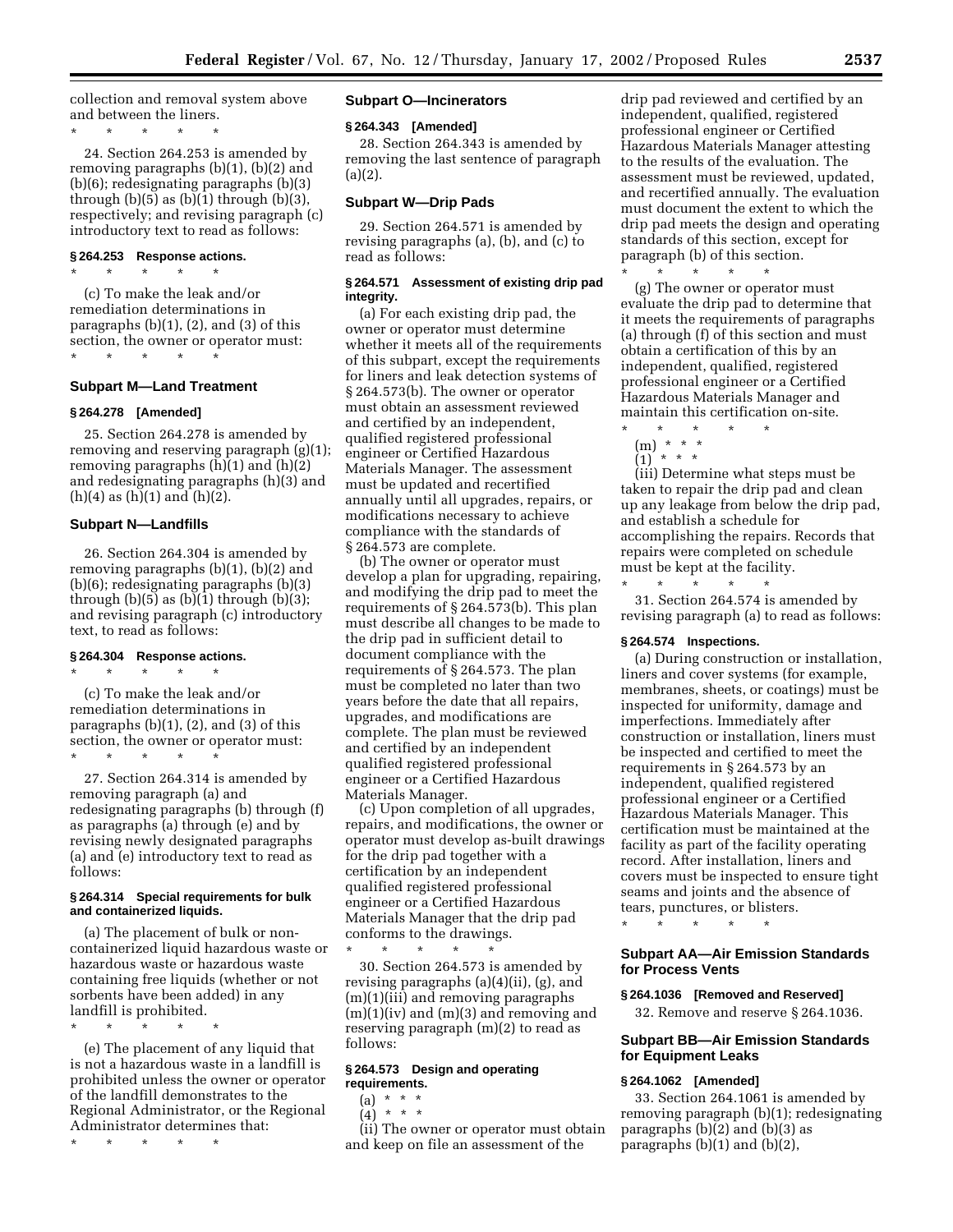collection and removal system above and between the liners.

\* \* \* \* \*

24. Section 264.253 is amended by removing paragraphs (b)(1), (b)(2) and (b)(6); redesignating paragraphs (b)(3) through (b)(5) as (b)(1) through (b)(3), respectively; and revising paragraph (c) introductory text to read as follows:

### § 264.253 Response actions.

\* \* \* \* \*

(c) To make the leak and/or remediation determinations in paragraphs (b)(1), (2), and (3) of this section, the owner or operator must:

\* \* \* \* \*

## Subpart M—Land Treatment

### § 264.278 [Amended]

25. Section 264.278 is amended by removing and reserving paragraph (g)(1); removing paragraphs (h)(1) and (h)(2) and redesignating paragraphs (h)(3) and (h)(4) as (h)(1) and (h)(2).

## Subpart N—Landfills

26. Section 264.304 is amended by removing paragraphs (b)(1), (b)(2) and (b)(6); redesignating paragraphs (b)(3) through (b)(5) as (b)(1) through (b)(3); and revising paragraph (c) introductory text, to read as follows:

### § 264.304 Response actions.

\* \* \* \* \*

(c) To make the leak and/or remediation determinations in paragraphs (b)(1), (2), and (3) of this section, the owner or operator must:

\* \* \* \* \*

27. Section 264.314 is amended by removing paragraph (a) and redesignating paragraphs (b) through (f) as paragraphs (a) through (e) and by revising newly designated paragraphs (a) and (e) introductory text to read as follows:

### § 264.314 Special requirements for bulk and containerized liquids.

(a) The placement of bulk or non-containerized liquid hazardous waste or hazardous waste containing free liquids (whether or not sorbents have been added) in any landfill is prohibited.

\* \* \* \* \*

(e) The placement of any liquid that is not a hazardous waste in a landfill is prohibited unless the owner or operator of the landfill demonstrates to the Regional Administrator, or the Regional Administrator determines that:

\* \* \* \* \*

## Subpart O—Incinerators

### § 264.343 [Amended]

28. Section 264.343 is amended by removing the last sentence of paragraph (a)(2).

## Subpart W—Drip Pads

29. Section 264.571 is amended by revising paragraphs (a), (b), and (c) to read as follows:

### § 264.571 Assessment of existing drip pad integrity.

(a) For each existing drip pad, the owner or operator must determine whether it meets all of the requirements of this subpart, except the requirements for liners and leak detection systems of § 264.573(b). The owner or operator must obtain an assessment reviewed and certified by an independent, qualified registered professional engineer or Certified Hazardous Materials Manager. The assessment must be updated and recertified annually until all upgrades, repairs, or modifications necessary to achieve compliance with the standards of § 264.573 are complete.

(b) The owner or operator must develop a plan for upgrading, repairing, and modifying the drip pad to meet the requirements of § 264.573(b). This plan must describe all changes to be made to the drip pad in sufficient detail to document compliance with the requirements of § 264.573. The plan must be completed no later than two years before the date that all repairs, upgrades, and modifications are complete. The plan must be reviewed and certified by an independent qualified registered professional engineer or a Certified Hazardous Materials Manager.

(c) Upon completion of all upgrades, repairs, and modifications, the owner or operator must develop as-built drawings for the drip pad together with a certification by an independent qualified registered professional engineer or a Certified Hazardous Materials Manager that the drip pad conforms to the drawings.

\* \* \* \* \*

30. Section 264.573 is amended by revising paragraphs (a)(4)(ii), (g), and (m)(1)(iii) and removing paragraphs (m)(1)(iv) and (m)(3) and removing and reserving paragraph (m)(2) to read as follows:

### § 264.573 Design and operating requirements.

(a) \* \* \*

(4) \* \* \*

(ii) The owner or operator must obtain and keep on file an assessment of the drip pad reviewed and certified by an independent, qualified, registered professional engineer or Certified Hazardous Materials Manager attesting to the results of the evaluation. The assessment must be reviewed, updated, and recertified annually. The evaluation must document the extent to which the drip pad meets the design and operating standards of this section, except for paragraph (b) of this section.

\* \* \* \* \*

(g) The owner or operator must evaluate the drip pad to determine that it meets the requirements of paragraphs (a) through (f) of this section and must obtain a certification of this by an independent, qualified, registered professional engineer or a Certified Hazardous Materials Manager and maintain this certification on-site.

\* \* \* \* \*

(m) \* \* \*

(1) \* \* \*

(iii) Determine what steps must be taken to repair the drip pad and clean up any leakage from below the drip pad, and establish a schedule for accomplishing the repairs. Records that repairs were completed on schedule must be kept at the facility.

\* \* \* \* \*

31. Section 264.574 is amended by revising paragraph (a) to read as follows:

### § 264.574 Inspections.

(a) During construction or installation, liners and cover systems (for example, membranes, sheets, or coatings) must be inspected for uniformity, damage and imperfections. Immediately after construction or installation, liners must be inspected and certified to meet the requirements in § 264.573 by an independent, qualified registered professional engineer or a Certified Hazardous Materials Manager. This certification must be maintained at the facility as part of the facility operating record. After installation, liners and covers must be inspected to ensure tight seams and joints and the absence of tears, punctures, or blisters.

\* \* \* \* \*

## Subpart AA—Air Emission Standards for Process Vents

### § 264.1036 [Removed and Reserved]

32. Remove and reserve § 264.1036.

## Subpart BB—Air Emission Standards for Equipment Leaks

### § 264.1062 [Amended]

33. Section 264.1061 is amended by removing paragraph (b)(1); redesignating paragraphs (b)(2) and (b)(3) as paragraphs (b)(1) and (b)(2),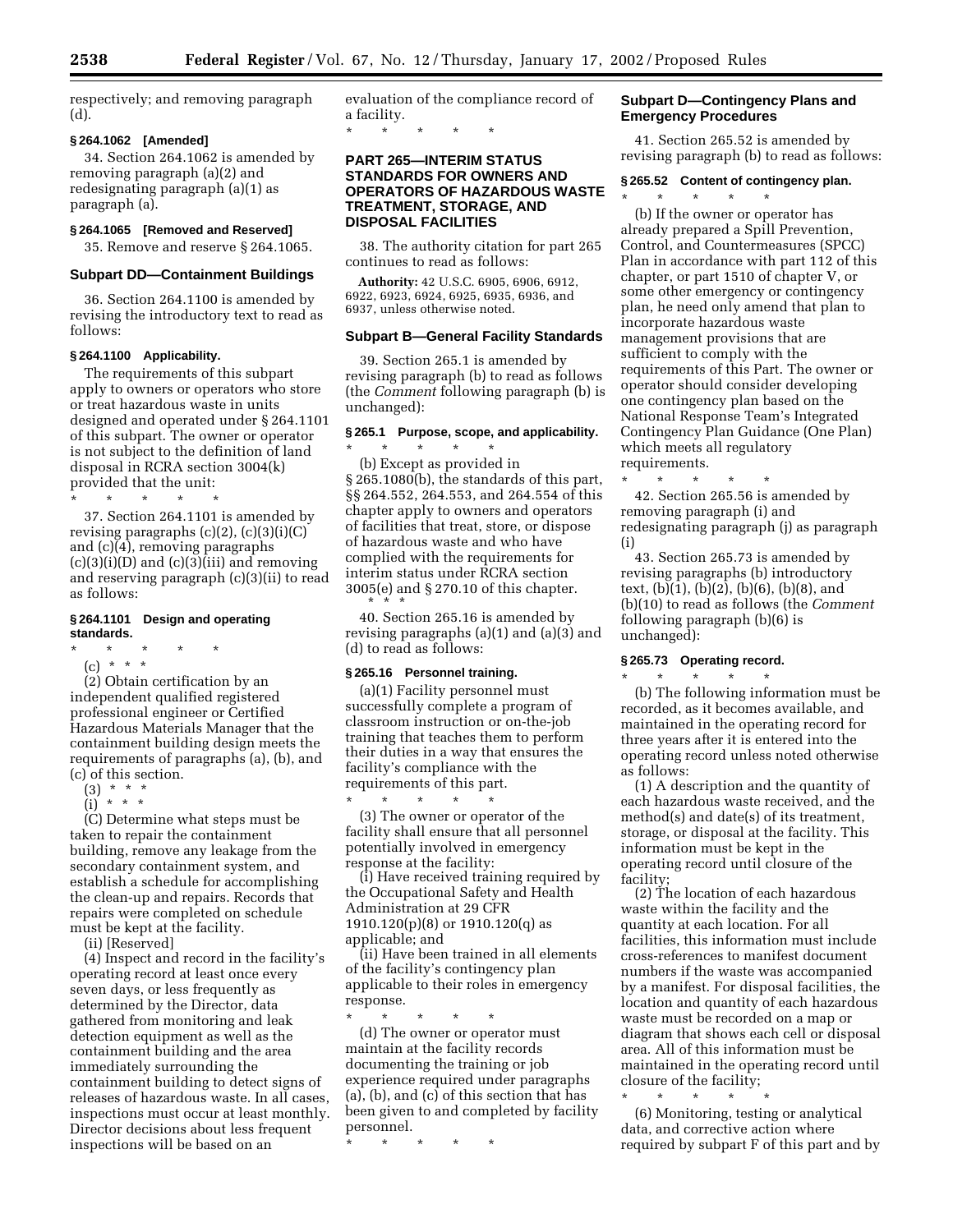respectively; and removing paragraph (d).

### § 264.1062 [Amended]

34. Section 264.1062 is amended by removing paragraph (a)(2) and redesignating paragraph (a)(1) as paragraph (a).

### § 264.1065 [Removed and Reserved]

35. Remove and reserve § 264.1065.

## Subpart DD—Containment Buildings

36. Section 264.1100 is amended by revising the introductory text to read as follows:

### § 264.1100 Applicability.

The requirements of this subpart apply to owners or operators who store or treat hazardous waste in units designed and operated under § 264.1101 of this subpart. The owner or operator is not subject to the definition of land disposal in RCRA section 3004(k) provided that the unit:

* * * * *

37. Section 264.1101 is amended by revising paragraphs (c)(2), (c)(3)(i)(C) and (c)(4), removing paragraphs (c)(3)(i)(D) and (c)(3)(iii) and removing and reserving paragraph (c)(3)(ii) to read as follows:

### § 264.1101 Design and operating standards.

* * * * *

(c) * * *

(2) Obtain certification by an independent qualified registered professional engineer or Certified Hazardous Materials Manager that the containment building design meets the requirements of paragraphs (a), (b), and (c) of this section.

(3) * * *

(i) * * *

(C) Determine what steps must be taken to repair the containment building, remove any leakage from the secondary containment system, and establish a schedule for accomplishing the clean-up and repairs. Records that repairs were completed on schedule must be kept at the facility.

(ii) [Reserved]

(4) Inspect and record in the facility's operating record at least once every seven days, or less frequently as determined by the Director, data gathered from monitoring and leak detection equipment as well as the containment building and the area immediately surrounding the containment building to detect signs of releases of hazardous waste. In all cases, inspections must occur at least monthly. Director decisions about less frequent inspections will be based on an evaluation of the compliance record of a facility.

* * * * *

## PART 265—INTERIM STATUS STANDARDS FOR OWNERS AND OPERATORS OF HAZARDOUS WASTE TREATMENT, STORAGE, AND DISPOSAL FACILITIES

38. The authority citation for part 265 continues to read as follows:

**Authority:** 42 U.S.C. 6905, 6906, 6912, 6922, 6923, 6924, 6925, 6935, 6936, and 6937, unless otherwise noted.

## Subpart B—General Facility Standards

39. Section 265.1 is amended by revising paragraph (b) to read as follows (the *Comment* following paragraph (b) is unchanged):

### § 265.1 Purpose, scope, and applicability.

* * * * *

(b) Except as provided in § 265.1080(b), the standards of this part, §§ 264.552, 264.553, and 264.554 of this chapter apply to owners and operators of facilities that treat, store, or dispose of hazardous waste and who have complied with the requirements for interim status under RCRA section 3005(e) and § 270.10 of this chapter.

* * *

40. Section 265.16 is amended by revising paragraphs (a)(1) and (a)(3) and (d) to read as follows:

### § 265.16 Personnel training.

(a)(1) Facility personnel must successfully complete a program of classroom instruction or on-the-job training that teaches them to perform their duties in a way that ensures the facility's compliance with the requirements of this part.

* * * * *

(3) The owner or operator of the facility shall ensure that all personnel potentially involved in emergency response at the facility:

(i) Have received training required by the Occupational Safety and Health Administration at 29 CFR 1910.120(p)(8) or 1910.120(q) as applicable; and

(ii) Have been trained in all elements of the facility's contingency plan applicable to their roles in emergency response.

* * * * *

(d) The owner or operator must maintain at the facility records documenting the training or job experience required under paragraphs (a), (b), and (c) of this section that has been given to and completed by facility personnel.

* * * * *

## Subpart D—Contingency Plans and Emergency Procedures

41. Section 265.52 is amended by revising paragraph (b) to read as follows:

### § 265.52 Content of contingency plan.

* * * * *

(b) If the owner or operator has already prepared a Spill Prevention, Control, and Countermeasures (SPCC) Plan in accordance with part 112 of this chapter, or part 1510 of chapter V, or some other emergency or contingency plan, he need only amend that plan to incorporate hazardous waste management provisions that are sufficient to comply with the requirements of this Part. The owner or operator should consider developing one contingency plan based on the National Response Team's Integrated Contingency Plan Guidance (One Plan) which meets all regulatory requirements.

* * * * *

42. Section 265.56 is amended by removing paragraph (i) and redesignating paragraph (j) as paragraph (i)

43. Section 265.73 is amended by revising paragraphs (b) introductory text, (b)(1), (b)(2), (b)(6), (b)(8), and (b)(10) to read as follows (the *Comment* following paragraph (b)(6) is unchanged):

### § 265.73 Operating record.

* * * * *

(b) The following information must be recorded, as it becomes available, and maintained in the operating record for three years after it is entered into the operating record unless noted otherwise as follows:

(1) A description and the quantity of each hazardous waste received, and the method(s) and date(s) of its treatment, storage, or disposal at the facility. This information must be kept in the operating record until closure of the facility;

(2) The location of each hazardous waste within the facility and the quantity at each location. For all facilities, this information must include cross-references to manifest document numbers if the waste was accompanied by a manifest. For disposal facilities, the location and quantity of each hazardous waste must be recorded on a map or diagram that shows each cell or disposal area. All of this information must be maintained in the operating record until closure of the facility;

* * * * *

(6) Monitoring, testing or analytical data, and corrective action where required by subpart F of this part and by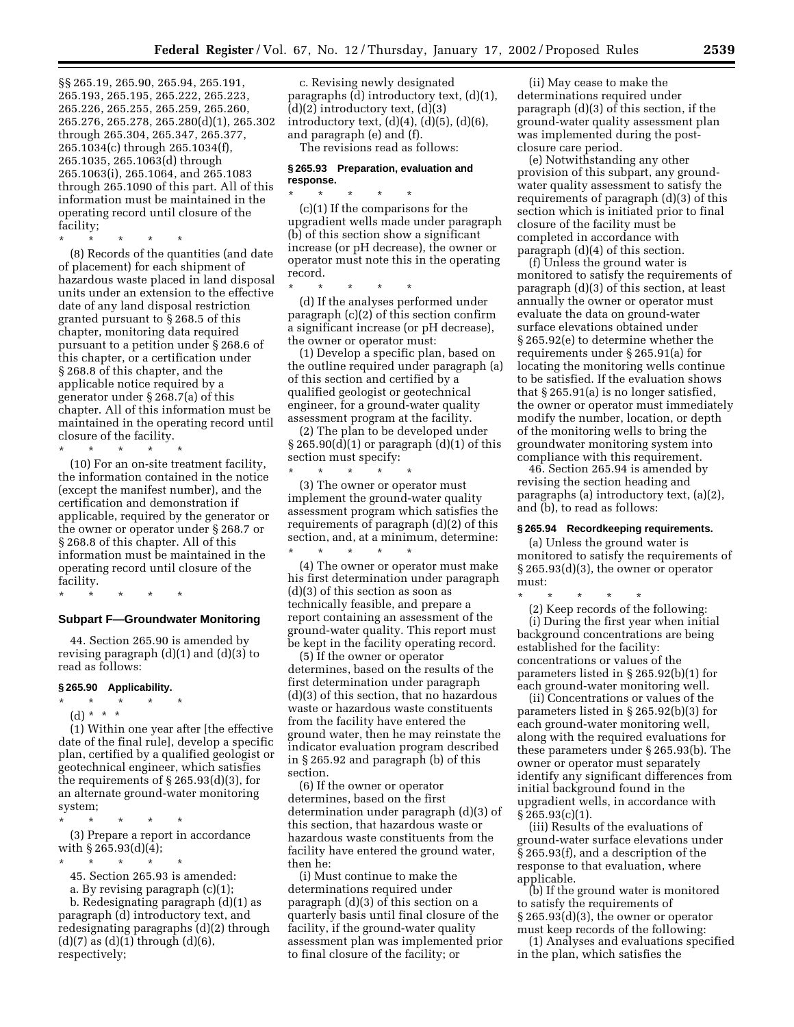§§ 265.19, 265.90, 265.94, 265.191, 265.193, 265.195, 265.222, 265.223, 265.226, 265.255, 265.259, 265.260, 265.276, 265.278, 265.280(d)(1), 265.302 through 265.304, 265.347, 265.377, 265.1034(c) through 265.1034(f), 265.1035, 265.1063(d) through 265.1063(i), 265.1064, and 265.1083 through 265.1090 of this part. All of this information must be maintained in the operating record until closure of the facility;

\* \* \* \* \*

(8) Records of the quantities (and date of placement) for each shipment of hazardous waste placed in land disposal units under an extension to the effective date of any land disposal restriction granted pursuant to § 268.5 of this chapter, monitoring data required pursuant to a petition under § 268.6 of this chapter, or a certification under § 268.8 of this chapter, and the applicable notice required by a generator under § 268.7(a) of this chapter. All of this information must be maintained in the operating record until closure of the facility.

\* \* \* \* \*

(10) For an on-site treatment facility, the information contained in the notice (except the manifest number), and the certification and demonstration if applicable, required by the generator or the owner or operator under § 268.7 or § 268.8 of this chapter. All of this information must be maintained in the operating record until closure of the facility.

\* \* \* \* \*

### Subpart F—Groundwater Monitoring

44. Section 265.90 is amended by revising paragraph (d)(1) and (d)(3) to read as follows:

#### § 265.90 Applicability.

\* \* \* \* \*

(d) \* \* \*

(1) Within one year after [the effective date of the final rule], develop a specific plan, certified by a qualified geologist or geotechnical engineer, which satisfies the requirements of § 265.93(d)(3), for an alternate ground-water monitoring system;

\* \* \* \* \*

(3) Prepare a report in accordance with § 265.93(d)(4);

\* \* \* \* \*

45. Section 265.93 is amended:

a. By revising paragraph (c)(1);

b. Redesignating paragraph (d)(1) as paragraph (d) introductory text, and redesignating paragraphs (d)(2) through (d)(7) as (d)(1) through (d)(6), respectively;

c. Revising newly designated paragraphs (d) introductory text, (d)(1), (d)(2) introductory text, (d)(3) introductory text, (d)(4), (d)(5), (d)(6), and paragraph (e) and (f).

The revisions read as follows:

#### § 265.93 Preparation, evaluation and response.

\* \* \* \* \*

(c)(1) If the comparisons for the upgradient wells made under paragraph (b) of this section show a significant increase (or pH decrease), the owner or operator must note this in the operating record.

\* \* \* \* \*

(d) If the analyses performed under paragraph (c)(2) of this section confirm a significant increase (or pH decrease), the owner or operator must:

(1) Develop a specific plan, based on the outline required under paragraph (a) of this section and certified by a qualified geologist or geotechnical engineer, for a ground-water quality assessment program at the facility.

(2) The plan to be developed under § 265.90(d)(1) or paragraph (d)(1) of this section must specify:

\* \* \* \* \*

(3) The owner or operator must implement the ground-water quality assessment program which satisfies the requirements of paragraph (d)(2) of this section, and, at a minimum, determine:

\* \* \* \* \*

(4) The owner or operator must make his first determination under paragraph (d)(3) of this section as soon as technically feasible, and prepare a report containing an assessment of the ground-water quality. This report must be kept in the facility operating record.

(5) If the owner or operator determines, based on the results of the first determination under paragraph (d)(3) of this section, that no hazardous waste or hazardous waste constituents from the facility have entered the ground water, then he may reinstate the indicator evaluation program described in § 265.92 and paragraph (b) of this section.

(6) If the owner or operator determines, based on the first determination under paragraph (d)(3) of this section, that hazardous waste or hazardous waste constituents from the facility have entered the ground water, then he:

(i) Must continue to make the determinations required under paragraph (d)(3) of this section on a quarterly basis until final closure of the facility, if the ground-water quality assessment plan was implemented prior to final closure of the facility; or

(ii) May cease to make the determinations required under paragraph (d)(3) of this section, if the ground-water quality assessment plan was implemented during the post-closure care period.

(e) Notwithstanding any other provision of this subpart, any ground-water quality assessment to satisfy the requirements of paragraph (d)(3) of this section which is initiated prior to final closure of the facility must be completed in accordance with paragraph (d)(4) of this section.

(f) Unless the ground water is monitored to satisfy the requirements of paragraph (d)(3) of this section, at least annually the owner or operator must evaluate the data on ground-water surface elevations obtained under § 265.92(e) to determine whether the requirements under § 265.91(a) for locating the monitoring wells continue to be satisfied. If the evaluation shows that § 265.91(a) is no longer satisfied, the owner or operator must immediately modify the number, location, or depth of the monitoring wells to bring the groundwater monitoring system into compliance with this requirement.

46. Section 265.94 is amended by revising the section heading and paragraphs (a) introductory text, (a)(2), and (b), to read as follows:

#### § 265.94 Recordkeeping requirements.

(a) Unless the ground water is monitored to satisfy the requirements of § 265.93(d)(3), the owner or operator must:

\* \* \* \* \*

(2) Keep records of the following:

(i) During the first year when initial background concentrations are being established for the facility: concentrations or values of the parameters listed in § 265.92(b)(1) for each ground-water monitoring well.

(ii) Concentrations or values of the parameters listed in § 265.92(b)(3) for each ground-water monitoring well, along with the required evaluations for these parameters under § 265.93(b). The owner or operator must separately identify any significant differences from initial background found in the upgradient wells, in accordance with § 265.93(c)(1).

(iii) Results of the evaluations of ground-water surface elevations under § 265.93(f), and a description of the response to that evaluation, where applicable.

(b) If the ground water is monitored to satisfy the requirements of § 265.93(d)(3), the owner or operator must keep records of the following:

(1) Analyses and evaluations specified in the plan, which satisfies the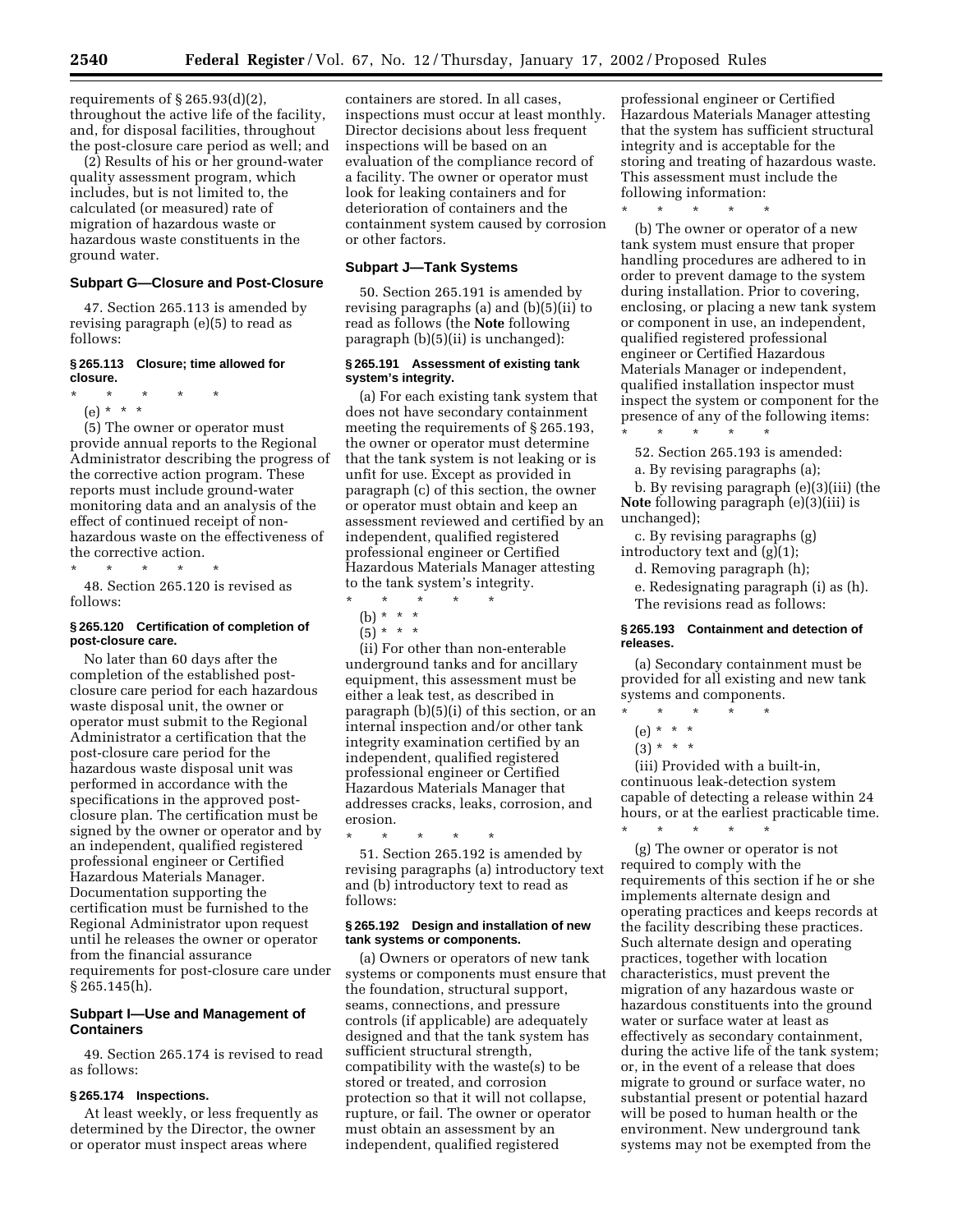requirements of § 265.93(d)(2), throughout the active life of the facility, and, for disposal facilities, throughout the post-closure care period as well; and

(2) Results of his or her ground-water quality assessment program, which includes, but is not limited to, the calculated (or measured) rate of migration of hazardous waste or hazardous waste constituents in the ground water.

### Subpart G—Closure and Post-Closure

47. Section 265.113 is amended by revising paragraph (e)(5) to read as follows:

#### § 265.113 Closure; time allowed for closure.

\* \* \* \* \*

(e) \* \* \*

(5) The owner or operator must provide annual reports to the Regional Administrator describing the progress of the corrective action program. These reports must include ground-water monitoring data and an analysis of the effect of continued receipt of non-hazardous waste on the effectiveness of the corrective action.

\* \* \* \* \*

48. Section 265.120 is revised as follows:

#### § 265.120 Certification of completion of post-closure care.

No later than 60 days after the completion of the established post-closure care period for each hazardous waste disposal unit, the owner or operator must submit to the Regional Administrator a certification that the post-closure care period for the hazardous waste disposal unit was performed in accordance with the specifications in the approved post-closure plan. The certification must be signed by the owner or operator and by an independent, qualified registered professional engineer or Certified Hazardous Materials Manager. Documentation supporting the certification must be furnished to the Regional Administrator upon request until he releases the owner or operator from the financial assurance requirements for post-closure care under § 265.145(h).

### Subpart I—Use and Management of Containers

49. Section 265.174 is revised to read as follows:

#### § 265.174 Inspections.

At least weekly, or less frequently as determined by the Director, the owner or operator must inspect areas where containers are stored. In all cases, inspections must occur at least monthly. Director decisions about less frequent inspections will be based on an evaluation of the compliance record of a facility. The owner or operator must look for leaking containers and for deterioration of containers and the containment system caused by corrosion or other factors.

### Subpart J—Tank Systems

50. Section 265.191 is amended by revising paragraphs (a) and (b)(5)(ii) to read as follows (the **Note** following paragraph (b)(5)(ii) is unchanged):

#### § 265.191 Assessment of existing tank system's integrity.

(a) For each existing tank system that does not have secondary containment meeting the requirements of § 265.193, the owner or operator must determine that the tank system is not leaking or is unfit for use. Except as provided in paragraph (c) of this section, the owner or operator must obtain and keep an assessment reviewed and certified by an independent, qualified registered professional engineer or Certified Hazardous Materials Manager attesting to the tank system's integrity.

\* \* \* \* \*

(b) \* \* \*

(5) \* \* \*

(ii) For other than non-enterable underground tanks and for ancillary equipment, this assessment must be either a leak test, as described in paragraph (b)(5)(i) of this section, or an internal inspection and/or other tank integrity examination certified by an independent, qualified registered professional engineer or Certified Hazardous Materials Manager that addresses cracks, leaks, corrosion, and erosion.

\* \* \* \* \*

51. Section 265.192 is amended by revising paragraphs (a) introductory text and (b) introductory text to read as follows:

#### § 265.192 Design and installation of new tank systems or components.

(a) Owners or operators of new tank systems or components must ensure that the foundation, structural support, seams, connections, and pressure controls (if applicable) are adequately designed and that the tank system has sufficient structural strength, compatibility with the waste(s) to be stored or treated, and corrosion protection so that it will not collapse, rupture, or fail. The owner or operator must obtain an assessment by an independent, qualified registered professional engineer or Certified Hazardous Materials Manager attesting that the system has sufficient structural integrity and is acceptable for the storing and treating of hazardous waste. This assessment must include the following information:

\* \* \* \* \*

(b) The owner or operator of a new tank system must ensure that proper handling procedures are adhered to in order to prevent damage to the system during installation. Prior to covering, enclosing, or placing a new tank system or component in use, an independent, qualified registered professional engineer or Certified Hazardous Materials Manager or independent, qualified installation inspector must inspect the system or component for the presence of any of the following items:

\* \* \* \* \*

52. Section 265.193 is amended:

a. By revising paragraphs (a);

b. By revising paragraph (e)(3)(iii) (the **Note** following paragraph (e)(3)(iii) is unchanged);

c. By revising paragraphs (g) introductory text and (g)(1);

d. Removing paragraph (h);

e. Redesignating paragraph (i) as (h).

The revisions read as follows:

#### § 265.193 Containment and detection of releases.

(a) Secondary containment must be provided for all existing and new tank systems and components.

\* \* \* \* \*

(e) \* \* \*

(3) \* \* \*

(iii) Provided with a built-in, continuous leak-detection system capable of detecting a release within 24 hours, or at the earliest practicable time.

\* \* \* \* \*

(g) The owner or operator is not required to comply with the requirements of this section if he or she implements alternate design and operating practices and keeps records at the facility describing these practices. Such alternate design and operating practices, together with location characteristics, must prevent the migration of any hazardous waste or hazardous constituents into the ground water or surface water at least as effectively as secondary containment, during the active life of the tank system; or, in the event of a release that does migrate to ground or surface water, no substantial present or potential hazard will be posed to human health or the environment. New underground tank systems may not be exempted from the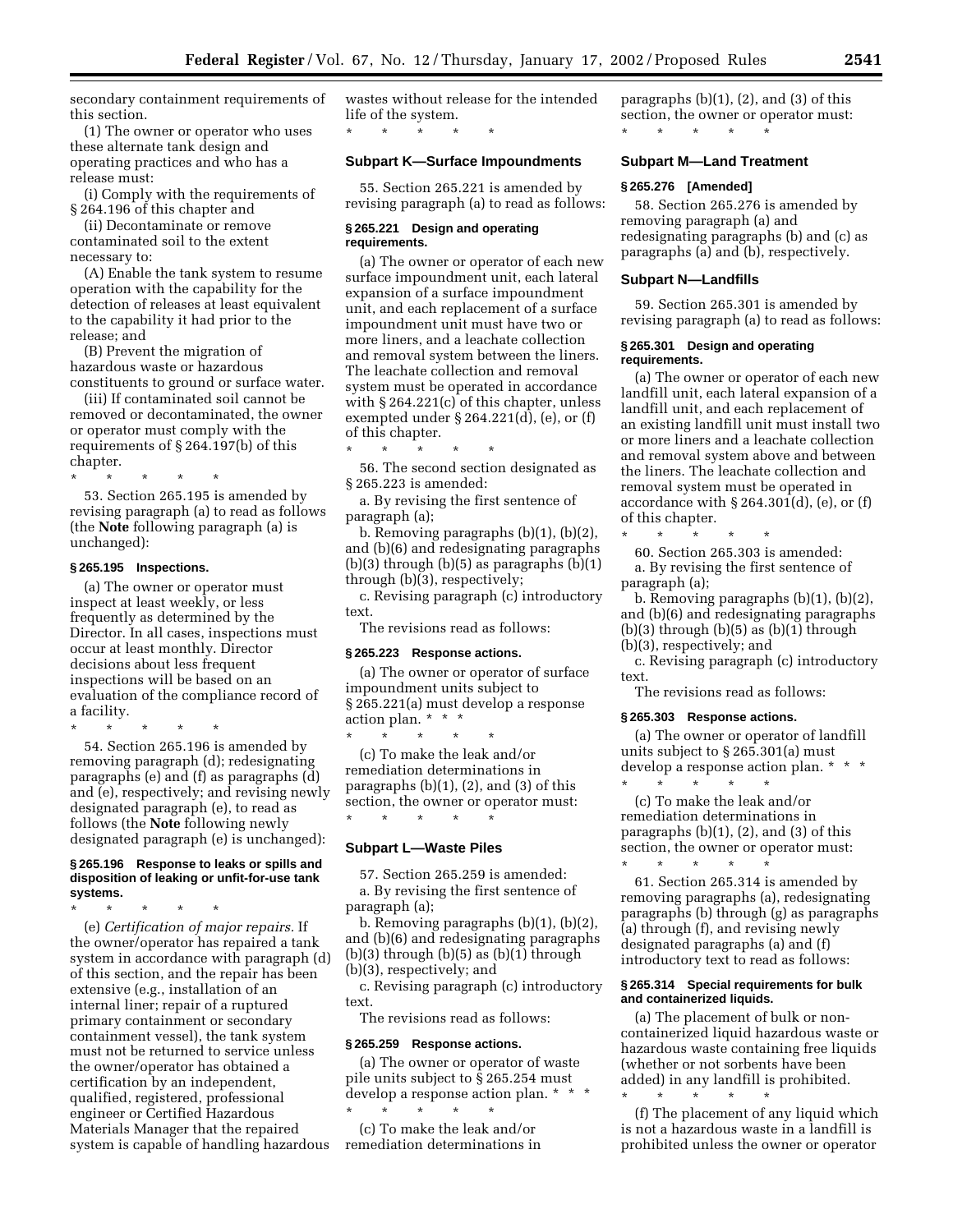secondary containment requirements of this section.

(1) The owner or operator who uses these alternate tank design and operating practices and who has a release must:

(i) Comply with the requirements of § 264.196 of this chapter and

(ii) Decontaminate or remove contaminated soil to the extent necessary to:

(A) Enable the tank system to resume operation with the capability for the detection of releases at least equivalent to the capability it had prior to the release; and

(B) Prevent the migration of hazardous waste or hazardous constituents to ground or surface water.

(iii) If contaminated soil cannot be removed or decontaminated, the owner or operator must comply with the requirements of § 264.197(b) of this chapter.

\* \* \* \* \*

53. Section 265.195 is amended by revising paragraph (a) to read as follows (the **Note** following paragraph (a) is unchanged):

**§ 265.195 Inspections.**

(a) The owner or operator must inspect at least weekly, or less frequently as determined by the Director. In all cases, inspections must occur at least monthly. Director decisions about less frequent inspections will be based on an evaluation of the compliance record of a facility.

\* \* \* \* \*

54. Section 265.196 is amended by removing paragraph (d); redesignating paragraphs (e) and (f) as paragraphs (d) and (e), respectively; and revising newly designated paragraph (e), to read as follows (the **Note** following newly designated paragraph (e) is unchanged):

**§ 265.196 Response to leaks or spills and disposition of leaking or unfit-for-use tank systems.**

\* \* \* \* \*

(e) *Certification of major repairs.* If the owner/operator has repaired a tank system in accordance with paragraph (d) of this section, and the repair has been extensive (e.g., installation of an internal liner; repair of a ruptured primary containment or secondary containment vessel), the tank system must not be returned to service unless the owner/operator has obtained a certification by an independent, qualified, registered, professional engineer or Certified Hazardous Materials Manager that the repaired system is capable of handling hazardous wastes without release for the intended life of the system.

\* \* \* \* \*

## Subpart K—Surface Impoundments

55. Section 265.221 is amended by revising paragraph (a) to read as follows:

**§ 265.221 Design and operating requirements.**

(a) The owner or operator of each new surface impoundment unit, each lateral expansion of a surface impoundment unit, and each replacement of a surface impoundment unit must have two or more liners, and a leachate collection and removal system between the liners. The leachate collection and removal system must be operated in accordance with § 264.221(c) of this chapter, unless exempted under § 264.221(d), (e), or (f) of this chapter.

\* \* \* \* \*

56. The second section designated as § 265.223 is amended:

a. By revising the first sentence of paragraph (a);

b. Removing paragraphs (b)(1), (b)(2), and (b)(6) and redesignating paragraphs (b)(3) through (b)(5) as paragraphs (b)(1) through (b)(3), respectively;

c. Revising paragraph (c) introductory text.

The revisions read as follows:

**§ 265.223 Response actions.**

(a) The owner or operator of surface impoundment units subject to § 265.221(a) must develop a response action plan. \* \* \*

\* \* \* \* \*

(c) To make the leak and/or remediation determinations in paragraphs (b)(1), (2), and (3) of this section, the owner or operator must:

\* \* \* \* \*

## Subpart L—Waste Piles

57. Section 265.259 is amended:

a. By revising the first sentence of paragraph (a);

b. Removing paragraphs (b)(1), (b)(2), and (b)(6) and redesignating paragraphs (b)(3) through (b)(5) as (b)(1) through (b)(3), respectively; and

c. Revising paragraph (c) introductory text.

The revisions read as follows:

**§ 265.259 Response actions.**

(a) The owner or operator of waste pile units subject to § 265.254 must develop a response action plan. \* \* \*

\* \* \* \* \*

(c) To make the leak and/or remediation determinations in paragraphs (b)(1), (2), and (3) of this section, the owner or operator must:

\* \* \* \* \*

## Subpart M—Land Treatment

**§ 265.276 [Amended]**

58. Section 265.276 is amended by removing paragraph (a) and redesignating paragraphs (b) and (c) as paragraphs (a) and (b), respectively.

## Subpart N—Landfills

59. Section 265.301 is amended by revising paragraph (a) to read as follows:

**§ 265.301 Design and operating requirements.**

(a) The owner or operator of each new landfill unit, each lateral expansion of a landfill unit, and each replacement of an existing landfill unit must install two or more liners and a leachate collection and removal system above and between the liners. The leachate collection and removal system must be operated in accordance with § 264.301(d), (e), or (f) of this chapter.

\* \* \* \* \*

60. Section 265.303 is amended:

a. By revising the first sentence of paragraph (a);

b. Removing paragraphs (b)(1), (b)(2), and (b)(6) and redesignating paragraphs (b)(3) through (b)(5) as (b)(1) through (b)(3), respectively; and

c. Revising paragraph (c) introductory text.

The revisions read as follows:

**§ 265.303 Response actions.**

(a) The owner or operator of landfill units subject to § 265.301(a) must develop a response action plan. \* \* \*

\* \* \* \* \*

(c) To make the leak and/or remediation determinations in paragraphs (b)(1), (2), and (3) of this section, the owner or operator must:

\* \* \* \* \*

61. Section 265.314 is amended by removing paragraphs (a), redesignating paragraphs (b) through (g) as paragraphs (a) through (f), and revising newly designated paragraphs (a) and (f) introductory text to read as follows:

**§ 265.314 Special requirements for bulk and containerized liquids.**

(a) The placement of bulk or non-containerized liquid hazardous waste or hazardous waste containing free liquids (whether or not sorbents have been added) in any landfill is prohibited.

\* \* \* \* \*

(f) The placement of any liquid which is not a hazardous waste in a landfill is prohibited unless the owner or operator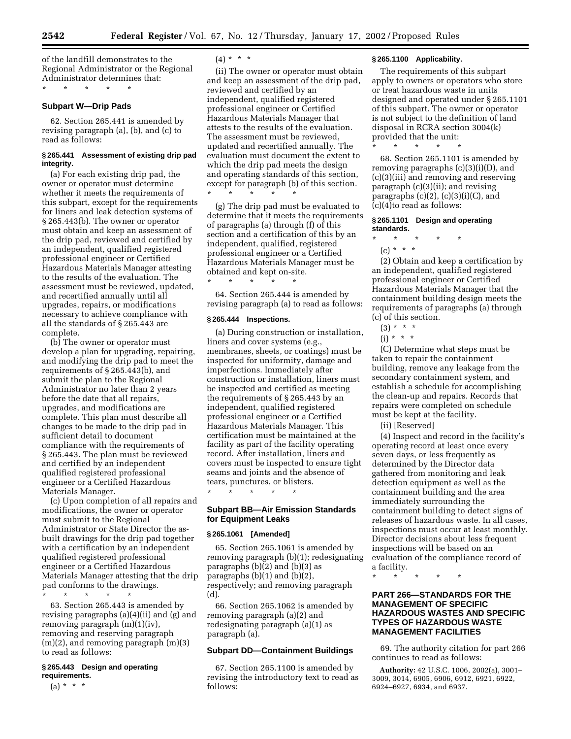of the landfill demonstrates to the Regional Administrator or the Regional Administrator determines that:

\* \* \* \* \*

## Subpart W—Drip Pads

62. Section 265.441 is amended by revising paragraph (a), (b), and (c) to read as follows:

### § 265.441 Assessment of existing drip pad integrity.

(a) For each existing drip pad, the owner or operator must determine whether it meets the requirements of this subpart, except for the requirements for liners and leak detection systems of § 265.443(b). The owner or operator must obtain and keep an assessment of the drip pad, reviewed and certified by an independent, qualified registered professional engineer or Certified Hazardous Materials Manager attesting to the results of the evaluation. The assessment must be reviewed, updated, and recertified annually until all upgrades, repairs, or modifications necessary to achieve compliance with all the standards of § 265.443 are complete.

(b) The owner or operator must develop a plan for upgrading, repairing, and modifying the drip pad to meet the requirements of § 265.443(b), and submit the plan to the Regional Administrator no later than 2 years before the date that all repairs, upgrades, and modifications are complete. This plan must describe all changes to be made to the drip pad in sufficient detail to document compliance with the requirements of § 265.443. The plan must be reviewed and certified by an independent qualified registered professional engineer or a Certified Hazardous Materials Manager.

(c) Upon completion of all repairs and modifications, the owner or operator must submit to the Regional Administrator or State Director the as-built drawings for the drip pad together with a certification by an independent qualified registered professional engineer or a Certified Hazardous Materials Manager attesting that the drip pad conforms to the drawings.

\* \* \* \* \*

63. Section 265.443 is amended by revising paragraphs (a)(4)(ii) and (g) and removing paragraph (m)(1)(iv), removing and reserving paragraph (m)(2), and removing paragraph (m)(3) to read as follows:

### § 265.443 Design and operating requirements.

(a) \* \* \*

(4) \* \* \*

(ii) The owner or operator must obtain and keep an assessment of the drip pad, reviewed and certified by an independent, qualified registered professional engineer or Certified Hazardous Materials Manager that attests to the results of the evaluation. The assessment must be reviewed, updated and recertified annually. The evaluation must document the extent to which the drip pad meets the design and operating standards of this section, except for paragraph (b) of this section.

\* \* \* \* \*

(g) The drip pad must be evaluated to determine that it meets the requirements of paragraphs (a) through (f) of this section and a certification of this by an independent, qualified, registered professional engineer or a Certified Hazardous Materials Manager must be obtained and kept on-site.

\* \* \* \* \*

64. Section 265.444 is amended by revising paragraph (a) to read as follows:

### § 265.444 Inspections.

(a) During construction or installation, liners and cover systems (e.g., membranes, sheets, or coatings) must be inspected for uniformity, damage and imperfections. Immediately after construction or installation, liners must be inspected and certified as meeting the requirements of § 265.443 by an independent, qualified registered professional engineer or a Certified Hazardous Materials Manager. This certification must be maintained at the facility as part of the facility operating record. After installation, liners and covers must be inspected to ensure tight seams and joints and the absence of tears, punctures, or blisters.

\* \* \* \* \*

## Subpart BB—Air Emission Standards for Equipment Leaks

### § 265.1061 [Amended]

65. Section 265.1061 is amended by removing paragraph (b)(1); redesignating paragraphs (b)(2) and (b)(3) as paragraphs (b)(1) and (b)(2), respectively; and removing paragraph (d).

66. Section 265.1062 is amended by removing paragraph (a)(2) and redesignating paragraph (a)(1) as paragraph (a).

## Subpart DD—Containment Buildings

67. Section 265.1100 is amended by revising the introductory text to read as follows:

### § 265.1100 Applicability.

The requirements of this subpart apply to owners or operators who store or treat hazardous waste in units designed and operated under § 265.1101 of this subpart. The owner or operator is not subject to the definition of land disposal in RCRA section 3004(k) provided that the unit:

\* \* \* \* \*

68. Section 265.1101 is amended by removing paragraphs (c)(3)(i)(D), and (c)(3)(iii) and removing and reserving paragraph (c)(3)(ii); and revising paragraphs (c)(2), (c)(3)(i)(C), and (c)(4)to read as follows:

### § 265.1101 Design and operating standards.

\* \* \* \* \*

(c) \* \* \*

(2) Obtain and keep a certification by an independent, qualified registered professional engineer or Certified Hazardous Materials Manager that the containment building design meets the requirements of paragraphs (a) through (c) of this section.

(3) \* \* \*

(i) \* \* \*

(C) Determine what steps must be taken to repair the containment building, remove any leakage from the secondary containment system, and establish a schedule for accomplishing the clean-up and repairs. Records that repairs were completed on schedule must be kept at the facility.

(ii) [Reserved]

(4) Inspect and record in the facility's operating record at least once every seven days, or less frequently as determined by the Director data gathered from monitoring and leak detection equipment as well as the containment building and the area immediately surrounding the containment building to detect signs of releases of hazardous waste. In all cases, inspections must occur at least monthly. Director decisions about less frequent inspections will be based on an evaluation of the compliance record of a facility.

\* \* \* \* \*

## PART 266—STANDARDS FOR THE MANAGEMENT OF SPECIFIC HAZARDOUS WASTES AND SPECIFIC TYPES OF HAZARDOUS WASTE MANAGEMENT FACILITIES

69. The authority citation for part 266 continues to read as follows:

**Authority:** 42 U.S.C. 1006, 2002(a), 3001–3009, 3014, 6905, 6906, 6912, 6921, 6922, 6924–6927, 6934, and 6937.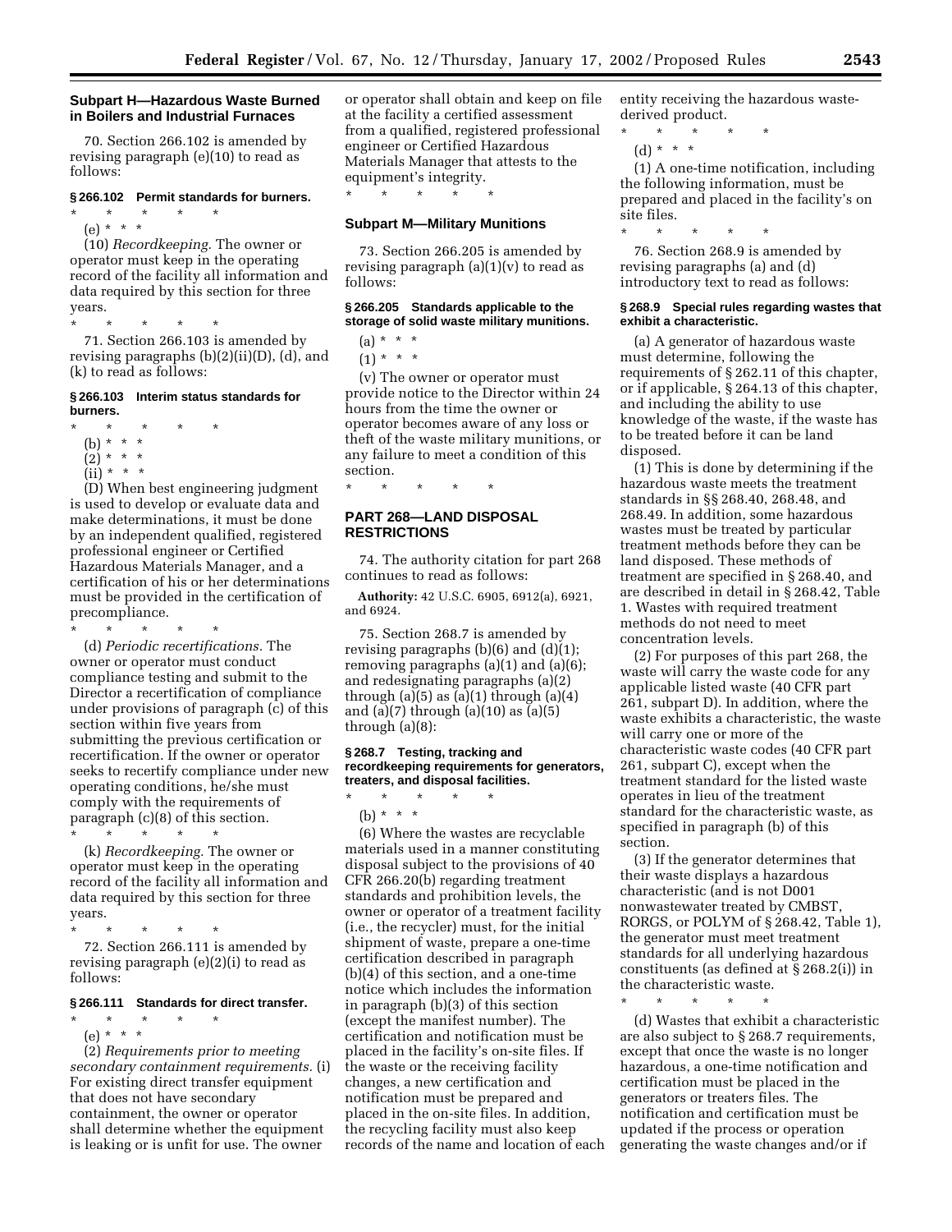### Subpart H—Hazardous Waste Burned in Boilers and Industrial Furnaces

70. Section 266.102 is amended by revising paragraph (e)(10) to read as follows:

**§ 266.102 Permit standards for burners.**

\* \* \* \* \*

(e) \* \* \*

(10) *Recordkeeping.* The owner or operator must keep in the operating record of the facility all information and data required by this section for three years.

\* \* \* \* \*

71. Section 266.103 is amended by revising paragraphs (b)(2)(ii)(D), (d), and (k) to read as follows:

**§ 266.103 Interim status standards for burners.**

\* \* \* \* \*

(b) \* \* \*

(2) \* \* \*

(ii) \* \* \*

(D) When best engineering judgment is used to develop or evaluate data and make determinations, it must be done by an independent qualified, registered professional engineer or Certified Hazardous Materials Manager, and a certification of his or her determinations must be provided in the certification of precompliance.

\* \* \* \* \*

(d) *Periodic recertifications.* The owner or operator must conduct compliance testing and submit to the Director a recertification of compliance under provisions of paragraph (c) of this section within five years from submitting the previous certification or recertification. If the owner or operator seeks to recertify compliance under new operating conditions, he/she must comply with the requirements of paragraph (c)(8) of this section.

\* \* \* \* \*

(k) *Recordkeeping.* The owner or operator must keep in the operating record of the facility all information and data required by this section for three years.

\* \* \* \* \*

72. Section 266.111 is amended by revising paragraph (e)(2)(i) to read as follows:

**§ 266.111 Standards for direct transfer.**

\* \* \* \* \*

(e) \* \* \*

(2) *Requirements prior to meeting secondary containment requirements.* (i) For existing direct transfer equipment that does not have secondary containment, the owner or operator shall determine whether the equipment is leaking or is unfit for use. The owner or operator shall obtain and keep on file at the facility a certified assessment from a qualified, registered professional engineer or Certified Hazardous Materials Manager that attests to the equipment's integrity.

\* \* \* \* \*

### Subpart M—Military Munitions

73. Section 266.205 is amended by revising paragraph (a)(1)(v) to read as follows:

**§ 266.205 Standards applicable to the storage of solid waste military munitions.**

(a) \* \* \*

(1) \* \* \*

(v) The owner or operator must provide notice to the Director within 24 hours from the time the owner or operator becomes aware of any loss or theft of the waste military munitions, or any failure to meet a condition of this section.

\* \* \* \* \*

## PART 268—LAND DISPOSAL RESTRICTIONS

74. The authority citation for part 268 continues to read as follows:

**Authority:** 42 U.S.C. 6905, 6912(a), 6921, and 6924.

75. Section 268.7 is amended by revising paragraphs (b)(6) and (d)(1); removing paragraphs (a)(1) and (a)(6); and redesignating paragraphs (a)(2) through (a)(5) as (a)(1) through (a)(4) and (a)(7) through (a)(10) as (a)(5) through (a)(8):

**§ 268.7 Testing, tracking and recordkeeping requirements for generators, treaters, and disposal facilities.**

\* \* \* \* \*

(b) \* \* \*

(6) Where the wastes are recyclable materials used in a manner constituting disposal subject to the provisions of 40 CFR 266.20(b) regarding treatment standards and prohibition levels, the owner or operator of a treatment facility (i.e., the recycler) must, for the initial shipment of waste, prepare a one-time certification described in paragraph (b)(4) of this section, and a one-time notice which includes the information in paragraph (b)(3) of this section (except the manifest number). The certification and notification must be placed in the facility's on-site files. If the waste or the receiving facility changes, a new certification and notification must be prepared and placed in the on-site files. In addition, the recycling facility must also keep records of the name and location of each entity receiving the hazardous waste-derived product.

\* \* \* \* \*

(d) \* \* \*

(1) A one-time notification, including the following information, must be prepared and placed in the facility's on site files.

\* \* \* \* \*

76. Section 268.9 is amended by revising paragraphs (a) and (d) introductory text to read as follows:

**§ 268.9 Special rules regarding wastes that exhibit a characteristic.**

(a) A generator of hazardous waste must determine, following the requirements of § 262.11 of this chapter, or if applicable, § 264.13 of this chapter, and including the ability to use knowledge of the waste, if the waste has to be treated before it can be land disposed.

(1) This is done by determining if the hazardous waste meets the treatment standards in §§ 268.40, 268.48, and 268.49. In addition, some hazardous wastes must be treated by particular treatment methods before they can be land disposed. These methods of treatment are specified in § 268.40, and are described in detail in § 268.42, Table 1. Wastes with required treatment methods do not need to meet concentration levels.

(2) For purposes of this part 268, the waste will carry the waste code for any applicable listed waste (40 CFR part 261, subpart D). In addition, where the waste exhibits a characteristic, the waste will carry one or more of the characteristic waste codes (40 CFR part 261, subpart C), except when the treatment standard for the listed waste operates in lieu of the treatment standard for the characteristic waste, as specified in paragraph (b) of this section.

(3) If the generator determines that their waste displays a hazardous characteristic (and is not D001 nonwastewater treated by CMBST, RORGS, or POLYM of § 268.42, Table 1), the generator must meet treatment standards for all underlying hazardous constituents (as defined at § 268.2(i)) in the characteristic waste.

\* \* \* \* \*

(d) Wastes that exhibit a characteristic are also subject to § 268.7 requirements, except that once the waste is no longer hazardous, a one-time notification and certification must be placed in the generators or treaters files. The notification and certification must be updated if the process or operation generating the waste changes and/or if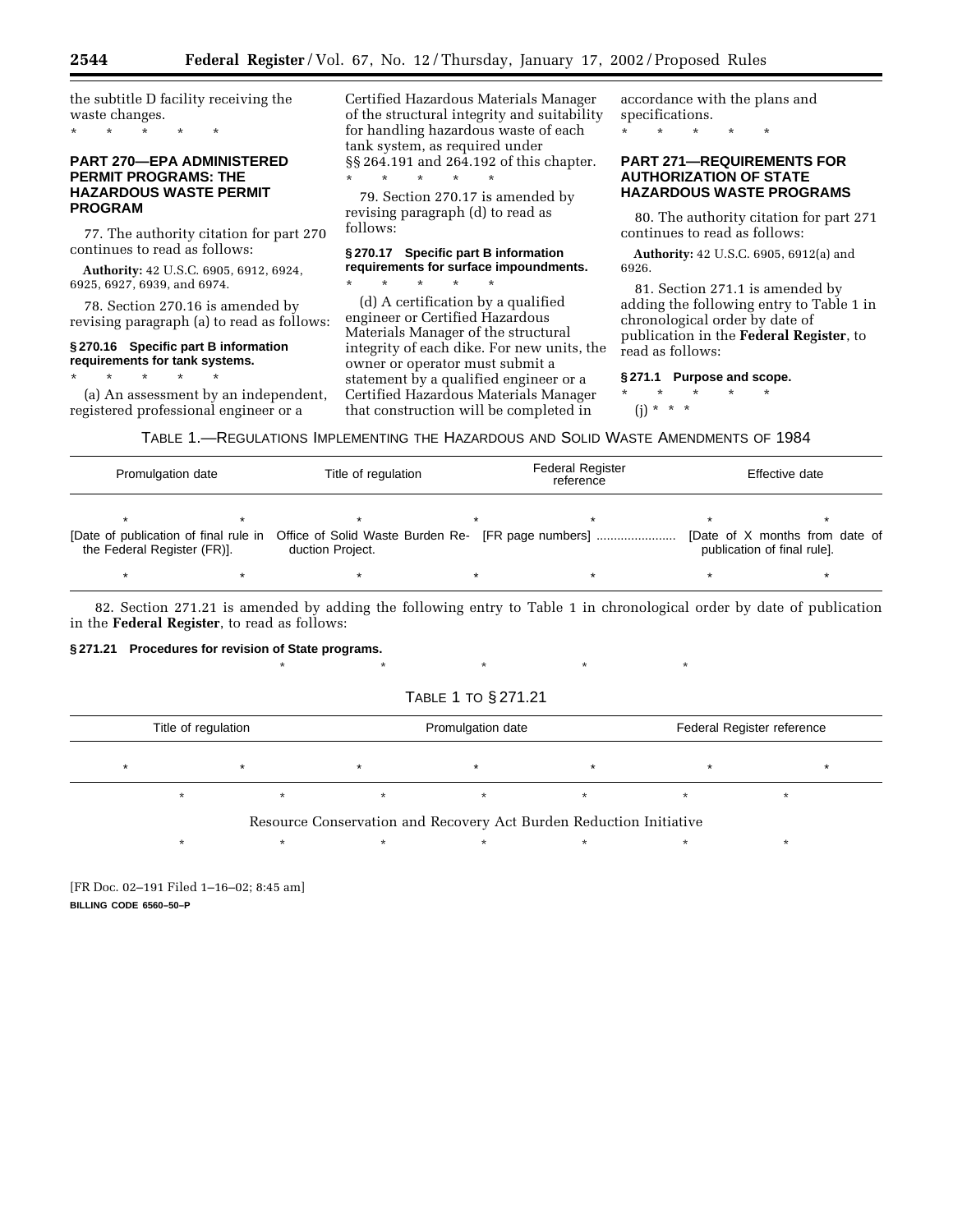the subtitle D facility receiving the waste changes.

\* \* \* \* \*

## PART 270—EPA ADMINISTERED PERMIT PROGRAMS: THE HAZARDOUS WASTE PERMIT PROGRAM

77. The authority citation for part 270 continues to read as follows:

**Authority:** 42 U.S.C. 6905, 6912, 6924, 6925, 6927, 6939, and 6974.

78. Section 270.16 is amended by revising paragraph (a) to read as follows:

### § 270.16 Specific part B information requirements for tank systems.

\* \* \* \* \*

(a) An assessment by an independent, registered professional engineer or a Certified Hazardous Materials Manager of the structural integrity and suitability for handling hazardous waste of each tank system, as required under §§ 264.191 and 264.192 of this chapter.

\* \* \* \* \*

79. Section 270.17 is amended by revising paragraph (d) to read as follows:

### § 270.17 Specific part B information requirements for surface impoundments.

\* \* \* \* \*

(d) A certification by a qualified engineer or Certified Hazardous Materials Manager of the structural integrity of each dike. For new units, the owner or operator must submit a statement by a qualified engineer or a Certified Hazardous Materials Manager that construction will be completed in accordance with the plans and specifications.

\* \* \* \* \*

## PART 271—REQUIREMENTS FOR AUTHORIZATION OF STATE HAZARDOUS WASTE PROGRAMS

80. The authority citation for part 271 continues to read as follows:

**Authority:** 42 U.S.C. 6905, 6912(a) and 6926.

81. Section 271.1 is amended by adding the following entry to Table 1 in chronological order by date of publication in the **Federal Register**, to read as follows:

### § 271.1 Purpose and scope.

\* \* \* \* \*

(j) \* \* \*

TABLE 1.—REGULATIONS IMPLEMENTING THE HAZARDOUS AND SOLID WASTE AMENDMENTS OF 1984

| Promulgation date | Title of regulation | Federal Register reference | Effective date |
|---|---|---|---|
| * * | * * | * | * * |
| [Date of publication of final rule in the Federal Register (FR)]. | Office of Solid Waste Burden Reduction Project. | [FR page numbers] ...................... | [Date of X months from date of publication of final rule]. |
| * * | * * | * | * * |

82. Section 271.21 is amended by adding the following entry to Table 1 in chronological order by date of publication in the **Federal Register**, to read as follows:

### § 271.21 Procedures for revision of State programs.

\* \* \* \* \*

TABLE 1 TO § 271.21

| Title of regulation | Promulgation date | Federal Register reference |
|---|---|---|
| * * | * * * | * * |
| * * | * * * | * * |
| Resource Conservation and Recovery Act Burden Reduction Initiative | | |
| * * | * * * | * * |

[FR Doc. 02–191 Filed 1–16–02; 8:45 am]

**BILLING CODE 6560–50–P**